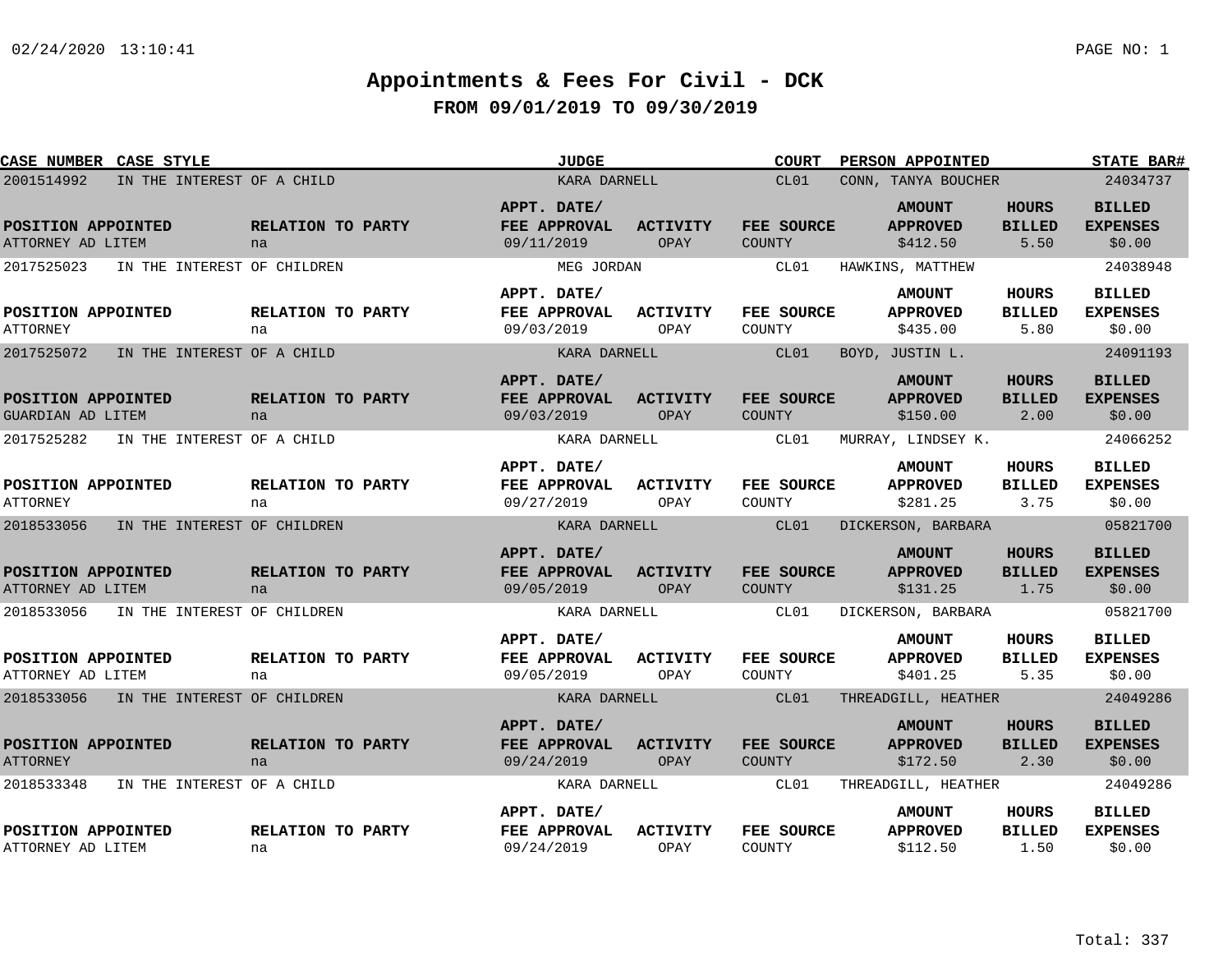# Appointments & Fees For Civil - DCK

## FROM 09/01/2019 TO 09/30/2019

| CASE NUMBER | CASE STYLE | JUDGE | COURT | PERSON APPOINTED | STATE BAR# | POSITION APPOINTED | RELATION TO PARTY | APPT. DATE/ FEE APPROVAL | ACTIVITY | FEE SOURCE | AMOUNT APPROVED | HOURS BILLED | BILLED EXPENSES |
|---|---|---|---|---|---|---|---|---|---|---|---|---|---|
| 2001514992 | IN THE INTEREST OF A CHILD | KARA DARNELL | CL01 | CONN, TANYA BOUCHER | 24034737 | ATTORNEY AD LITEM | na | 09/11/2019 | OPAY | COUNTY | $412.50 | 5.50 | $0.00 |
| 2017525023 | IN THE INTEREST OF CHILDREN | MEG JORDAN | CL01 | HAWKINS, MATTHEW | 24038948 | ATTORNEY | na | 09/03/2019 | OPAY | COUNTY | $435.00 | 5.80 | $0.00 |
| 2017525072 | IN THE INTEREST OF A CHILD | KARA DARNELL | CL01 | BOYD, JUSTIN L. | 24091193 | GUARDIAN AD LITEM | na | 09/03/2019 | OPAY | COUNTY | $150.00 | 2.00 | $0.00 |
| 2017525282 | IN THE INTEREST OF A CHILD | KARA DARNELL | CL01 | MURRAY, LINDSEY K. | 24066252 | ATTORNEY | na | 09/27/2019 | OPAY | COUNTY | $281.25 | 3.75 | $0.00 |
| 2018533056 | IN THE INTEREST OF CHILDREN | KARA DARNELL | CL01 | DICKERSON, BARBARA | 05821700 | ATTORNEY AD LITEM | na | 09/05/2019 | OPAY | COUNTY | $131.25 | 1.75 | $0.00 |
| 2018533056 | IN THE INTEREST OF CHILDREN | KARA DARNELL | CL01 | DICKERSON, BARBARA | 05821700 | ATTORNEY AD LITEM | na | 09/05/2019 | OPAY | COUNTY | $401.25 | 5.35 | $0.00 |
| 2018533056 | IN THE INTEREST OF CHILDREN | KARA DARNELL | CL01 | THREADGILL, HEATHER | 24049286 | ATTORNEY | na | 09/24/2019 | OPAY | COUNTY | $172.50 | 2.30 | $0.00 |
| 2018533348 | IN THE INTEREST OF A CHILD | KARA DARNELL | CL01 | THREADGILL, HEATHER | 24049286 | ATTORNEY AD LITEM | na | 09/24/2019 | OPAY | COUNTY | $112.50 | 1.50 | $0.00 |

Total: 337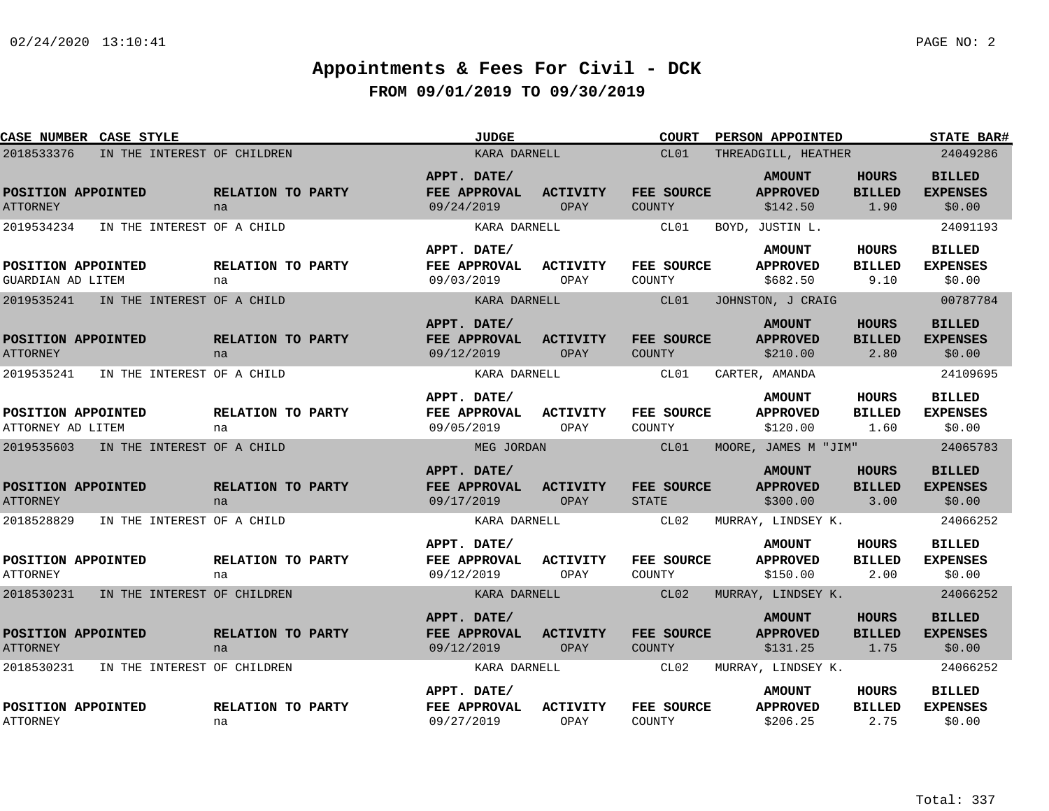# Appointments & Fees For Civil - DCK

## FROM 09/01/2019 TO 09/30/2019

| CASE NUMBER | CASE STYLE | JUDGE | COURT | PERSON APPOINTED | STATE BAR# |
|---|---|---|---|---|---|
| 2018533376 | IN THE INTEREST OF CHILDREN | KARA DARNELL | CL01 | THREADGILL, HEATHER | 24049286 |

| POSITION APPOINTED | RELATION TO PARTY | APPT. DATE/ FEE APPROVAL | ACTIVITY | FEE SOURCE | AMOUNT APPROVED | HOURS BILLED | BILLED EXPENSES |
|---|---|---|---|---|---|---|---|
| ATTORNEY | na | 09/24/2019 | OPAY | COUNTY | $142.50 | 1.90 | $0.00 |

| CASE NUMBER | CASE STYLE | JUDGE | COURT | PERSON APPOINTED | STATE BAR# |
|---|---|---|---|---|---|
| 2019534234 | IN THE INTEREST OF A CHILD | KARA DARNELL | CL01 | BOYD, JUSTIN L. | 24091193 |

| POSITION APPOINTED | RELATION TO PARTY | APPT. DATE/ FEE APPROVAL | ACTIVITY | FEE SOURCE | AMOUNT APPROVED | HOURS BILLED | BILLED EXPENSES |
|---|---|---|---|---|---|---|---|
| GUARDIAN AD LITEM | na | 09/03/2019 | OPAY | COUNTY | $682.50 | 9.10 | $0.00 |

| CASE NUMBER | CASE STYLE | JUDGE | COURT | PERSON APPOINTED | STATE BAR# |
|---|---|---|---|---|---|
| 2019535241 | IN THE INTEREST OF A CHILD | KARA DARNELL | CL01 | JOHNSTON, J CRAIG | 00787784 |

| POSITION APPOINTED | RELATION TO PARTY | APPT. DATE/ FEE APPROVAL | ACTIVITY | FEE SOURCE | AMOUNT APPROVED | HOURS BILLED | BILLED EXPENSES |
|---|---|---|---|---|---|---|---|
| ATTORNEY | na | 09/12/2019 | OPAY | COUNTY | $210.00 | 2.80 | $0.00 |

| CASE NUMBER | CASE STYLE | JUDGE | COURT | PERSON APPOINTED | STATE BAR# |
|---|---|---|---|---|---|
| 2019535241 | IN THE INTEREST OF A CHILD | KARA DARNELL | CL01 | CARTER, AMANDA | 24109695 |

| POSITION APPOINTED | RELATION TO PARTY | APPT. DATE/ FEE APPROVAL | ACTIVITY | FEE SOURCE | AMOUNT APPROVED | HOURS BILLED | BILLED EXPENSES |
|---|---|---|---|---|---|---|---|
| ATTORNEY AD LITEM | na | 09/05/2019 | OPAY | COUNTY | $120.00 | 1.60 | $0.00 |

| CASE NUMBER | CASE STYLE | JUDGE | COURT | PERSON APPOINTED | STATE BAR# |
|---|---|---|---|---|---|
| 2019535603 | IN THE INTEREST OF A CHILD | MEG JORDAN | CL01 | MOORE, JAMES M "JIM" | 24065783 |

| POSITION APPOINTED | RELATION TO PARTY | APPT. DATE/ FEE APPROVAL | ACTIVITY | FEE SOURCE | AMOUNT APPROVED | HOURS BILLED | BILLED EXPENSES |
|---|---|---|---|---|---|---|---|
| ATTORNEY | na | 09/17/2019 | OPAY | STATE | $300.00 | 3.00 | $0.00 |

| CASE NUMBER | CASE STYLE | JUDGE | COURT | PERSON APPOINTED | STATE BAR# |
|---|---|---|---|---|---|
| 2018528829 | IN THE INTEREST OF A CHILD | KARA DARNELL | CL02 | MURRAY, LINDSEY K. | 24066252 |

| POSITION APPOINTED | RELATION TO PARTY | APPT. DATE/ FEE APPROVAL | ACTIVITY | FEE SOURCE | AMOUNT APPROVED | HOURS BILLED | BILLED EXPENSES |
|---|---|---|---|---|---|---|---|
| ATTORNEY | na | 09/12/2019 | OPAY | COUNTY | $150.00 | 2.00 | $0.00 |

| CASE NUMBER | CASE STYLE | JUDGE | COURT | PERSON APPOINTED | STATE BAR# |
|---|---|---|---|---|---|
| 2018530231 | IN THE INTEREST OF CHILDREN | KARA DARNELL | CL02 | MURRAY, LINDSEY K. | 24066252 |

| POSITION APPOINTED | RELATION TO PARTY | APPT. DATE/ FEE APPROVAL | ACTIVITY | FEE SOURCE | AMOUNT APPROVED | HOURS BILLED | BILLED EXPENSES |
|---|---|---|---|---|---|---|---|
| ATTORNEY | na | 09/12/2019 | OPAY | COUNTY | $131.25 | 1.75 | $0.00 |

| CASE NUMBER | CASE STYLE | JUDGE | COURT | PERSON APPOINTED | STATE BAR# |
|---|---|---|---|---|---|
| 2018530231 | IN THE INTEREST OF CHILDREN | KARA DARNELL | CL02 | MURRAY, LINDSEY K. | 24066252 |

| POSITION APPOINTED | RELATION TO PARTY | APPT. DATE/ FEE APPROVAL | ACTIVITY | FEE SOURCE | AMOUNT APPROVED | HOURS BILLED | BILLED EXPENSES |
|---|---|---|---|---|---|---|---|
| ATTORNEY | na | 09/27/2019 | OPAY | COUNTY | $206.25 | 2.75 | $0.00 |

Total: 337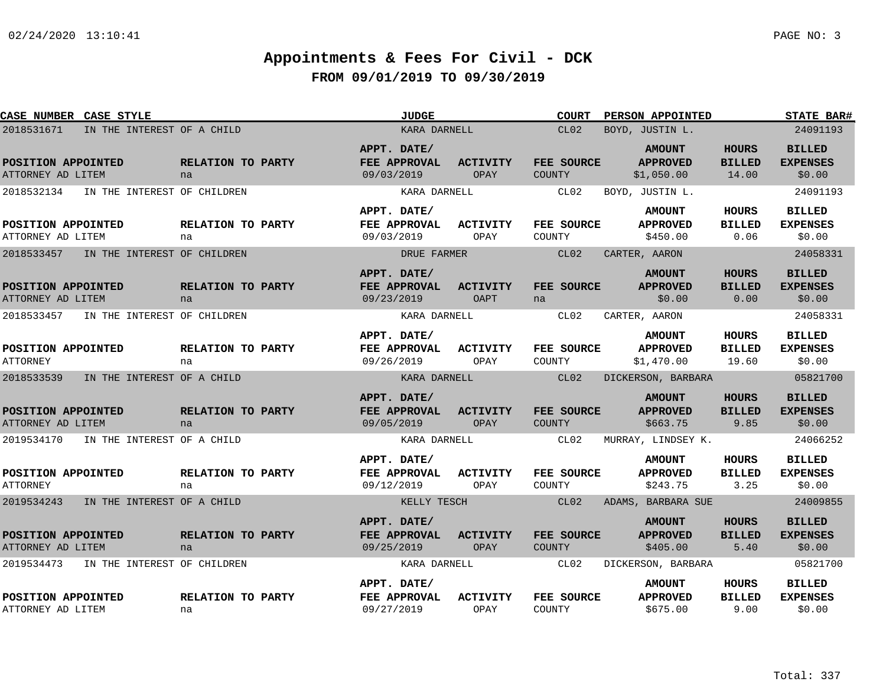# Appointments & Fees For Civil - DCK

## FROM 09/01/2019 TO 09/30/2019

| CASE NUMBER | CASE STYLE | JUDGE | COURT | PERSON APPOINTED | STATE BAR# |
|---|---|---|---|---|---|
| 2018531671 | IN THE INTEREST OF A CHILD | KARA DARNELL | CL02 | BOYD, JUSTIN L. | 24091193 |

| POSITION APPOINTED | RELATION TO PARTY | APPT. DATE/ FEE APPROVAL | ACTIVITY | FEE SOURCE | AMOUNT APPROVED | HOURS BILLED | BILLED EXPENSES |
|---|---|---|---|---|---|---|---|
| ATTORNEY AD LITEM | na | 09/03/2019 | OPAY | COUNTY | $1,050.00 | 14.00 | $0.00 |

| CASE NUMBER | CASE STYLE | JUDGE | COURT | PERSON APPOINTED | STATE BAR# |
|---|---|---|---|---|---|
| 2018532134 | IN THE INTEREST OF CHILDREN | KARA DARNELL | CL02 | BOYD, JUSTIN L. | 24091193 |

| POSITION APPOINTED | RELATION TO PARTY | APPT. DATE/ FEE APPROVAL | ACTIVITY | FEE SOURCE | AMOUNT APPROVED | HOURS BILLED | BILLED EXPENSES |
|---|---|---|---|---|---|---|---|
| ATTORNEY AD LITEM | na | 09/03/2019 | OPAY | COUNTY | $450.00 | 0.06 | $0.00 |

| CASE NUMBER | CASE STYLE | JUDGE | COURT | PERSON APPOINTED | STATE BAR# |
|---|---|---|---|---|---|
| 2018533457 | IN THE INTEREST OF CHILDREN | DRUE FARMER | CL02 | CARTER, AARON | 24058331 |

| POSITION APPOINTED | RELATION TO PARTY | APPT. DATE/ FEE APPROVAL | ACTIVITY | FEE SOURCE | AMOUNT APPROVED | HOURS BILLED | BILLED EXPENSES |
|---|---|---|---|---|---|---|---|
| ATTORNEY AD LITEM | na | 09/23/2019 | OAPT | na | $0.00 | 0.00 | $0.00 |

| CASE NUMBER | CASE STYLE | JUDGE | COURT | PERSON APPOINTED | STATE BAR# |
|---|---|---|---|---|---|
| 2018533457 | IN THE INTEREST OF CHILDREN | KARA DARNELL | CL02 | CARTER, AARON | 24058331 |

| POSITION APPOINTED | RELATION TO PARTY | APPT. DATE/ FEE APPROVAL | ACTIVITY | FEE SOURCE | AMOUNT APPROVED | HOURS BILLED | BILLED EXPENSES |
|---|---|---|---|---|---|---|---|
| ATTORNEY | na | 09/26/2019 | OPAY | COUNTY | $1,470.00 | 19.60 | $0.00 |

| CASE NUMBER | CASE STYLE | JUDGE | COURT | PERSON APPOINTED | STATE BAR# |
|---|---|---|---|---|---|
| 2018533539 | IN THE INTEREST OF A CHILD | KARA DARNELL | CL02 | DICKERSON, BARBARA | 05821700 |

| POSITION APPOINTED | RELATION TO PARTY | APPT. DATE/ FEE APPROVAL | ACTIVITY | FEE SOURCE | AMOUNT APPROVED | HOURS BILLED | BILLED EXPENSES |
|---|---|---|---|---|---|---|---|
| ATTORNEY AD LITEM | na | 09/05/2019 | OPAY | COUNTY | $663.75 | 9.85 | $0.00 |

| CASE NUMBER | CASE STYLE | JUDGE | COURT | PERSON APPOINTED | STATE BAR# |
|---|---|---|---|---|---|
| 2019534170 | IN THE INTEREST OF A CHILD | KARA DARNELL | CL02 | MURRAY, LINDSEY K. | 24066252 |

| POSITION APPOINTED | RELATION TO PARTY | APPT. DATE/ FEE APPROVAL | ACTIVITY | FEE SOURCE | AMOUNT APPROVED | HOURS BILLED | BILLED EXPENSES |
|---|---|---|---|---|---|---|---|
| ATTORNEY | na | 09/12/2019 | OPAY | COUNTY | $243.75 | 3.25 | $0.00 |

| CASE NUMBER | CASE STYLE | JUDGE | COURT | PERSON APPOINTED | STATE BAR# |
|---|---|---|---|---|---|
| 2019534243 | IN THE INTEREST OF A CHILD | KELLY TESCH | CL02 | ADAMS, BARBARA SUE | 24009855 |

| POSITION APPOINTED | RELATION TO PARTY | APPT. DATE/ FEE APPROVAL | ACTIVITY | FEE SOURCE | AMOUNT APPROVED | HOURS BILLED | BILLED EXPENSES |
|---|---|---|---|---|---|---|---|
| ATTORNEY AD LITEM | na | 09/25/2019 | OPAY | COUNTY | $405.00 | 5.40 | $0.00 |

| CASE NUMBER | CASE STYLE | JUDGE | COURT | PERSON APPOINTED | STATE BAR# |
|---|---|---|---|---|---|
| 2019534473 | IN THE INTEREST OF CHILDREN | KARA DARNELL | CL02 | DICKERSON, BARBARA | 05821700 |

| POSITION APPOINTED | RELATION TO PARTY | APPT. DATE/ FEE APPROVAL | ACTIVITY | FEE SOURCE | AMOUNT APPROVED | HOURS BILLED | BILLED EXPENSES |
|---|---|---|---|---|---|---|---|
| ATTORNEY AD LITEM | na | 09/27/2019 | OPAY | COUNTY | $675.00 | 9.00 | $0.00 |

Total: 337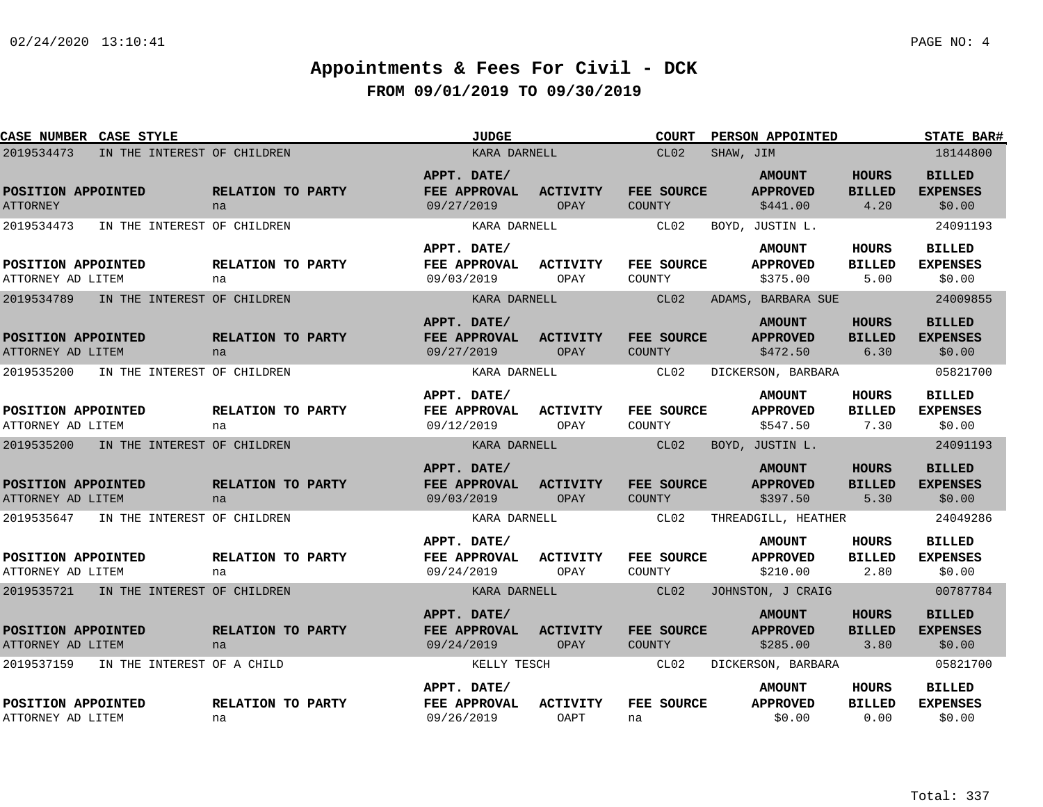# Appointments & Fees For Civil - DCK

## FROM 09/01/2019 TO 09/30/2019

| CASE NUMBER | CASE STYLE | JUDGE | COURT | PERSON APPOINTED | STATE BAR# |
|---|---|---|---|---|---|
| 2019534473 | IN THE INTEREST OF CHILDREN | KARA DARNELL | CL02 | SHAW, JIM | 18144800 |

| POSITION APPOINTED | RELATION TO PARTY | APPT. DATE/ FEE APPROVAL | ACTIVITY | FEE SOURCE | AMOUNT APPROVED | HOURS BILLED | BILLED EXPENSES |
|---|---|---|---|---|---|---|---|
| ATTORNEY | na | 09/27/2019 | OPAY | COUNTY | $441.00 | 4.20 | $0.00 |

| CASE NUMBER | CASE STYLE | JUDGE | COURT | PERSON APPOINTED | STATE BAR# |
|---|---|---|---|---|---|
| 2019534473 | IN THE INTEREST OF CHILDREN | KARA DARNELL | CL02 | BOYD, JUSTIN L. | 24091193 |

| POSITION APPOINTED | RELATION TO PARTY | APPT. DATE/ FEE APPROVAL | ACTIVITY | FEE SOURCE | AMOUNT APPROVED | HOURS BILLED | BILLED EXPENSES |
|---|---|---|---|---|---|---|---|
| ATTORNEY AD LITEM | na | 09/03/2019 | OPAY | COUNTY | $375.00 | 5.00 | $0.00 |

| CASE NUMBER | CASE STYLE | JUDGE | COURT | PERSON APPOINTED | STATE BAR# |
|---|---|---|---|---|---|
| 2019534789 | IN THE INTEREST OF CHILDREN | KARA DARNELL | CL02 | ADAMS, BARBARA SUE | 24009855 |

| POSITION APPOINTED | RELATION TO PARTY | APPT. DATE/ FEE APPROVAL | ACTIVITY | FEE SOURCE | AMOUNT APPROVED | HOURS BILLED | BILLED EXPENSES |
|---|---|---|---|---|---|---|---|
| ATTORNEY AD LITEM | na | 09/27/2019 | OPAY | COUNTY | $472.50 | 6.30 | $0.00 |

| CASE NUMBER | CASE STYLE | JUDGE | COURT | PERSON APPOINTED | STATE BAR# |
|---|---|---|---|---|---|
| 2019535200 | IN THE INTEREST OF CHILDREN | KARA DARNELL | CL02 | DICKERSON, BARBARA | 05821700 |

| POSITION APPOINTED | RELATION TO PARTY | APPT. DATE/ FEE APPROVAL | ACTIVITY | FEE SOURCE | AMOUNT APPROVED | HOURS BILLED | BILLED EXPENSES |
|---|---|---|---|---|---|---|---|
| ATTORNEY AD LITEM | na | 09/12/2019 | OPAY | COUNTY | $547.50 | 7.30 | $0.00 |

| CASE NUMBER | CASE STYLE | JUDGE | COURT | PERSON APPOINTED | STATE BAR# |
|---|---|---|---|---|---|
| 2019535200 | IN THE INTEREST OF CHILDREN | KARA DARNELL | CL02 | BOYD, JUSTIN L. | 24091193 |

| POSITION APPOINTED | RELATION TO PARTY | APPT. DATE/ FEE APPROVAL | ACTIVITY | FEE SOURCE | AMOUNT APPROVED | HOURS BILLED | BILLED EXPENSES |
|---|---|---|---|---|---|---|---|
| ATTORNEY AD LITEM | na | 09/03/2019 | OPAY | COUNTY | $397.50 | 5.30 | $0.00 |

| CASE NUMBER | CASE STYLE | JUDGE | COURT | PERSON APPOINTED | STATE BAR# |
|---|---|---|---|---|---|
| 2019535647 | IN THE INTEREST OF CHILDREN | KARA DARNELL | CL02 | THREADGILL, HEATHER | 24049286 |

| POSITION APPOINTED | RELATION TO PARTY | APPT. DATE/ FEE APPROVAL | ACTIVITY | FEE SOURCE | AMOUNT APPROVED | HOURS BILLED | BILLED EXPENSES |
|---|---|---|---|---|---|---|---|
| ATTORNEY AD LITEM | na | 09/24/2019 | OPAY | COUNTY | $210.00 | 2.80 | $0.00 |

| CASE NUMBER | CASE STYLE | JUDGE | COURT | PERSON APPOINTED | STATE BAR# |
|---|---|---|---|---|---|
| 2019535721 | IN THE INTEREST OF CHILDREN | KARA DARNELL | CL02 | JOHNSTON, J CRAIG | 00787784 |

| POSITION APPOINTED | RELATION TO PARTY | APPT. DATE/ FEE APPROVAL | ACTIVITY | FEE SOURCE | AMOUNT APPROVED | HOURS BILLED | BILLED EXPENSES |
|---|---|---|---|---|---|---|---|
| ATTORNEY AD LITEM | na | 09/24/2019 | OPAY | COUNTY | $285.00 | 3.80 | $0.00 |

| CASE NUMBER | CASE STYLE | JUDGE | COURT | PERSON APPOINTED | STATE BAR# |
|---|---|---|---|---|---|
| 2019537159 | IN THE INTEREST OF A CHILD | KELLY TESCH | CL02 | DICKERSON, BARBARA | 05821700 |

| POSITION APPOINTED | RELATION TO PARTY | APPT. DATE/ FEE APPROVAL | ACTIVITY | FEE SOURCE | AMOUNT APPROVED | HOURS BILLED | BILLED EXPENSES |
|---|---|---|---|---|---|---|---|
| ATTORNEY AD LITEM | na | 09/26/2019 | OAPT | na | $0.00 | 0.00 | $0.00 |

Total: 337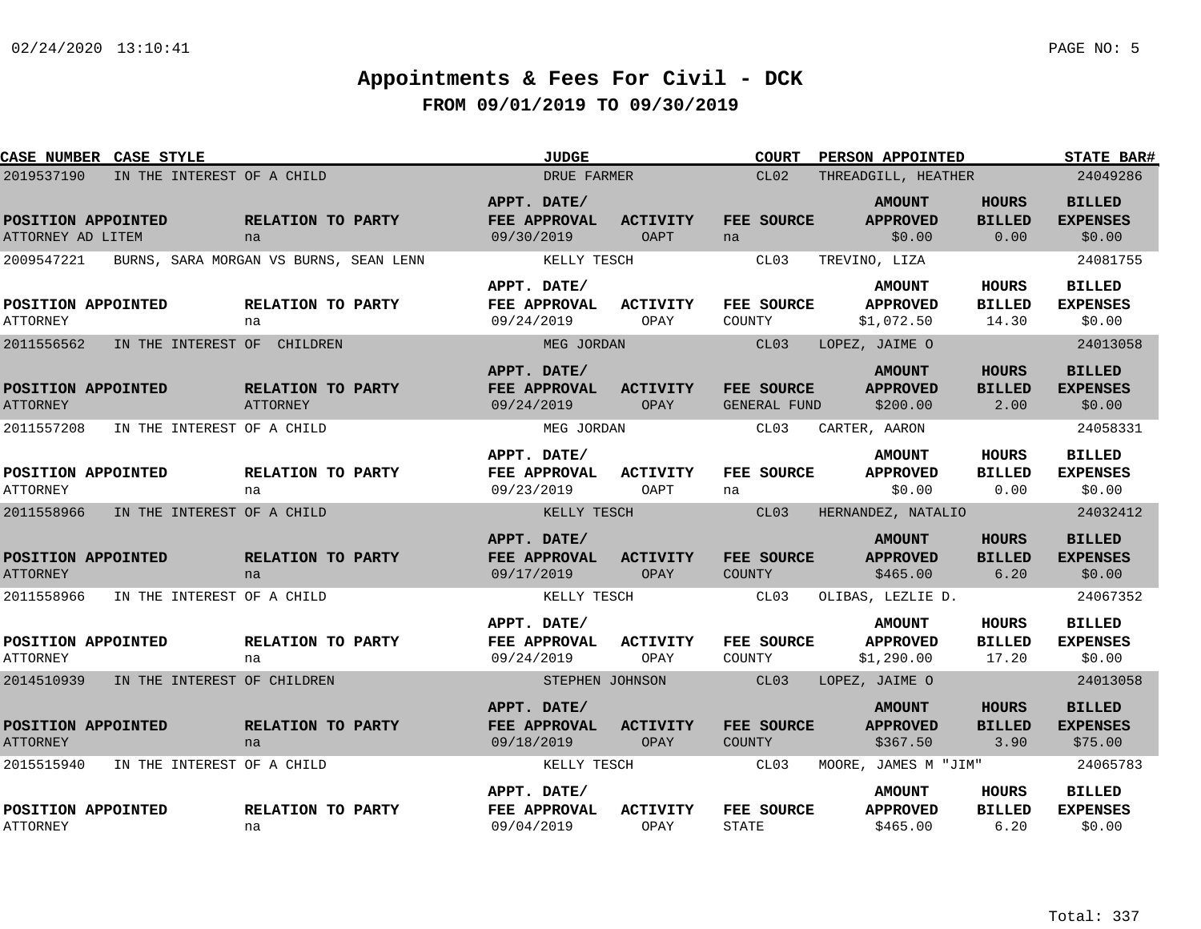# Appointments & Fees For Civil - DCK

## FROM 09/01/2019 TO 09/30/2019

| CASE NUMBER | CASE STYLE | JUDGE | COURT | PERSON APPOINTED | STATE BAR# |
|---|---|---|---|---|---|
| 2019537190 | IN THE INTEREST OF A CHILD | DRUE FARMER | CL02 | THREADGILL, HEATHER | 24049286 |

| POSITION APPOINTED | RELATION TO PARTY | APPT. DATE/ FEE APPROVAL | ACTIVITY | FEE SOURCE | AMOUNT APPROVED | HOURS BILLED | BILLED EXPENSES |
|---|---|---|---|---|---|---|---|
| ATTORNEY AD LITEM | na | 09/30/2019 | OAPT | na | $0.00 | 0.00 | $0.00 |

| CASE NUMBER | CASE STYLE | JUDGE | COURT | PERSON APPOINTED | STATE BAR# |
|---|---|---|---|---|---|
| 2009547221 | BURNS, SARA MORGAN VS BURNS, SEAN LENN | KELLY TESCH | CL03 | TREVINO, LIZA | 24081755 |

| POSITION APPOINTED | RELATION TO PARTY | APPT. DATE/ FEE APPROVAL | ACTIVITY | FEE SOURCE | AMOUNT APPROVED | HOURS BILLED | BILLED EXPENSES |
|---|---|---|---|---|---|---|---|
| ATTORNEY | na | 09/24/2019 | OPAY | COUNTY | $1,072.50 | 14.30 | $0.00 |

| CASE NUMBER | CASE STYLE | JUDGE | COURT | PERSON APPOINTED | STATE BAR# |
|---|---|---|---|---|---|
| 2011556562 | IN THE INTEREST OF CHILDREN | MEG JORDAN | CL03 | LOPEZ, JAIME O | 24013058 |

| POSITION APPOINTED | RELATION TO PARTY | APPT. DATE/ FEE APPROVAL | ACTIVITY | FEE SOURCE | AMOUNT APPROVED | HOURS BILLED | BILLED EXPENSES |
|---|---|---|---|---|---|---|---|
| ATTORNEY | ATTORNEY | 09/24/2019 | OPAY | GENERAL FUND | $200.00 | 2.00 | $0.00 |

| CASE NUMBER | CASE STYLE | JUDGE | COURT | PERSON APPOINTED | STATE BAR# |
|---|---|---|---|---|---|
| 2011557208 | IN THE INTEREST OF A CHILD | MEG JORDAN | CL03 | CARTER, AARON | 24058331 |

| POSITION APPOINTED | RELATION TO PARTY | APPT. DATE/ FEE APPROVAL | ACTIVITY | FEE SOURCE | AMOUNT APPROVED | HOURS BILLED | BILLED EXPENSES |
|---|---|---|---|---|---|---|---|
| ATTORNEY | na | 09/23/2019 | OAPT | na | $0.00 | 0.00 | $0.00 |

| CASE NUMBER | CASE STYLE | JUDGE | COURT | PERSON APPOINTED | STATE BAR# |
|---|---|---|---|---|---|
| 2011558966 | IN THE INTEREST OF A CHILD | KELLY TESCH | CL03 | HERNANDEZ, NATALIO | 24032412 |

| POSITION APPOINTED | RELATION TO PARTY | APPT. DATE/ FEE APPROVAL | ACTIVITY | FEE SOURCE | AMOUNT APPROVED | HOURS BILLED | BILLED EXPENSES |
|---|---|---|---|---|---|---|---|
| ATTORNEY | na | 09/17/2019 | OPAY | COUNTY | $465.00 | 6.20 | $0.00 |

| CASE NUMBER | CASE STYLE | JUDGE | COURT | PERSON APPOINTED | STATE BAR# |
|---|---|---|---|---|---|
| 2011558966 | IN THE INTEREST OF A CHILD | KELLY TESCH | CL03 | OLIBAS, LEZLIE D. | 24067352 |

| POSITION APPOINTED | RELATION TO PARTY | APPT. DATE/ FEE APPROVAL | ACTIVITY | FEE SOURCE | AMOUNT APPROVED | HOURS BILLED | BILLED EXPENSES |
|---|---|---|---|---|---|---|---|
| ATTORNEY | na | 09/24/2019 | OPAY | COUNTY | $1,290.00 | 17.20 | $0.00 |

| CASE NUMBER | CASE STYLE | JUDGE | COURT | PERSON APPOINTED | STATE BAR# |
|---|---|---|---|---|---|
| 2014510939 | IN THE INTEREST OF CHILDREN | STEPHEN JOHNSON | CL03 | LOPEZ, JAIME O | 24013058 |

| POSITION APPOINTED | RELATION TO PARTY | APPT. DATE/ FEE APPROVAL | ACTIVITY | FEE SOURCE | AMOUNT APPROVED | HOURS BILLED | BILLED EXPENSES |
|---|---|---|---|---|---|---|---|
| ATTORNEY | na | 09/18/2019 | OPAY | COUNTY | $367.50 | 3.90 | $75.00 |

| CASE NUMBER | CASE STYLE | JUDGE | COURT | PERSON APPOINTED | STATE BAR# |
|---|---|---|---|---|---|
| 2015515940 | IN THE INTEREST OF A CHILD | KELLY TESCH | CL03 | MOORE, JAMES M "JIM" | 24065783 |

| POSITION APPOINTED | RELATION TO PARTY | APPT. DATE/ FEE APPROVAL | ACTIVITY | FEE SOURCE | AMOUNT APPROVED | HOURS BILLED | BILLED EXPENSES |
|---|---|---|---|---|---|---|---|
| ATTORNEY | na | 09/04/2019 | OPAY | STATE | $465.00 | 6.20 | $0.00 |

Total: 337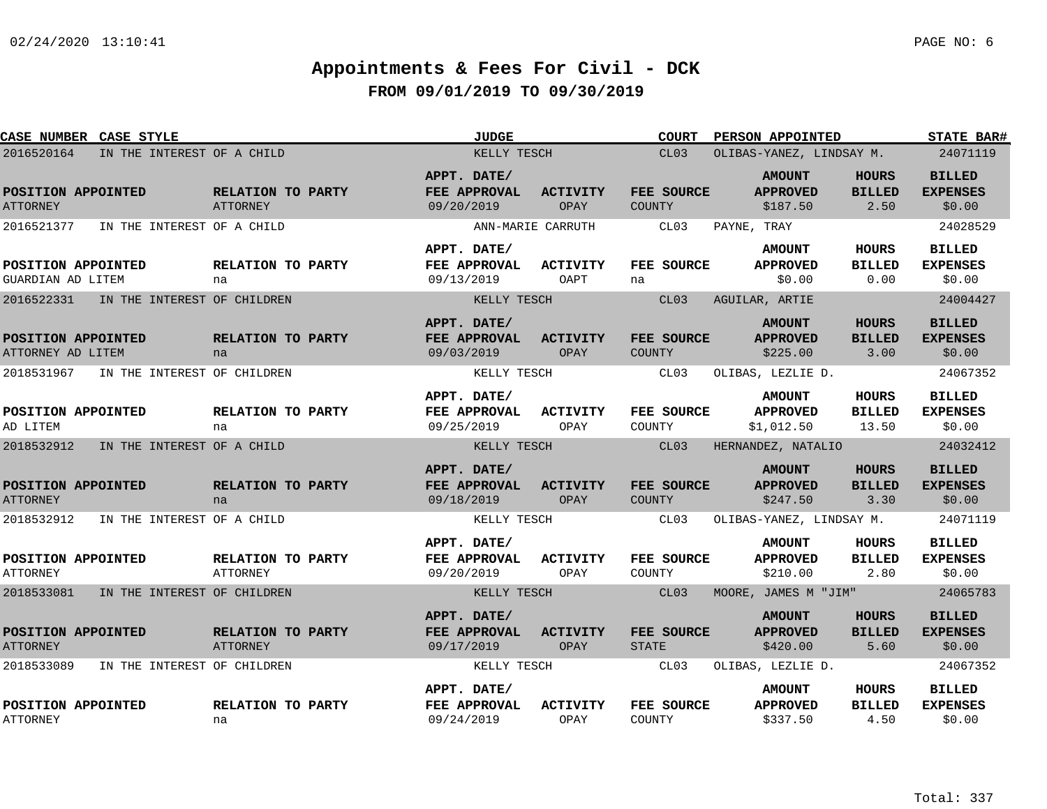# Appointments & Fees For Civil - DCK

## FROM 09/01/2019 TO 09/30/2019

| CASE NUMBER | CASE STYLE | JUDGE | COURT | PERSON APPOINTED | STATE BAR# |
|---|---|---|---|---|---|
| 2016520164 | IN THE INTEREST OF A CHILD | KELLY TESCH | CL03 | OLIBAS-YANEZ, LINDSAY M. | 24071119 |

| POSITION APPOINTED | RELATION TO PARTY | APPT. DATE/ FEE APPROVAL | ACTIVITY | FEE SOURCE | AMOUNT APPROVED | HOURS BILLED | BILLED EXPENSES |
|---|---|---|---|---|---|---|---|
| ATTORNEY | ATTORNEY | 09/20/2019 | OPAY | COUNTY | $187.50 | 2.50 | $0.00 |

| CASE NUMBER | CASE STYLE | JUDGE | COURT | PERSON APPOINTED | STATE BAR# |
|---|---|---|---|---|---|
| 2016521377 | IN THE INTEREST OF A CHILD | ANN-MARIE CARRUTH | CL03 | PAYNE, TRAY | 24028529 |

| POSITION APPOINTED | RELATION TO PARTY | APPT. DATE/ FEE APPROVAL | ACTIVITY | FEE SOURCE | AMOUNT APPROVED | HOURS BILLED | BILLED EXPENSES |
|---|---|---|---|---|---|---|---|
| GUARDIAN AD LITEM | na | 09/13/2019 | OAPT | na | $0.00 | 0.00 | $0.00 |

| CASE NUMBER | CASE STYLE | JUDGE | COURT | PERSON APPOINTED | STATE BAR# |
|---|---|---|---|---|---|
| 2016522331 | IN THE INTEREST OF CHILDREN | KELLY TESCH | CL03 | AGUILAR, ARTIE | 24004427 |

| POSITION APPOINTED | RELATION TO PARTY | APPT. DATE/ FEE APPROVAL | ACTIVITY | FEE SOURCE | AMOUNT APPROVED | HOURS BILLED | BILLED EXPENSES |
|---|---|---|---|---|---|---|---|
| ATTORNEY AD LITEM | na | 09/03/2019 | OPAY | COUNTY | $225.00 | 3.00 | $0.00 |

| CASE NUMBER | CASE STYLE | JUDGE | COURT | PERSON APPOINTED | STATE BAR# |
|---|---|---|---|---|---|
| 2018531967 | IN THE INTEREST OF CHILDREN | KELLY TESCH | CL03 | OLIBAS, LEZLIE D. | 24067352 |

| POSITION APPOINTED | RELATION TO PARTY | APPT. DATE/ FEE APPROVAL | ACTIVITY | FEE SOURCE | AMOUNT APPROVED | HOURS BILLED | BILLED EXPENSES |
|---|---|---|---|---|---|---|---|
| AD LITEM | na | 09/25/2019 | OPAY | COUNTY | $1,012.50 | 13.50 | $0.00 |

| CASE NUMBER | CASE STYLE | JUDGE | COURT | PERSON APPOINTED | STATE BAR# |
|---|---|---|---|---|---|
| 2018532912 | IN THE INTEREST OF A CHILD | KELLY TESCH | CL03 | HERNANDEZ, NATALIO | 24032412 |

| POSITION APPOINTED | RELATION TO PARTY | APPT. DATE/ FEE APPROVAL | ACTIVITY | FEE SOURCE | AMOUNT APPROVED | HOURS BILLED | BILLED EXPENSES |
|---|---|---|---|---|---|---|---|
| ATTORNEY | na | 09/18/2019 | OPAY | COUNTY | $247.50 | 3.30 | $0.00 |

| CASE NUMBER | CASE STYLE | JUDGE | COURT | PERSON APPOINTED | STATE BAR# |
|---|---|---|---|---|---|
| 2018532912 | IN THE INTEREST OF A CHILD | KELLY TESCH | CL03 | OLIBAS-YANEZ, LINDSAY M. | 24071119 |

| POSITION APPOINTED | RELATION TO PARTY | APPT. DATE/ FEE APPROVAL | ACTIVITY | FEE SOURCE | AMOUNT APPROVED | HOURS BILLED | BILLED EXPENSES |
|---|---|---|---|---|---|---|---|
| ATTORNEY | ATTORNEY | 09/20/2019 | OPAY | COUNTY | $210.00 | 2.80 | $0.00 |

| CASE NUMBER | CASE STYLE | JUDGE | COURT | PERSON APPOINTED | STATE BAR# |
|---|---|---|---|---|---|
| 2018533081 | IN THE INTEREST OF CHILDREN | KELLY TESCH | CL03 | MOORE, JAMES M "JIM" | 24065783 |

| POSITION APPOINTED | RELATION TO PARTY | APPT. DATE/ FEE APPROVAL | ACTIVITY | FEE SOURCE | AMOUNT APPROVED | HOURS BILLED | BILLED EXPENSES |
|---|---|---|---|---|---|---|---|
| ATTORNEY | ATTORNEY | 09/17/2019 | OPAY | STATE | $420.00 | 5.60 | $0.00 |

| CASE NUMBER | CASE STYLE | JUDGE | COURT | PERSON APPOINTED | STATE BAR# |
|---|---|---|---|---|---|
| 2018533089 | IN THE INTEREST OF CHILDREN | KELLY TESCH | CL03 | OLIBAS, LEZLIE D. | 24067352 |

| POSITION APPOINTED | RELATION TO PARTY | APPT. DATE/ FEE APPROVAL | ACTIVITY | FEE SOURCE | AMOUNT APPROVED | HOURS BILLED | BILLED EXPENSES |
|---|---|---|---|---|---|---|---|
| ATTORNEY | na | 09/24/2019 | OPAY | COUNTY | $337.50 | 4.50 | $0.00 |

Total: 337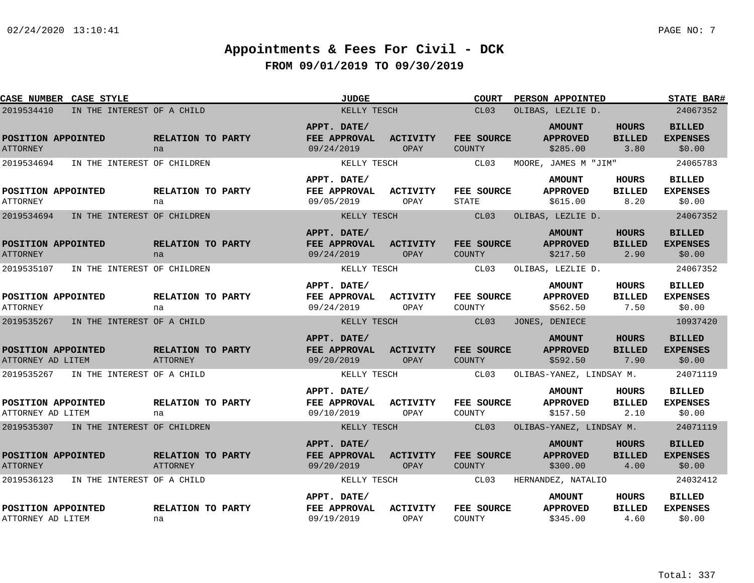# Appointments & Fees For Civil - DCK

## FROM 09/01/2019 TO 09/30/2019

| CASE NUMBER | CASE STYLE | JUDGE | COURT | PERSON APPOINTED | STATE BAR# |
|---|---|---|---|---|---|
| 2019534410 | IN THE INTEREST OF A CHILD | KELLY TESCH | CL03 | OLIBAS, LEZLIE D. | 24067352 |

| POSITION APPOINTED | RELATION TO PARTY | APPT. DATE/ FEE APPROVAL | ACTIVITY | FEE SOURCE | AMOUNT APPROVED | HOURS BILLED | BILLED EXPENSES |
|---|---|---|---|---|---|---|---|
| ATTORNEY | na | 09/24/2019 | OPAY | COUNTY | $285.00 | 3.80 | $0.00 |

| CASE NUMBER | CASE STYLE | JUDGE | COURT | PERSON APPOINTED | STATE BAR# |
|---|---|---|---|---|---|
| 2019534694 | IN THE INTEREST OF CHILDREN | KELLY TESCH | CL03 | MOORE, JAMES M "JIM" | 24065783 |

| POSITION APPOINTED | RELATION TO PARTY | APPT. DATE/ FEE APPROVAL | ACTIVITY | FEE SOURCE | AMOUNT APPROVED | HOURS BILLED | BILLED EXPENSES |
|---|---|---|---|---|---|---|---|
| ATTORNEY | na | 09/05/2019 | OPAY | STATE | $615.00 | 8.20 | $0.00 |

| CASE NUMBER | CASE STYLE | JUDGE | COURT | PERSON APPOINTED | STATE BAR# |
|---|---|---|---|---|---|
| 2019534694 | IN THE INTEREST OF CHILDREN | KELLY TESCH | CL03 | OLIBAS, LEZLIE D. | 24067352 |

| POSITION APPOINTED | RELATION TO PARTY | APPT. DATE/ FEE APPROVAL | ACTIVITY | FEE SOURCE | AMOUNT APPROVED | HOURS BILLED | BILLED EXPENSES |
|---|---|---|---|---|---|---|---|
| ATTORNEY | na | 09/24/2019 | OPAY | COUNTY | $217.50 | 2.90 | $0.00 |

| CASE NUMBER | CASE STYLE | JUDGE | COURT | PERSON APPOINTED | STATE BAR# |
|---|---|---|---|---|---|
| 2019535107 | IN THE INTEREST OF CHILDREN | KELLY TESCH | CL03 | OLIBAS, LEZLIE D. | 24067352 |

| POSITION APPOINTED | RELATION TO PARTY | APPT. DATE/ FEE APPROVAL | ACTIVITY | FEE SOURCE | AMOUNT APPROVED | HOURS BILLED | BILLED EXPENSES |
|---|---|---|---|---|---|---|---|
| ATTORNEY | na | 09/24/2019 | OPAY | COUNTY | $562.50 | 7.50 | $0.00 |

| CASE NUMBER | CASE STYLE | JUDGE | COURT | PERSON APPOINTED | STATE BAR# |
|---|---|---|---|---|---|
| 2019535267 | IN THE INTEREST OF A CHILD | KELLY TESCH | CL03 | JONES, DENIECE | 10937420 |

| POSITION APPOINTED | RELATION TO PARTY | APPT. DATE/ FEE APPROVAL | ACTIVITY | FEE SOURCE | AMOUNT APPROVED | HOURS BILLED | BILLED EXPENSES |
|---|---|---|---|---|---|---|---|
| ATTORNEY AD LITEM | ATTORNEY | 09/20/2019 | OPAY | COUNTY | $592.50 | 7.90 | $0.00 |

| CASE NUMBER | CASE STYLE | JUDGE | COURT | PERSON APPOINTED | STATE BAR# |
|---|---|---|---|---|---|
| 2019535267 | IN THE INTEREST OF A CHILD | KELLY TESCH | CL03 | OLIBAS-YANEZ, LINDSAY M. | 24071119 |

| POSITION APPOINTED | RELATION TO PARTY | APPT. DATE/ FEE APPROVAL | ACTIVITY | FEE SOURCE | AMOUNT APPROVED | HOURS BILLED | BILLED EXPENSES |
|---|---|---|---|---|---|---|---|
| ATTORNEY AD LITEM | na | 09/10/2019 | OPAY | COUNTY | $157.50 | 2.10 | $0.00 |

| CASE NUMBER | CASE STYLE | JUDGE | COURT | PERSON APPOINTED | STATE BAR# |
|---|---|---|---|---|---|
| 2019535307 | IN THE INTEREST OF CHILDREN | KELLY TESCH | CL03 | OLIBAS-YANEZ, LINDSAY M. | 24071119 |

| POSITION APPOINTED | RELATION TO PARTY | APPT. DATE/ FEE APPROVAL | ACTIVITY | FEE SOURCE | AMOUNT APPROVED | HOURS BILLED | BILLED EXPENSES |
|---|---|---|---|---|---|---|---|
| ATTORNEY | ATTORNEY | 09/20/2019 | OPAY | COUNTY | $300.00 | 4.00 | $0.00 |

| CASE NUMBER | CASE STYLE | JUDGE | COURT | PERSON APPOINTED | STATE BAR# |
|---|---|---|---|---|---|
| 2019536123 | IN THE INTEREST OF A CHILD | KELLY TESCH | CL03 | HERNANDEZ, NATALIO | 24032412 |

| POSITION APPOINTED | RELATION TO PARTY | APPT. DATE/ FEE APPROVAL | ACTIVITY | FEE SOURCE | AMOUNT APPROVED | HOURS BILLED | BILLED EXPENSES |
|---|---|---|---|---|---|---|---|
| ATTORNEY AD LITEM | na | 09/19/2019 | OPAY | COUNTY | $345.00 | 4.60 | $0.00 |

Total: 337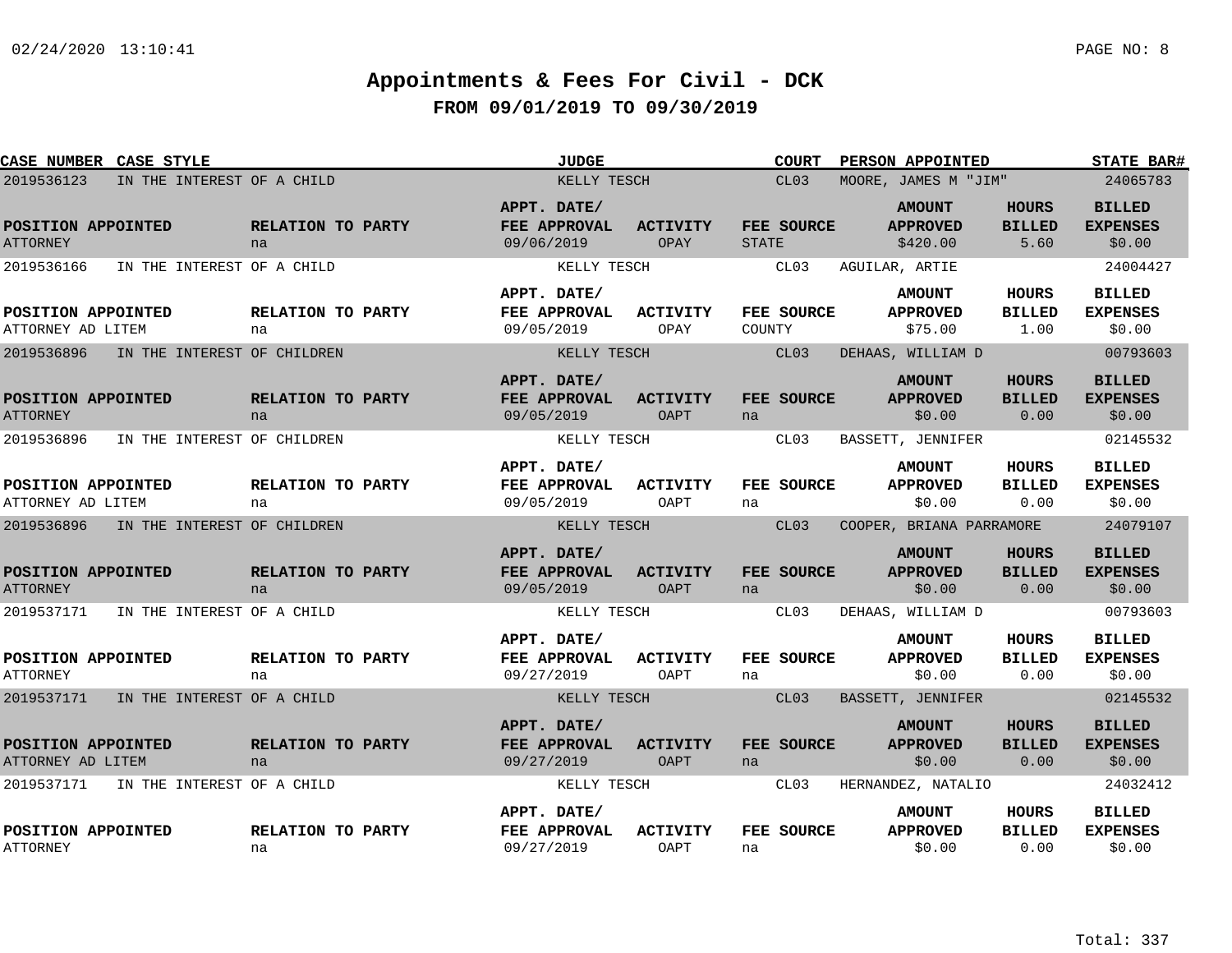# Appointments & Fees For Civil - DCK

## FROM 09/01/2019 TO 09/30/2019

| CASE NUMBER | CASE STYLE | JUDGE | COURT | PERSON APPOINTED | STATE BAR# |
|---|---|---|---|---|---|
| 2019536123 | IN THE INTEREST OF A CHILD | KELLY TESCH | CL03 | MOORE, JAMES M "JIM" | 24065783 |

| POSITION APPOINTED | RELATION TO PARTY | APPT. DATE/ FEE APPROVAL | ACTIVITY | FEE SOURCE | AMOUNT APPROVED | HOURS BILLED | BILLED EXPENSES |
|---|---|---|---|---|---|---|---|
| ATTORNEY | na | 09/06/2019 | OPAY | STATE | $420.00 | 5.60 | $0.00 |

| CASE NUMBER | CASE STYLE | JUDGE | COURT | PERSON APPOINTED | STATE BAR# |
|---|---|---|---|---|---|
| 2019536166 | IN THE INTEREST OF A CHILD | KELLY TESCH | CL03 | AGUILAR, ARTIE | 24004427 |

| POSITION APPOINTED | RELATION TO PARTY | APPT. DATE/ FEE APPROVAL | ACTIVITY | FEE SOURCE | AMOUNT APPROVED | HOURS BILLED | BILLED EXPENSES |
|---|---|---|---|---|---|---|---|
| ATTORNEY AD LITEM | na | 09/05/2019 | OPAY | COUNTY | $75.00 | 1.00 | $0.00 |

| CASE NUMBER | CASE STYLE | JUDGE | COURT | PERSON APPOINTED | STATE BAR# |
|---|---|---|---|---|---|
| 2019536896 | IN THE INTEREST OF CHILDREN | KELLY TESCH | CL03 | DEHAAS, WILLIAM D | 00793603 |

| POSITION APPOINTED | RELATION TO PARTY | APPT. DATE/ FEE APPROVAL | ACTIVITY | FEE SOURCE | AMOUNT APPROVED | HOURS BILLED | BILLED EXPENSES |
|---|---|---|---|---|---|---|---|
| ATTORNEY | na | 09/05/2019 | OAPT | na | $0.00 | 0.00 | $0.00 |

| CASE NUMBER | CASE STYLE | JUDGE | COURT | PERSON APPOINTED | STATE BAR# |
|---|---|---|---|---|---|
| 2019536896 | IN THE INTEREST OF CHILDREN | KELLY TESCH | CL03 | BASSETT, JENNIFER | 02145532 |

| POSITION APPOINTED | RELATION TO PARTY | APPT. DATE/ FEE APPROVAL | ACTIVITY | FEE SOURCE | AMOUNT APPROVED | HOURS BILLED | BILLED EXPENSES |
|---|---|---|---|---|---|---|---|
| ATTORNEY AD LITEM | na | 09/05/2019 | OAPT | na | $0.00 | 0.00 | $0.00 |

| CASE NUMBER | CASE STYLE | JUDGE | COURT | PERSON APPOINTED | STATE BAR# |
|---|---|---|---|---|---|
| 2019536896 | IN THE INTEREST OF CHILDREN | KELLY TESCH | CL03 | COOPER, BRIANA PARRAMORE | 24079107 |

| POSITION APPOINTED | RELATION TO PARTY | APPT. DATE/ FEE APPROVAL | ACTIVITY | FEE SOURCE | AMOUNT APPROVED | HOURS BILLED | BILLED EXPENSES |
|---|---|---|---|---|---|---|---|
| ATTORNEY | na | 09/05/2019 | OAPT | na | $0.00 | 0.00 | $0.00 |

| CASE NUMBER | CASE STYLE | JUDGE | COURT | PERSON APPOINTED | STATE BAR# |
|---|---|---|---|---|---|
| 2019537171 | IN THE INTEREST OF A CHILD | KELLY TESCH | CL03 | DEHAAS, WILLIAM D | 00793603 |

| POSITION APPOINTED | RELATION TO PARTY | APPT. DATE/ FEE APPROVAL | ACTIVITY | FEE SOURCE | AMOUNT APPROVED | HOURS BILLED | BILLED EXPENSES |
|---|---|---|---|---|---|---|---|
| ATTORNEY | na | 09/27/2019 | OAPT | na | $0.00 | 0.00 | $0.00 |

| CASE NUMBER | CASE STYLE | JUDGE | COURT | PERSON APPOINTED | STATE BAR# |
|---|---|---|---|---|---|
| 2019537171 | IN THE INTEREST OF A CHILD | KELLY TESCH | CL03 | BASSETT, JENNIFER | 02145532 |

| POSITION APPOINTED | RELATION TO PARTY | APPT. DATE/ FEE APPROVAL | ACTIVITY | FEE SOURCE | AMOUNT APPROVED | HOURS BILLED | BILLED EXPENSES |
|---|---|---|---|---|---|---|---|
| ATTORNEY AD LITEM | na | 09/27/2019 | OAPT | na | $0.00 | 0.00 | $0.00 |

| CASE NUMBER | CASE STYLE | JUDGE | COURT | PERSON APPOINTED | STATE BAR# |
|---|---|---|---|---|---|
| 2019537171 | IN THE INTEREST OF A CHILD | KELLY TESCH | CL03 | HERNANDEZ, NATALIO | 24032412 |

| POSITION APPOINTED | RELATION TO PARTY | APPT. DATE/ FEE APPROVAL | ACTIVITY | FEE SOURCE | AMOUNT APPROVED | HOURS BILLED | BILLED EXPENSES |
|---|---|---|---|---|---|---|---|
| ATTORNEY | na | 09/27/2019 | OAPT | na | $0.00 | 0.00 | $0.00 |

Total: 337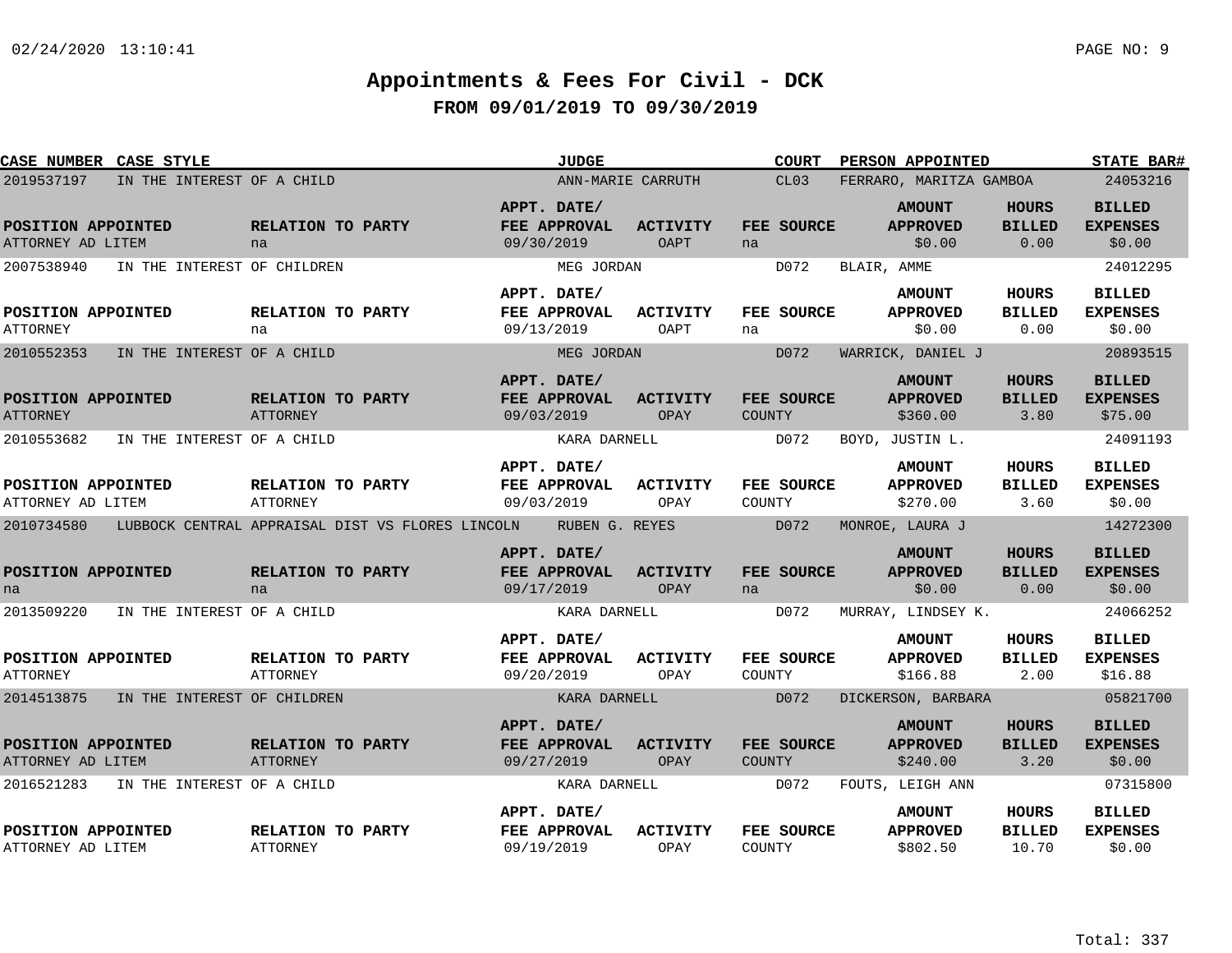# Appointments & Fees For Civil - DCK

## FROM 09/01/2019 TO 09/30/2019

| CASE NUMBER | CASE STYLE | JUDGE | COURT | PERSON APPOINTED | STATE BAR# |
|---|---|---|---|---|---|
| 2019537197 | IN THE INTEREST OF A CHILD | ANN-MARIE CARRUTH | CL03 | FERRARO, MARITZA GAMBOA | 24053216 |

| POSITION APPOINTED | RELATION TO PARTY | APPT. DATE/ FEE APPROVAL | ACTIVITY | FEE SOURCE | AMOUNT APPROVED | HOURS BILLED | BILLED EXPENSES |
|---|---|---|---|---|---|---|---|
| ATTORNEY AD LITEM | na | 09/30/2019 | OAPT | na | $0.00 | 0.00 | $0.00 |

| CASE NUMBER | CASE STYLE | JUDGE | COURT | PERSON APPOINTED | STATE BAR# |
|---|---|---|---|---|---|
| 2007538940 | IN THE INTEREST OF CHILDREN | MEG JORDAN | D072 | BLAIR, AMME | 24012295 |

| POSITION APPOINTED | RELATION TO PARTY | APPT. DATE/ FEE APPROVAL | ACTIVITY | FEE SOURCE | AMOUNT APPROVED | HOURS BILLED | BILLED EXPENSES |
|---|---|---|---|---|---|---|---|
| ATTORNEY | na | 09/13/2019 | OAPT | na | $0.00 | 0.00 | $0.00 |

| CASE NUMBER | CASE STYLE | JUDGE | COURT | PERSON APPOINTED | STATE BAR# |
|---|---|---|---|---|---|
| 2010552353 | IN THE INTEREST OF A CHILD | MEG JORDAN | D072 | WARRICK, DANIEL J | 20893515 |

| POSITION APPOINTED | RELATION TO PARTY | APPT. DATE/ FEE APPROVAL | ACTIVITY | FEE SOURCE | AMOUNT APPROVED | HOURS BILLED | BILLED EXPENSES |
|---|---|---|---|---|---|---|---|
| ATTORNEY | ATTORNEY | 09/03/2019 | OPAY | COUNTY | $360.00 | 3.80 | $75.00 |

| CASE NUMBER | CASE STYLE | JUDGE | COURT | PERSON APPOINTED | STATE BAR# |
|---|---|---|---|---|---|
| 2010553682 | IN THE INTEREST OF A CHILD | KARA DARNELL | D072 | BOYD, JUSTIN L. | 24091193 |

| POSITION APPOINTED | RELATION TO PARTY | APPT. DATE/ FEE APPROVAL | ACTIVITY | FEE SOURCE | AMOUNT APPROVED | HOURS BILLED | BILLED EXPENSES |
|---|---|---|---|---|---|---|---|
| ATTORNEY AD LITEM | ATTORNEY | 09/03/2019 | OPAY | COUNTY | $270.00 | 3.60 | $0.00 |

| CASE NUMBER | CASE STYLE | JUDGE | COURT | PERSON APPOINTED | STATE BAR# |
|---|---|---|---|---|---|
| 2010734580 | LUBBOCK CENTRAL APPRAISAL DIST VS FLORES LINCOLN | RUBEN G. REYES | D072 | MONROE, LAURA J | 14272300 |

| POSITION APPOINTED | RELATION TO PARTY | APPT. DATE/ FEE APPROVAL | ACTIVITY | FEE SOURCE | AMOUNT APPROVED | HOURS BILLED | BILLED EXPENSES |
|---|---|---|---|---|---|---|---|
| na | na | 09/17/2019 | OPAY | na | $0.00 | 0.00 | $0.00 |

| CASE NUMBER | CASE STYLE | JUDGE | COURT | PERSON APPOINTED | STATE BAR# |
|---|---|---|---|---|---|
| 2013509220 | IN THE INTEREST OF A CHILD | KARA DARNELL | D072 | MURRAY, LINDSEY K. | 24066252 |

| POSITION APPOINTED | RELATION TO PARTY | APPT. DATE/ FEE APPROVAL | ACTIVITY | FEE SOURCE | AMOUNT APPROVED | HOURS BILLED | BILLED EXPENSES |
|---|---|---|---|---|---|---|---|
| ATTORNEY | ATTORNEY | 09/20/2019 | OPAY | COUNTY | $166.88 | 2.00 | $16.88 |

| CASE NUMBER | CASE STYLE | JUDGE | COURT | PERSON APPOINTED | STATE BAR# |
|---|---|---|---|---|---|
| 2014513875 | IN THE INTEREST OF CHILDREN | KARA DARNELL | D072 | DICKERSON, BARBARA | 05821700 |

| POSITION APPOINTED | RELATION TO PARTY | APPT. DATE/ FEE APPROVAL | ACTIVITY | FEE SOURCE | AMOUNT APPROVED | HOURS BILLED | BILLED EXPENSES |
|---|---|---|---|---|---|---|---|
| ATTORNEY AD LITEM | ATTORNEY | 09/27/2019 | OPAY | COUNTY | $240.00 | 3.20 | $0.00 |

| CASE NUMBER | CASE STYLE | JUDGE | COURT | PERSON APPOINTED | STATE BAR# |
|---|---|---|---|---|---|
| 2016521283 | IN THE INTEREST OF A CHILD | KARA DARNELL | D072 | FOUTS, LEIGH ANN | 07315800 |

| POSITION APPOINTED | RELATION TO PARTY | APPT. DATE/ FEE APPROVAL | ACTIVITY | FEE SOURCE | AMOUNT APPROVED | HOURS BILLED | BILLED EXPENSES |
|---|---|---|---|---|---|---|---|
| ATTORNEY AD LITEM | ATTORNEY | 09/19/2019 | OPAY | COUNTY | $802.50 | 10.70 | $0.00 |

Total: 337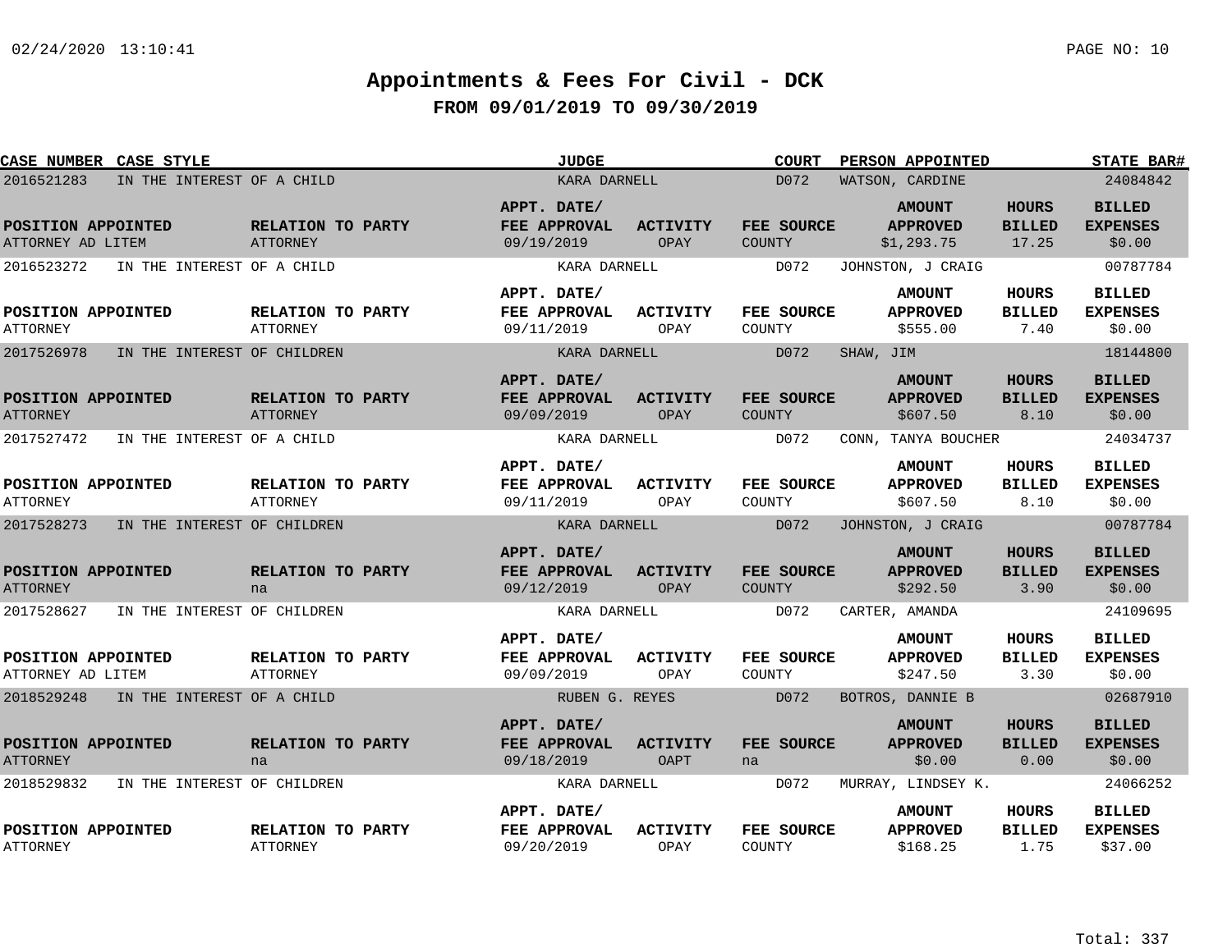# Appointments & Fees For Civil - DCK

## FROM 09/01/2019 TO 09/30/2019

| CASE NUMBER | CASE STYLE | JUDGE | COURT | PERSON APPOINTED | STATE BAR# |
|---|---|---|---|---|---|
| 2016521283 | IN THE INTEREST OF A CHILD | KARA DARNELL | D072 | WATSON, CARDINE | 24084842 |

| POSITION APPOINTED | RELATION TO PARTY | APPT. DATE/ FEE APPROVAL | ACTIVITY | FEE SOURCE | AMOUNT APPROVED | HOURS BILLED | BILLED EXPENSES |
|---|---|---|---|---|---|---|---|
| ATTORNEY AD LITEM | ATTORNEY | 09/19/2019 | OPAY | COUNTY | $1,293.75 | 17.25 | $0.00 |

| CASE NUMBER | CASE STYLE | JUDGE | COURT | PERSON APPOINTED | STATE BAR# |
|---|---|---|---|---|---|
| 2016523272 | IN THE INTEREST OF A CHILD | KARA DARNELL | D072 | JOHNSTON, J CRAIG | 00787784 |

| POSITION APPOINTED | RELATION TO PARTY | APPT. DATE/ FEE APPROVAL | ACTIVITY | FEE SOURCE | AMOUNT APPROVED | HOURS BILLED | BILLED EXPENSES |
|---|---|---|---|---|---|---|---|
| ATTORNEY | ATTORNEY | 09/11/2019 | OPAY | COUNTY | $555.00 | 7.40 | $0.00 |

| CASE NUMBER | CASE STYLE | JUDGE | COURT | PERSON APPOINTED | STATE BAR# |
|---|---|---|---|---|---|
| 2017526978 | IN THE INTEREST OF CHILDREN | KARA DARNELL | D072 | SHAW, JIM | 18144800 |

| POSITION APPOINTED | RELATION TO PARTY | APPT. DATE/ FEE APPROVAL | ACTIVITY | FEE SOURCE | AMOUNT APPROVED | HOURS BILLED | BILLED EXPENSES |
|---|---|---|---|---|---|---|---|
| ATTORNEY | ATTORNEY | 09/09/2019 | OPAY | COUNTY | $607.50 | 8.10 | $0.00 |

| CASE NUMBER | CASE STYLE | JUDGE | COURT | PERSON APPOINTED | STATE BAR# |
|---|---|---|---|---|---|
| 2017527472 | IN THE INTEREST OF A CHILD | KARA DARNELL | D072 | CONN, TANYA BOUCHER | 24034737 |

| POSITION APPOINTED | RELATION TO PARTY | APPT. DATE/ FEE APPROVAL | ACTIVITY | FEE SOURCE | AMOUNT APPROVED | HOURS BILLED | BILLED EXPENSES |
|---|---|---|---|---|---|---|---|
| ATTORNEY | ATTORNEY | 09/11/2019 | OPAY | COUNTY | $607.50 | 8.10 | $0.00 |

| CASE NUMBER | CASE STYLE | JUDGE | COURT | PERSON APPOINTED | STATE BAR# |
|---|---|---|---|---|---|
| 2017528273 | IN THE INTEREST OF CHILDREN | KARA DARNELL | D072 | JOHNSTON, J CRAIG | 00787784 |

| POSITION APPOINTED | RELATION TO PARTY | APPT. DATE/ FEE APPROVAL | ACTIVITY | FEE SOURCE | AMOUNT APPROVED | HOURS BILLED | BILLED EXPENSES |
|---|---|---|---|---|---|---|---|
| ATTORNEY | na | 09/12/2019 | OPAY | COUNTY | $292.50 | 3.90 | $0.00 |

| CASE NUMBER | CASE STYLE | JUDGE | COURT | PERSON APPOINTED | STATE BAR# |
|---|---|---|---|---|---|
| 2017528627 | IN THE INTEREST OF CHILDREN | KARA DARNELL | D072 | CARTER, AMANDA | 24109695 |

| POSITION APPOINTED | RELATION TO PARTY | APPT. DATE/ FEE APPROVAL | ACTIVITY | FEE SOURCE | AMOUNT APPROVED | HOURS BILLED | BILLED EXPENSES |
|---|---|---|---|---|---|---|---|
| ATTORNEY AD LITEM | ATTORNEY | 09/09/2019 | OPAY | COUNTY | $247.50 | 3.30 | $0.00 |

| CASE NUMBER | CASE STYLE | JUDGE | COURT | PERSON APPOINTED | STATE BAR# |
|---|---|---|---|---|---|
| 2018529248 | IN THE INTEREST OF A CHILD | RUBEN G. REYES | D072 | BOTROS, DANNIE B | 02687910 |

| POSITION APPOINTED | RELATION TO PARTY | APPT. DATE/ FEE APPROVAL | ACTIVITY | FEE SOURCE | AMOUNT APPROVED | HOURS BILLED | BILLED EXPENSES |
|---|---|---|---|---|---|---|---|
| ATTORNEY | na | 09/18/2019 | OAPT | na | $0.00 | 0.00 | $0.00 |

| CASE NUMBER | CASE STYLE | JUDGE | COURT | PERSON APPOINTED | STATE BAR# |
|---|---|---|---|---|---|
| 2018529832 | IN THE INTEREST OF CHILDREN | KARA DARNELL | D072 | MURRAY, LINDSEY K. | 24066252 |

| POSITION APPOINTED | RELATION TO PARTY | APPT. DATE/ FEE APPROVAL | ACTIVITY | FEE SOURCE | AMOUNT APPROVED | HOURS BILLED | BILLED EXPENSES |
|---|---|---|---|---|---|---|---|
| ATTORNEY | ATTORNEY | 09/20/2019 | OPAY | COUNTY | $168.25 | 1.75 | $37.00 |

Total: 337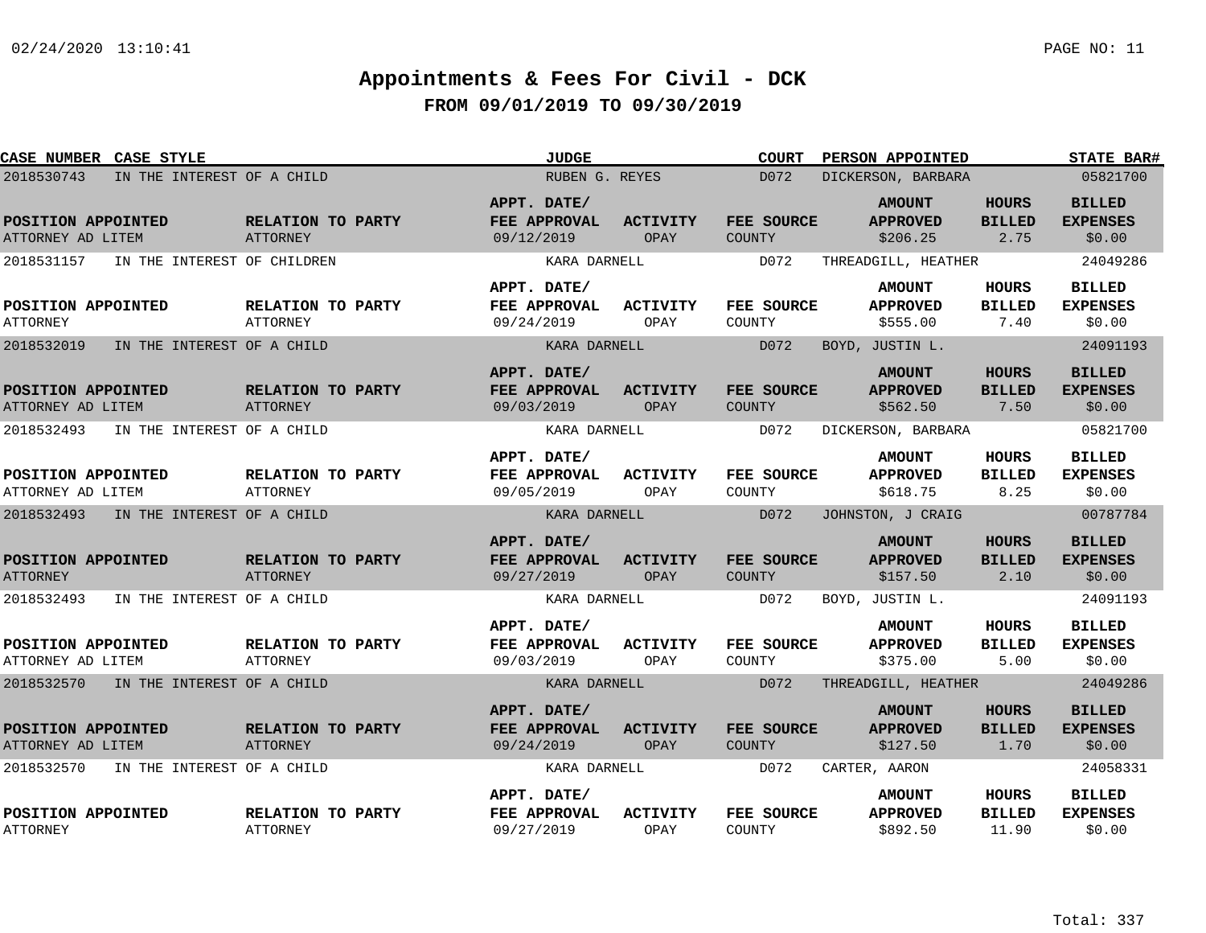# Appointments & Fees For Civil - DCK

## FROM 09/01/2019 TO 09/30/2019

| CASE NUMBER | CASE STYLE | JUDGE | COURT | PERSON APPOINTED | STATE BAR# |
|---|---|---|---|---|---|
| 2018530743 | IN THE INTEREST OF A CHILD | RUBEN G. REYES | D072 | DICKERSON, BARBARA | 05821700 |

| POSITION APPOINTED | RELATION TO PARTY | APPT. DATE/ FEE APPROVAL | ACTIVITY | FEE SOURCE | AMOUNT APPROVED | HOURS BILLED | BILLED EXPENSES |
|---|---|---|---|---|---|---|---|
| ATTORNEY AD LITEM | ATTORNEY | 09/12/2019 | OPAY | COUNTY | $206.25 | 2.75 | $0.00 |

| CASE NUMBER | CASE STYLE | JUDGE | COURT | PERSON APPOINTED | STATE BAR# |
|---|---|---|---|---|---|
| 2018531157 | IN THE INTEREST OF CHILDREN | KARA DARNELL | D072 | THREADGILL, HEATHER | 24049286 |

| POSITION APPOINTED | RELATION TO PARTY | APPT. DATE/ FEE APPROVAL | ACTIVITY | FEE SOURCE | AMOUNT APPROVED | HOURS BILLED | BILLED EXPENSES |
|---|---|---|---|---|---|---|---|
| ATTORNEY | ATTORNEY | 09/24/2019 | OPAY | COUNTY | $555.00 | 7.40 | $0.00 |

| CASE NUMBER | CASE STYLE | JUDGE | COURT | PERSON APPOINTED | STATE BAR# |
|---|---|---|---|---|---|
| 2018532019 | IN THE INTEREST OF A CHILD | KARA DARNELL | D072 | BOYD, JUSTIN L. | 24091193 |

| POSITION APPOINTED | RELATION TO PARTY | APPT. DATE/ FEE APPROVAL | ACTIVITY | FEE SOURCE | AMOUNT APPROVED | HOURS BILLED | BILLED EXPENSES |
|---|---|---|---|---|---|---|---|
| ATTORNEY AD LITEM | ATTORNEY | 09/03/2019 | OPAY | COUNTY | $562.50 | 7.50 | $0.00 |

| CASE NUMBER | CASE STYLE | JUDGE | COURT | PERSON APPOINTED | STATE BAR# |
|---|---|---|---|---|---|
| 2018532493 | IN THE INTEREST OF A CHILD | KARA DARNELL | D072 | DICKERSON, BARBARA | 05821700 |

| POSITION APPOINTED | RELATION TO PARTY | APPT. DATE/ FEE APPROVAL | ACTIVITY | FEE SOURCE | AMOUNT APPROVED | HOURS BILLED | BILLED EXPENSES |
|---|---|---|---|---|---|---|---|
| ATTORNEY AD LITEM | ATTORNEY | 09/05/2019 | OPAY | COUNTY | $618.75 | 8.25 | $0.00 |

| CASE NUMBER | CASE STYLE | JUDGE | COURT | PERSON APPOINTED | STATE BAR# |
|---|---|---|---|---|---|
| 2018532493 | IN THE INTEREST OF A CHILD | KARA DARNELL | D072 | JOHNSTON, J CRAIG | 00787784 |

| POSITION APPOINTED | RELATION TO PARTY | APPT. DATE/ FEE APPROVAL | ACTIVITY | FEE SOURCE | AMOUNT APPROVED | HOURS BILLED | BILLED EXPENSES |
|---|---|---|---|---|---|---|---|
| ATTORNEY | ATTORNEY | 09/27/2019 | OPAY | COUNTY | $157.50 | 2.10 | $0.00 |

| CASE NUMBER | CASE STYLE | JUDGE | COURT | PERSON APPOINTED | STATE BAR# |
|---|---|---|---|---|---|
| 2018532493 | IN THE INTEREST OF A CHILD | KARA DARNELL | D072 | BOYD, JUSTIN L. | 24091193 |

| POSITION APPOINTED | RELATION TO PARTY | APPT. DATE/ FEE APPROVAL | ACTIVITY | FEE SOURCE | AMOUNT APPROVED | HOURS BILLED | BILLED EXPENSES |
|---|---|---|---|---|---|---|---|
| ATTORNEY AD LITEM | ATTORNEY | 09/03/2019 | OPAY | COUNTY | $375.00 | 5.00 | $0.00 |

| CASE NUMBER | CASE STYLE | JUDGE | COURT | PERSON APPOINTED | STATE BAR# |
|---|---|---|---|---|---|
| 2018532570 | IN THE INTEREST OF A CHILD | KARA DARNELL | D072 | THREADGILL, HEATHER | 24049286 |

| POSITION APPOINTED | RELATION TO PARTY | APPT. DATE/ FEE APPROVAL | ACTIVITY | FEE SOURCE | AMOUNT APPROVED | HOURS BILLED | BILLED EXPENSES |
|---|---|---|---|---|---|---|---|
| ATTORNEY AD LITEM | ATTORNEY | 09/24/2019 | OPAY | COUNTY | $127.50 | 1.70 | $0.00 |

| CASE NUMBER | CASE STYLE | JUDGE | COURT | PERSON APPOINTED | STATE BAR# |
|---|---|---|---|---|---|
| 2018532570 | IN THE INTEREST OF A CHILD | KARA DARNELL | D072 | CARTER, AARON | 24058331 |

| POSITION APPOINTED | RELATION TO PARTY | APPT. DATE/ FEE APPROVAL | ACTIVITY | FEE SOURCE | AMOUNT APPROVED | HOURS BILLED | BILLED EXPENSES |
|---|---|---|---|---|---|---|---|
| ATTORNEY | ATTORNEY | 09/27/2019 | OPAY | COUNTY | $892.50 | 11.90 | $0.00 |

Total: 337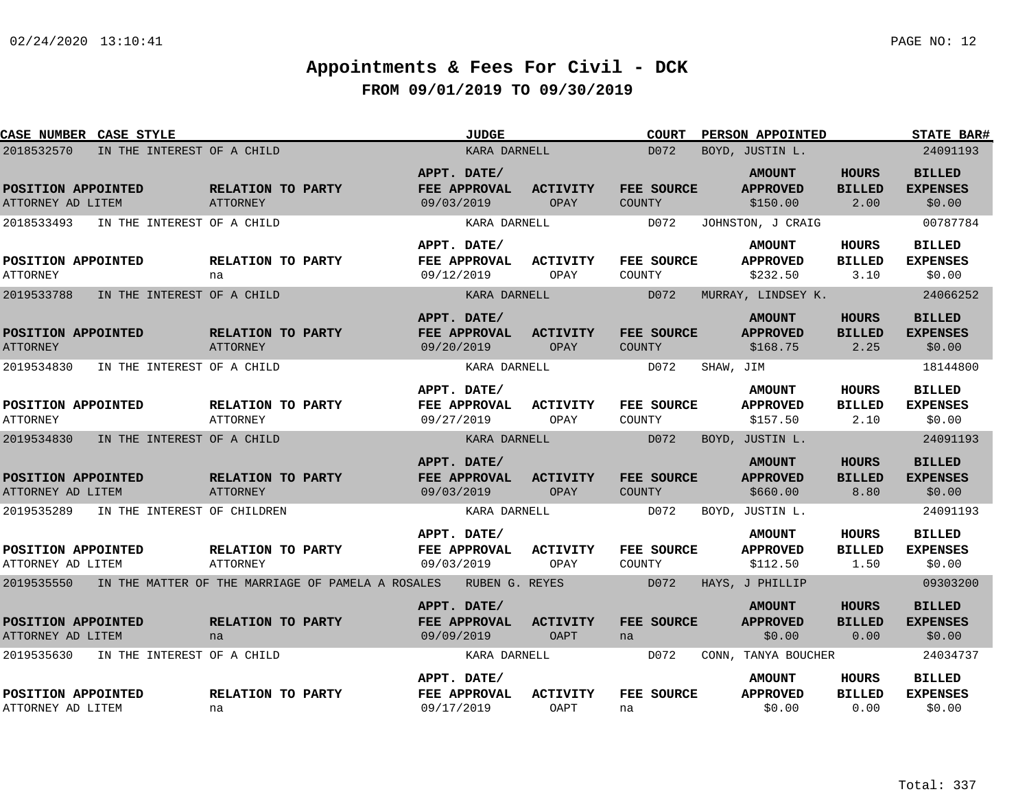# Appointments & Fees For Civil - DCK

## FROM 09/01/2019 TO 09/30/2019

| CASE NUMBER | CASE STYLE | JUDGE | COURT | PERSON APPOINTED | STATE BAR# |
|---|---|---|---|---|---|
| 2018532570 | IN THE INTEREST OF A CHILD | KARA DARNELL | D072 | BOYD, JUSTIN L. | 24091193 |

| POSITION APPOINTED | RELATION TO PARTY | APPT. DATE/ FEE APPROVAL | ACTIVITY | FEE SOURCE | AMOUNT APPROVED | HOURS BILLED | BILLED EXPENSES |
|---|---|---|---|---|---|---|---|
| ATTORNEY AD LITEM | ATTORNEY | 09/03/2019 | OPAY | COUNTY | $150.00 | 2.00 | $0.00 |

| CASE NUMBER | CASE STYLE | JUDGE | COURT | PERSON APPOINTED | STATE BAR# |
|---|---|---|---|---|---|
| 2018533493 | IN THE INTEREST OF A CHILD | KARA DARNELL | D072 | JOHNSTON, J CRAIG | 00787784 |

| POSITION APPOINTED | RELATION TO PARTY | APPT. DATE/ FEE APPROVAL | ACTIVITY | FEE SOURCE | AMOUNT APPROVED | HOURS BILLED | BILLED EXPENSES |
|---|---|---|---|---|---|---|---|
| ATTORNEY | na | 09/12/2019 | OPAY | COUNTY | $232.50 | 3.10 | $0.00 |

| CASE NUMBER | CASE STYLE | JUDGE | COURT | PERSON APPOINTED | STATE BAR# |
|---|---|---|---|---|---|
| 2019533788 | IN THE INTEREST OF A CHILD | KARA DARNELL | D072 | MURRAY, LINDSEY K. | 24066252 |

| POSITION APPOINTED | RELATION TO PARTY | APPT. DATE/ FEE APPROVAL | ACTIVITY | FEE SOURCE | AMOUNT APPROVED | HOURS BILLED | BILLED EXPENSES |
|---|---|---|---|---|---|---|---|
| ATTORNEY | ATTORNEY | 09/20/2019 | OPAY | COUNTY | $168.75 | 2.25 | $0.00 |

| CASE NUMBER | CASE STYLE | JUDGE | COURT | PERSON APPOINTED | STATE BAR# |
|---|---|---|---|---|---|
| 2019534830 | IN THE INTEREST OF A CHILD | KARA DARNELL | D072 | SHAW, JIM | 18144800 |

| POSITION APPOINTED | RELATION TO PARTY | APPT. DATE/ FEE APPROVAL | ACTIVITY | FEE SOURCE | AMOUNT APPROVED | HOURS BILLED | BILLED EXPENSES |
|---|---|---|---|---|---|---|---|
| ATTORNEY | ATTORNEY | 09/27/2019 | OPAY | COUNTY | $157.50 | 2.10 | $0.00 |

| CASE NUMBER | CASE STYLE | JUDGE | COURT | PERSON APPOINTED | STATE BAR# |
|---|---|---|---|---|---|
| 2019534830 | IN THE INTEREST OF A CHILD | KARA DARNELL | D072 | BOYD, JUSTIN L. | 24091193 |

| POSITION APPOINTED | RELATION TO PARTY | APPT. DATE/ FEE APPROVAL | ACTIVITY | FEE SOURCE | AMOUNT APPROVED | HOURS BILLED | BILLED EXPENSES |
|---|---|---|---|---|---|---|---|
| ATTORNEY AD LITEM | ATTORNEY | 09/03/2019 | OPAY | COUNTY | $660.00 | 8.80 | $0.00 |

| CASE NUMBER | CASE STYLE | JUDGE | COURT | PERSON APPOINTED | STATE BAR# |
|---|---|---|---|---|---|
| 2019535289 | IN THE INTEREST OF CHILDREN | KARA DARNELL | D072 | BOYD, JUSTIN L. | 24091193 |

| POSITION APPOINTED | RELATION TO PARTY | APPT. DATE/ FEE APPROVAL | ACTIVITY | FEE SOURCE | AMOUNT APPROVED | HOURS BILLED | BILLED EXPENSES |
|---|---|---|---|---|---|---|---|
| ATTORNEY AD LITEM | ATTORNEY | 09/03/2019 | OPAY | COUNTY | $112.50 | 1.50 | $0.00 |

| CASE NUMBER | CASE STYLE | JUDGE | COURT | PERSON APPOINTED | STATE BAR# |
|---|---|---|---|---|---|
| 2019535550 | IN THE MATTER OF THE MARRIAGE OF PAMELA A ROSALES | RUBEN G. REYES | D072 | HAYS, J PHILLIP | 09303200 |

| POSITION APPOINTED | RELATION TO PARTY | APPT. DATE/ FEE APPROVAL | ACTIVITY | FEE SOURCE | AMOUNT APPROVED | HOURS BILLED | BILLED EXPENSES |
|---|---|---|---|---|---|---|---|
| ATTORNEY AD LITEM | na | 09/09/2019 | OAPT | na | $0.00 | 0.00 | $0.00 |

| CASE NUMBER | CASE STYLE | JUDGE | COURT | PERSON APPOINTED | STATE BAR# |
|---|---|---|---|---|---|
| 2019535630 | IN THE INTEREST OF A CHILD | KARA DARNELL | D072 | CONN, TANYA BOUCHER | 24034737 |

| POSITION APPOINTED | RELATION TO PARTY | APPT. DATE/ FEE APPROVAL | ACTIVITY | FEE SOURCE | AMOUNT APPROVED | HOURS BILLED | BILLED EXPENSES |
|---|---|---|---|---|---|---|---|
| ATTORNEY AD LITEM | na | 09/17/2019 | OAPT | na | $0.00 | 0.00 | $0.00 |

Total: 337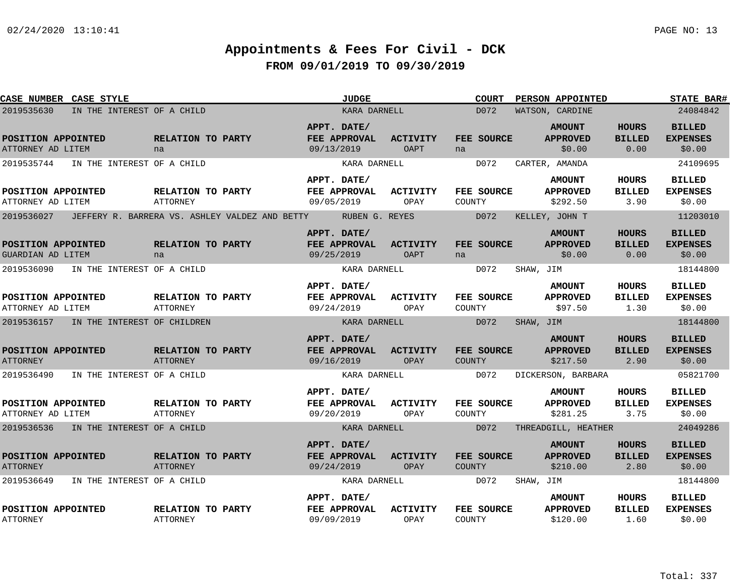# Appointments & Fees For Civil - DCK

## FROM 09/01/2019 TO 09/30/2019

| CASE NUMBER | CASE STYLE | JUDGE | COURT | PERSON APPOINTED | STATE BAR# |
|---|---|---|---|---|---|
| 2019535630 | IN THE INTEREST OF A CHILD | KARA DARNELL | D072 | WATSON, CARDINE | 24084842 |

| POSITION APPOINTED | RELATION TO PARTY | APPT. DATE/ FEE APPROVAL | ACTIVITY | FEE SOURCE | AMOUNT APPROVED | HOURS BILLED | BILLED EXPENSES |
|---|---|---|---|---|---|---|---|
| ATTORNEY AD LITEM | na | 09/13/2019 | OAPT | na | $0.00 | 0.00 | $0.00 |

| CASE NUMBER | CASE STYLE | JUDGE | COURT | PERSON APPOINTED | STATE BAR# |
|---|---|---|---|---|---|
| 2019535744 | IN THE INTEREST OF A CHILD | KARA DARNELL | D072 | CARTER, AMANDA | 24109695 |

| POSITION APPOINTED | RELATION TO PARTY | APPT. DATE/ FEE APPROVAL | ACTIVITY | FEE SOURCE | AMOUNT APPROVED | HOURS BILLED | BILLED EXPENSES |
|---|---|---|---|---|---|---|---|
| ATTORNEY AD LITEM | ATTORNEY | 09/05/2019 | OPAY | COUNTY | $292.50 | 3.90 | $0.00 |

| CASE NUMBER | CASE STYLE | JUDGE | COURT | PERSON APPOINTED | STATE BAR# |
|---|---|---|---|---|---|
| 2019536027 | JEFFERY R. BARRERA VS. ASHLEY VALDEZ AND BETTY | RUBEN G. REYES | D072 | KELLEY, JOHN T | 11203010 |

| POSITION APPOINTED | RELATION TO PARTY | APPT. DATE/ FEE APPROVAL | ACTIVITY | FEE SOURCE | AMOUNT APPROVED | HOURS BILLED | BILLED EXPENSES |
|---|---|---|---|---|---|---|---|
| GUARDIAN AD LITEM | na | 09/25/2019 | OAPT | na | $0.00 | 0.00 | $0.00 |

| CASE NUMBER | CASE STYLE | JUDGE | COURT | PERSON APPOINTED | STATE BAR# |
|---|---|---|---|---|---|
| 2019536090 | IN THE INTEREST OF A CHILD | KARA DARNELL | D072 | SHAW, JIM | 18144800 |

| POSITION APPOINTED | RELATION TO PARTY | APPT. DATE/ FEE APPROVAL | ACTIVITY | FEE SOURCE | AMOUNT APPROVED | HOURS BILLED | BILLED EXPENSES |
|---|---|---|---|---|---|---|---|
| ATTORNEY AD LITEM | ATTORNEY | 09/24/2019 | OPAY | COUNTY | $97.50 | 1.30 | $0.00 |

| CASE NUMBER | CASE STYLE | JUDGE | COURT | PERSON APPOINTED | STATE BAR# |
|---|---|---|---|---|---|
| 2019536157 | IN THE INTEREST OF CHILDREN | KARA DARNELL | D072 | SHAW, JIM | 18144800 |

| POSITION APPOINTED | RELATION TO PARTY | APPT. DATE/ FEE APPROVAL | ACTIVITY | FEE SOURCE | AMOUNT APPROVED | HOURS BILLED | BILLED EXPENSES |
|---|---|---|---|---|---|---|---|
| ATTORNEY | ATTORNEY | 09/16/2019 | OPAY | COUNTY | $217.50 | 2.90 | $0.00 |

| CASE NUMBER | CASE STYLE | JUDGE | COURT | PERSON APPOINTED | STATE BAR# |
|---|---|---|---|---|---|
| 2019536490 | IN THE INTEREST OF A CHILD | KARA DARNELL | D072 | DICKERSON, BARBARA | 05821700 |

| POSITION APPOINTED | RELATION TO PARTY | APPT. DATE/ FEE APPROVAL | ACTIVITY | FEE SOURCE | AMOUNT APPROVED | HOURS BILLED | BILLED EXPENSES |
|---|---|---|---|---|---|---|---|
| ATTORNEY AD LITEM | ATTORNEY | 09/20/2019 | OPAY | COUNTY | $281.25 | 3.75 | $0.00 |

| CASE NUMBER | CASE STYLE | JUDGE | COURT | PERSON APPOINTED | STATE BAR# |
|---|---|---|---|---|---|
| 2019536536 | IN THE INTEREST OF A CHILD | KARA DARNELL | D072 | THREADGILL, HEATHER | 24049286 |

| POSITION APPOINTED | RELATION TO PARTY | APPT. DATE/ FEE APPROVAL | ACTIVITY | FEE SOURCE | AMOUNT APPROVED | HOURS BILLED | BILLED EXPENSES |
|---|---|---|---|---|---|---|---|
| ATTORNEY | ATTORNEY | 09/24/2019 | OPAY | COUNTY | $210.00 | 2.80 | $0.00 |

| CASE NUMBER | CASE STYLE | JUDGE | COURT | PERSON APPOINTED | STATE BAR# |
|---|---|---|---|---|---|
| 2019536649 | IN THE INTEREST OF A CHILD | KARA DARNELL | D072 | SHAW, JIM | 18144800 |

| POSITION APPOINTED | RELATION TO PARTY | APPT. DATE/ FEE APPROVAL | ACTIVITY | FEE SOURCE | AMOUNT APPROVED | HOURS BILLED | BILLED EXPENSES |
|---|---|---|---|---|---|---|---|
| ATTORNEY | ATTORNEY | 09/09/2019 | OPAY | COUNTY | $120.00 | 1.60 | $0.00 |

Total: 337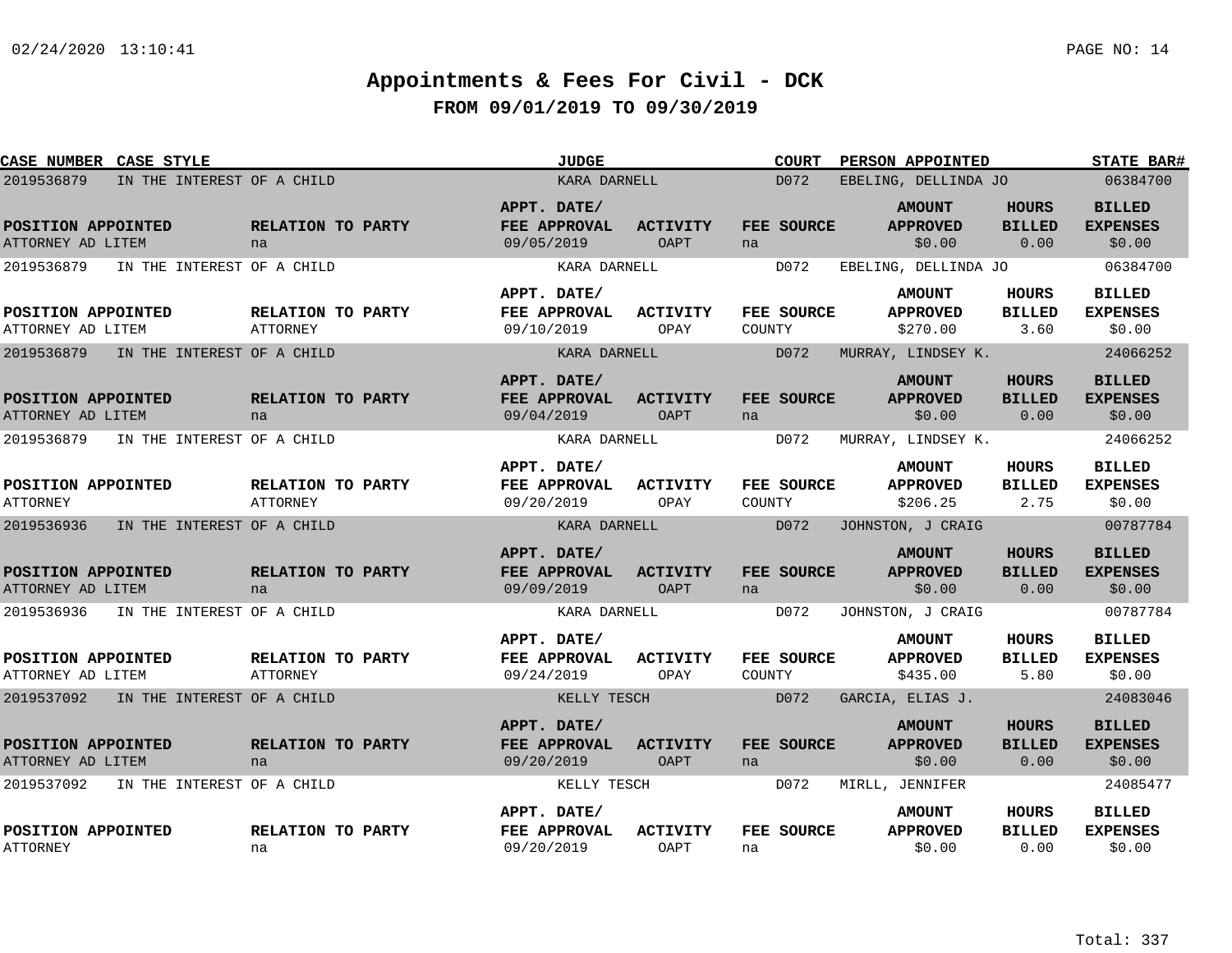# Appointments & Fees For Civil - DCK

## FROM 09/01/2019 TO 09/30/2019

| CASE NUMBER | CASE STYLE | JUDGE | COURT | PERSON APPOINTED | STATE BAR# |
|---|---|---|---|---|---|
| 2019536879 | IN THE INTEREST OF A CHILD | KARA DARNELL | D072 | EBELING, DELLINDA JO | 06384700 |

| POSITION APPOINTED | RELATION TO PARTY | APPT. DATE/ FEE APPROVAL | ACTIVITY | FEE SOURCE | AMOUNT APPROVED | HOURS BILLED | BILLED EXPENSES |
|---|---|---|---|---|---|---|---|
| ATTORNEY AD LITEM | na | 09/05/2019 | OAPT | na | $0.00 | 0.00 | $0.00 |

| CASE NUMBER | CASE STYLE | JUDGE | COURT | PERSON APPOINTED | STATE BAR# |
|---|---|---|---|---|---|
| 2019536879 | IN THE INTEREST OF A CHILD | KARA DARNELL | D072 | EBELING, DELLINDA JO | 06384700 |

| POSITION APPOINTED | RELATION TO PARTY | APPT. DATE/ FEE APPROVAL | ACTIVITY | FEE SOURCE | AMOUNT APPROVED | HOURS BILLED | BILLED EXPENSES |
|---|---|---|---|---|---|---|---|
| ATTORNEY AD LITEM | ATTORNEY | 09/10/2019 | OPAY | COUNTY | $270.00 | 3.60 | $0.00 |

| CASE NUMBER | CASE STYLE | JUDGE | COURT | PERSON APPOINTED | STATE BAR# |
|---|---|---|---|---|---|
| 2019536879 | IN THE INTEREST OF A CHILD | KARA DARNELL | D072 | MURRAY, LINDSEY K. | 24066252 |

| POSITION APPOINTED | RELATION TO PARTY | APPT. DATE/ FEE APPROVAL | ACTIVITY | FEE SOURCE | AMOUNT APPROVED | HOURS BILLED | BILLED EXPENSES |
|---|---|---|---|---|---|---|---|
| ATTORNEY AD LITEM | na | 09/04/2019 | OAPT | na | $0.00 | 0.00 | $0.00 |

| CASE NUMBER | CASE STYLE | JUDGE | COURT | PERSON APPOINTED | STATE BAR# |
|---|---|---|---|---|---|
| 2019536879 | IN THE INTEREST OF A CHILD | KARA DARNELL | D072 | MURRAY, LINDSEY K. | 24066252 |

| POSITION APPOINTED | RELATION TO PARTY | APPT. DATE/ FEE APPROVAL | ACTIVITY | FEE SOURCE | AMOUNT APPROVED | HOURS BILLED | BILLED EXPENSES |
|---|---|---|---|---|---|---|---|
| ATTORNEY | ATTORNEY | 09/20/2019 | OPAY | COUNTY | $206.25 | 2.75 | $0.00 |

| CASE NUMBER | CASE STYLE | JUDGE | COURT | PERSON APPOINTED | STATE BAR# |
|---|---|---|---|---|---|
| 2019536936 | IN THE INTEREST OF A CHILD | KARA DARNELL | D072 | JOHNSTON, J CRAIG | 00787784 |

| POSITION APPOINTED | RELATION TO PARTY | APPT. DATE/ FEE APPROVAL | ACTIVITY | FEE SOURCE | AMOUNT APPROVED | HOURS BILLED | BILLED EXPENSES |
|---|---|---|---|---|---|---|---|
| ATTORNEY AD LITEM | na | 09/09/2019 | OAPT | na | $0.00 | 0.00 | $0.00 |

| CASE NUMBER | CASE STYLE | JUDGE | COURT | PERSON APPOINTED | STATE BAR# |
|---|---|---|---|---|---|
| 2019536936 | IN THE INTEREST OF A CHILD | KARA DARNELL | D072 | JOHNSTON, J CRAIG | 00787784 |

| POSITION APPOINTED | RELATION TO PARTY | APPT. DATE/ FEE APPROVAL | ACTIVITY | FEE SOURCE | AMOUNT APPROVED | HOURS BILLED | BILLED EXPENSES |
|---|---|---|---|---|---|---|---|
| ATTORNEY AD LITEM | ATTORNEY | 09/24/2019 | OPAY | COUNTY | $435.00 | 5.80 | $0.00 |

| CASE NUMBER | CASE STYLE | JUDGE | COURT | PERSON APPOINTED | STATE BAR# |
|---|---|---|---|---|---|
| 2019537092 | IN THE INTEREST OF A CHILD | KELLY TESCH | D072 | GARCIA, ELIAS J. | 24083046 |

| POSITION APPOINTED | RELATION TO PARTY | APPT. DATE/ FEE APPROVAL | ACTIVITY | FEE SOURCE | AMOUNT APPROVED | HOURS BILLED | BILLED EXPENSES |
|---|---|---|---|---|---|---|---|
| ATTORNEY AD LITEM | na | 09/20/2019 | OAPT | na | $0.00 | 0.00 | $0.00 |

| CASE NUMBER | CASE STYLE | JUDGE | COURT | PERSON APPOINTED | STATE BAR# |
|---|---|---|---|---|---|
| 2019537092 | IN THE INTEREST OF A CHILD | KELLY TESCH | D072 | MIRLL, JENNIFER | 24085477 |

| POSITION APPOINTED | RELATION TO PARTY | APPT. DATE/ FEE APPROVAL | ACTIVITY | FEE SOURCE | AMOUNT APPROVED | HOURS BILLED | BILLED EXPENSES |
|---|---|---|---|---|---|---|---|
| ATTORNEY | na | 09/20/2019 | OAPT | na | $0.00 | 0.00 | $0.00 |

Total: 337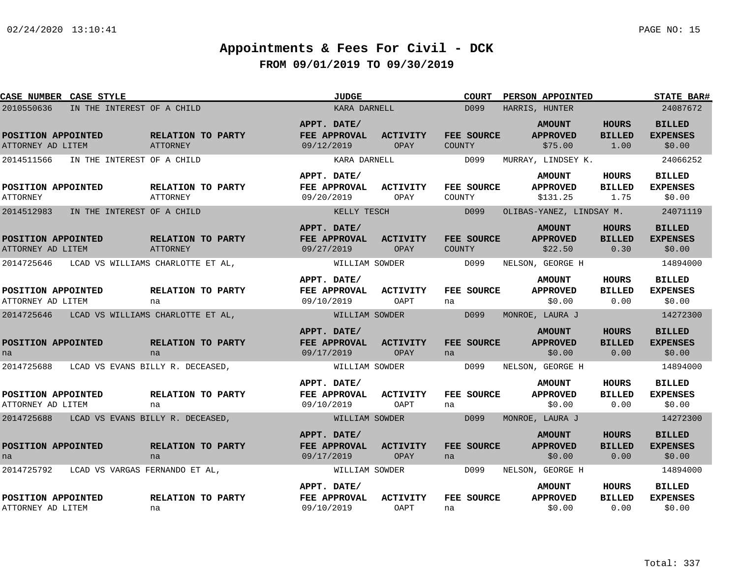# Appointments & Fees For Civil - DCK

## FROM 09/01/2019 TO 09/30/2019

| CASE NUMBER | CASE STYLE | JUDGE | COURT | PERSON APPOINTED | STATE BAR# |
|---|---|---|---|---|---|
| 2010550636 | IN THE INTEREST OF A CHILD | KARA DARNELL | D099 | HARRIS, HUNTER | 24087672 |

| POSITION APPOINTED | RELATION TO PARTY | APPT. DATE/ FEE APPROVAL | ACTIVITY | FEE SOURCE | AMOUNT APPROVED | HOURS BILLED | BILLED EXPENSES |
|---|---|---|---|---|---|---|---|
| ATTORNEY AD LITEM | ATTORNEY | 09/12/2019 | OPAY | COUNTY | $75.00 | 1.00 | $0.00 |

| CASE NUMBER | CASE STYLE | JUDGE | COURT | PERSON APPOINTED | STATE BAR# |
|---|---|---|---|---|---|
| 2014511566 | IN THE INTEREST OF A CHILD | KARA DARNELL | D099 | MURRAY, LINDSEY K. | 24066252 |

| POSITION APPOINTED | RELATION TO PARTY | APPT. DATE/ FEE APPROVAL | ACTIVITY | FEE SOURCE | AMOUNT APPROVED | HOURS BILLED | BILLED EXPENSES |
|---|---|---|---|---|---|---|---|
| ATTORNEY | ATTORNEY | 09/20/2019 | OPAY | COUNTY | $131.25 | 1.75 | $0.00 |

| CASE NUMBER | CASE STYLE | JUDGE | COURT | PERSON APPOINTED | STATE BAR# |
|---|---|---|---|---|---|
| 2014512983 | IN THE INTEREST OF A CHILD | KELLY TESCH | D099 | OLIBAS-YANEZ, LINDSAY M. | 24071119 |

| POSITION APPOINTED | RELATION TO PARTY | APPT. DATE/ FEE APPROVAL | ACTIVITY | FEE SOURCE | AMOUNT APPROVED | HOURS BILLED | BILLED EXPENSES |
|---|---|---|---|---|---|---|---|
| ATTORNEY AD LITEM | ATTORNEY | 09/27/2019 | OPAY | COUNTY | $22.50 | 0.30 | $0.00 |

| CASE NUMBER | CASE STYLE | JUDGE | COURT | PERSON APPOINTED | STATE BAR# |
|---|---|---|---|---|---|
| 2014725646 | LCAD VS WILLIAMS CHARLOTTE ET AL, | WILLIAM SOWDER | D099 | NELSON, GEORGE H | 14894000 |

| POSITION APPOINTED | RELATION TO PARTY | APPT. DATE/ FEE APPROVAL | ACTIVITY | FEE SOURCE | AMOUNT APPROVED | HOURS BILLED | BILLED EXPENSES |
|---|---|---|---|---|---|---|---|
| ATTORNEY AD LITEM | na | 09/10/2019 | OAPT | na | $0.00 | 0.00 | $0.00 |

| CASE NUMBER | CASE STYLE | JUDGE | COURT | PERSON APPOINTED | STATE BAR# |
|---|---|---|---|---|---|
| 2014725646 | LCAD VS WILLIAMS CHARLOTTE ET AL, | WILLIAM SOWDER | D099 | MONROE, LAURA J | 14272300 |

| POSITION APPOINTED | RELATION TO PARTY | APPT. DATE/ FEE APPROVAL | ACTIVITY | FEE SOURCE | AMOUNT APPROVED | HOURS BILLED | BILLED EXPENSES |
|---|---|---|---|---|---|---|---|
| na | na | 09/17/2019 | OPAY | na | $0.00 | 0.00 | $0.00 |

| CASE NUMBER | CASE STYLE | JUDGE | COURT | PERSON APPOINTED | STATE BAR# |
|---|---|---|---|---|---|
| 2014725688 | LCAD VS EVANS BILLY R. DECEASED, | WILLIAM SOWDER | D099 | NELSON, GEORGE H | 14894000 |

| POSITION APPOINTED | RELATION TO PARTY | APPT. DATE/ FEE APPROVAL | ACTIVITY | FEE SOURCE | AMOUNT APPROVED | HOURS BILLED | BILLED EXPENSES |
|---|---|---|---|---|---|---|---|
| ATTORNEY AD LITEM | na | 09/10/2019 | OAPT | na | $0.00 | 0.00 | $0.00 |

| CASE NUMBER | CASE STYLE | JUDGE | COURT | PERSON APPOINTED | STATE BAR# |
|---|---|---|---|---|---|
| 2014725688 | LCAD VS EVANS BILLY R. DECEASED, | WILLIAM SOWDER | D099 | MONROE, LAURA J | 14272300 |

| POSITION APPOINTED | RELATION TO PARTY | APPT. DATE/ FEE APPROVAL | ACTIVITY | FEE SOURCE | AMOUNT APPROVED | HOURS BILLED | BILLED EXPENSES |
|---|---|---|---|---|---|---|---|
| na | na | 09/17/2019 | OPAY | na | $0.00 | 0.00 | $0.00 |

| CASE NUMBER | CASE STYLE | JUDGE | COURT | PERSON APPOINTED | STATE BAR# |
|---|---|---|---|---|---|
| 2014725792 | LCAD VS VARGAS FERNANDO ET AL, | WILLIAM SOWDER | D099 | NELSON, GEORGE H | 14894000 |

| POSITION APPOINTED | RELATION TO PARTY | APPT. DATE/ FEE APPROVAL | ACTIVITY | FEE SOURCE | AMOUNT APPROVED | HOURS BILLED | BILLED EXPENSES |
|---|---|---|---|---|---|---|---|
| ATTORNEY AD LITEM | na | 09/10/2019 | OAPT | na | $0.00 | 0.00 | $0.00 |

Total: 337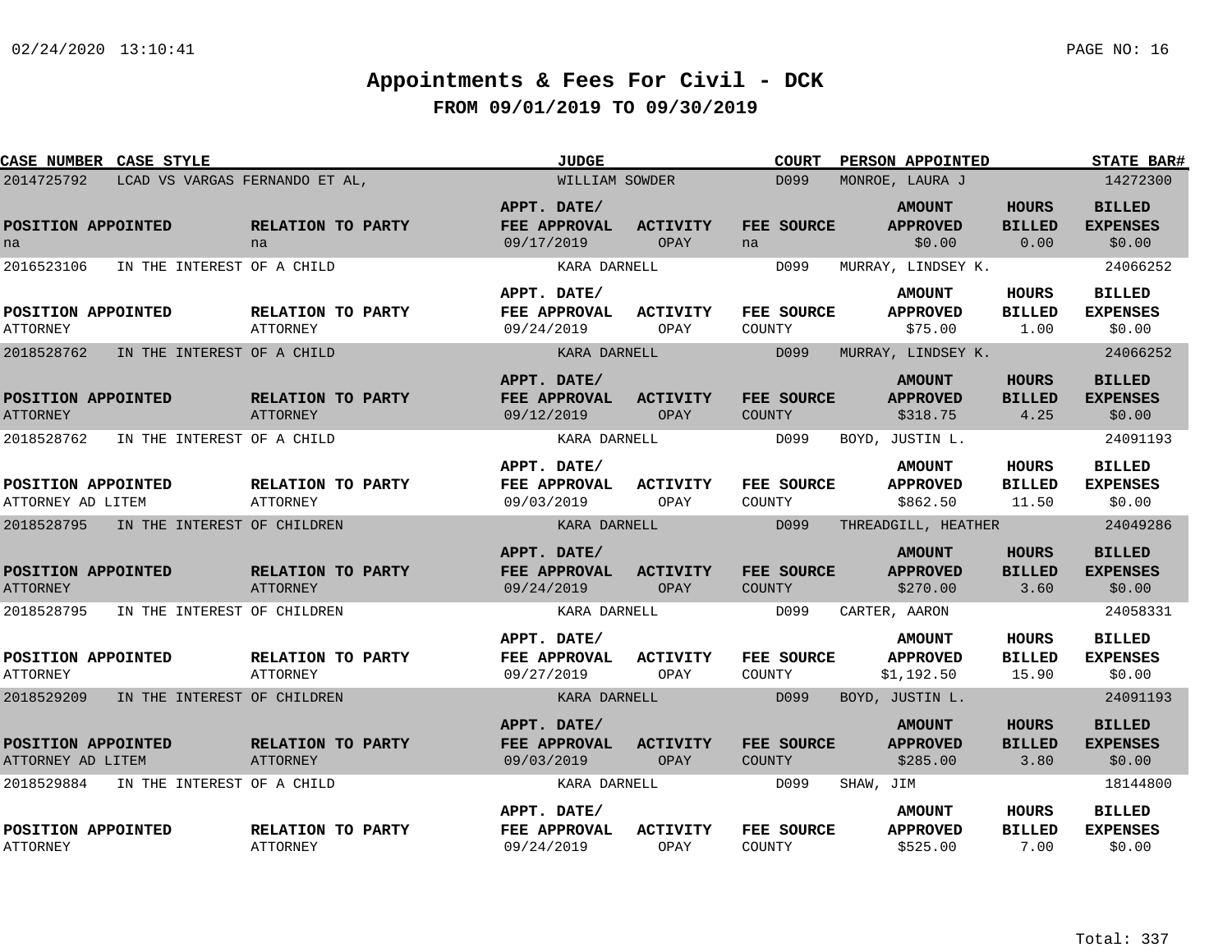# Appointments & Fees For Civil - DCK

## FROM 09/01/2019 TO 09/30/2019

| CASE NUMBER | CASE STYLE | JUDGE | COURT | PERSON APPOINTED | STATE BAR# |
|---|---|---|---|---|---|
| 2014725792 | LCAD VS VARGAS FERNANDO ET AL, | WILLIAM SOWDER | D099 | MONROE, LAURA J | 14272300 |

| POSITION APPOINTED | RELATION TO PARTY | APPT. DATE/ FEE APPROVAL | ACTIVITY | FEE SOURCE | AMOUNT APPROVED | HOURS BILLED | BILLED EXPENSES |
|---|---|---|---|---|---|---|---|
| na | na | 09/17/2019 | OPAY | na | $0.00 | 0.00 | $0.00 |

| CASE NUMBER | CASE STYLE | JUDGE | COURT | PERSON APPOINTED | STATE BAR# |
|---|---|---|---|---|---|
| 2016523106 | IN THE INTEREST OF A CHILD | KARA DARNELL | D099 | MURRAY, LINDSEY K. | 24066252 |

| POSITION APPOINTED | RELATION TO PARTY | APPT. DATE/ FEE APPROVAL | ACTIVITY | FEE SOURCE | AMOUNT APPROVED | HOURS BILLED | BILLED EXPENSES |
|---|---|---|---|---|---|---|---|
| ATTORNEY | ATTORNEY | 09/24/2019 | OPAY | COUNTY | $75.00 | 1.00 | $0.00 |

| CASE NUMBER | CASE STYLE | JUDGE | COURT | PERSON APPOINTED | STATE BAR# |
|---|---|---|---|---|---|
| 2018528762 | IN THE INTEREST OF A CHILD | KARA DARNELL | D099 | MURRAY, LINDSEY K. | 24066252 |

| POSITION APPOINTED | RELATION TO PARTY | APPT. DATE/ FEE APPROVAL | ACTIVITY | FEE SOURCE | AMOUNT APPROVED | HOURS BILLED | BILLED EXPENSES |
|---|---|---|---|---|---|---|---|
| ATTORNEY | ATTORNEY | 09/12/2019 | OPAY | COUNTY | $318.75 | 4.25 | $0.00 |

| CASE NUMBER | CASE STYLE | JUDGE | COURT | PERSON APPOINTED | STATE BAR# |
|---|---|---|---|---|---|
| 2018528762 | IN THE INTEREST OF A CHILD | KARA DARNELL | D099 | BOYD, JUSTIN L. | 24091193 |

| POSITION APPOINTED | RELATION TO PARTY | APPT. DATE/ FEE APPROVAL | ACTIVITY | FEE SOURCE | AMOUNT APPROVED | HOURS BILLED | BILLED EXPENSES |
|---|---|---|---|---|---|---|---|
| ATTORNEY AD LITEM | ATTORNEY | 09/03/2019 | OPAY | COUNTY | $862.50 | 11.50 | $0.00 |

| CASE NUMBER | CASE STYLE | JUDGE | COURT | PERSON APPOINTED | STATE BAR# |
|---|---|---|---|---|---|
| 2018528795 | IN THE INTEREST OF CHILDREN | KARA DARNELL | D099 | THREADGILL, HEATHER | 24049286 |

| POSITION APPOINTED | RELATION TO PARTY | APPT. DATE/ FEE APPROVAL | ACTIVITY | FEE SOURCE | AMOUNT APPROVED | HOURS BILLED | BILLED EXPENSES |
|---|---|---|---|---|---|---|---|
| ATTORNEY | ATTORNEY | 09/24/2019 | OPAY | COUNTY | $270.00 | 3.60 | $0.00 |

| CASE NUMBER | CASE STYLE | JUDGE | COURT | PERSON APPOINTED | STATE BAR# |
|---|---|---|---|---|---|
| 2018528795 | IN THE INTEREST OF CHILDREN | KARA DARNELL | D099 | CARTER, AARON | 24058331 |

| POSITION APPOINTED | RELATION TO PARTY | APPT. DATE/ FEE APPROVAL | ACTIVITY | FEE SOURCE | AMOUNT APPROVED | HOURS BILLED | BILLED EXPENSES |
|---|---|---|---|---|---|---|---|
| ATTORNEY | ATTORNEY | 09/27/2019 | OPAY | COUNTY | $1,192.50 | 15.90 | $0.00 |

| CASE NUMBER | CASE STYLE | JUDGE | COURT | PERSON APPOINTED | STATE BAR# |
|---|---|---|---|---|---|
| 2018529209 | IN THE INTEREST OF CHILDREN | KARA DARNELL | D099 | BOYD, JUSTIN L. | 24091193 |

| POSITION APPOINTED | RELATION TO PARTY | APPT. DATE/ FEE APPROVAL | ACTIVITY | FEE SOURCE | AMOUNT APPROVED | HOURS BILLED | BILLED EXPENSES |
|---|---|---|---|---|---|---|---|
| ATTORNEY AD LITEM | ATTORNEY | 09/03/2019 | OPAY | COUNTY | $285.00 | 3.80 | $0.00 |

| CASE NUMBER | CASE STYLE | JUDGE | COURT | PERSON APPOINTED | STATE BAR# |
|---|---|---|---|---|---|
| 2018529884 | IN THE INTEREST OF A CHILD | KARA DARNELL | D099 | SHAW, JIM | 18144800 |

| POSITION APPOINTED | RELATION TO PARTY | APPT. DATE/ FEE APPROVAL | ACTIVITY | FEE SOURCE | AMOUNT APPROVED | HOURS BILLED | BILLED EXPENSES |
|---|---|---|---|---|---|---|---|
| ATTORNEY | ATTORNEY | 09/24/2019 | OPAY | COUNTY | $525.00 | 7.00 | $0.00 |

Total: 337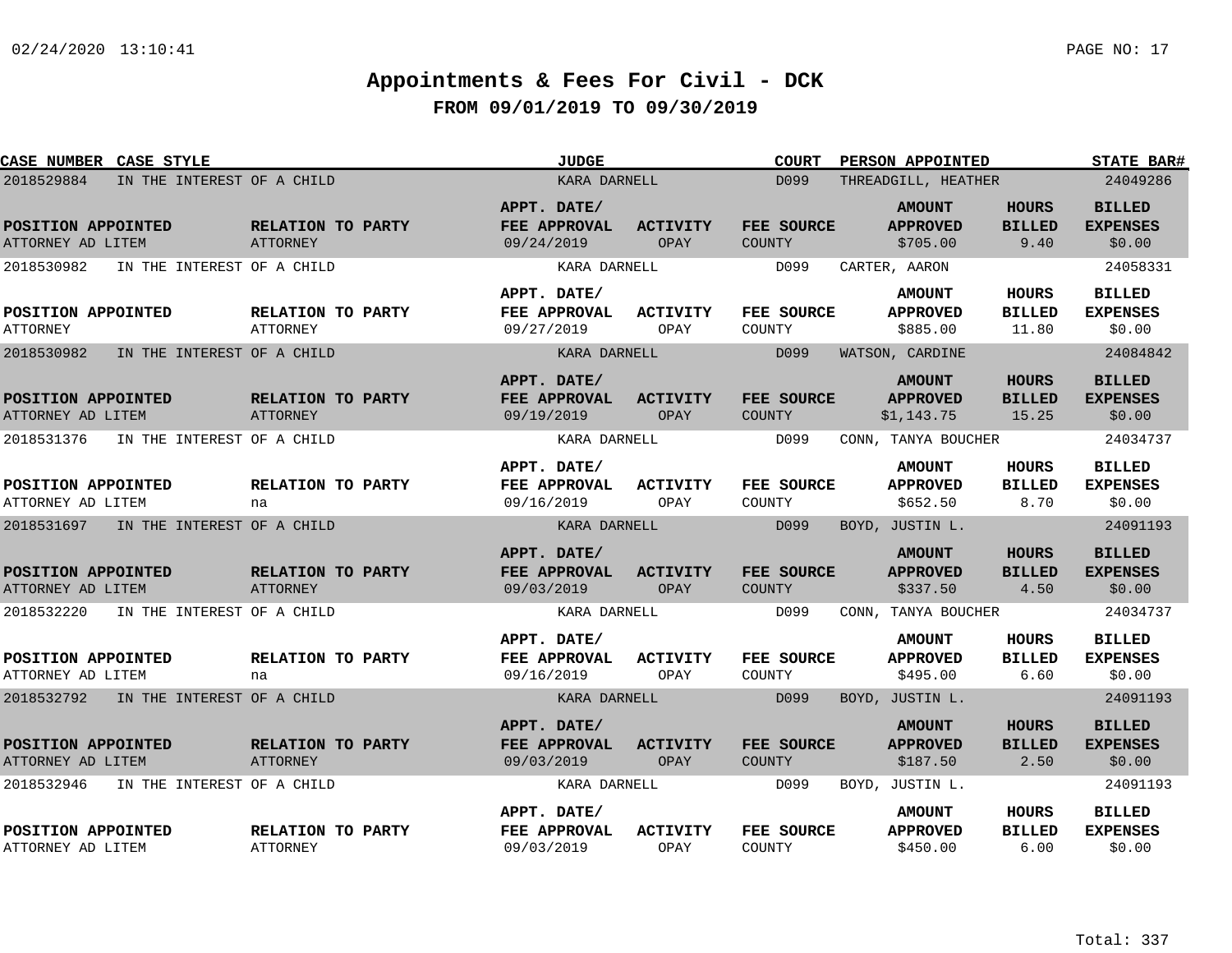# Appointments & Fees For Civil - DCK

## FROM 09/01/2019 TO 09/30/2019

| CASE NUMBER | CASE STYLE | JUDGE | COURT | PERSON APPOINTED | STATE BAR# |
|---|---|---|---|---|---|
| 2018529884 | IN THE INTEREST OF A CHILD | KARA DARNELL | D099 | THREADGILL, HEATHER | 24049286 |

| POSITION APPOINTED | RELATION TO PARTY | APPT. DATE/ FEE APPROVAL | ACTIVITY | FEE SOURCE | AMOUNT APPROVED | HOURS BILLED | BILLED EXPENSES |
|---|---|---|---|---|---|---|---|
| ATTORNEY AD LITEM | ATTORNEY | 09/24/2019 | OPAY | COUNTY | $705.00 | 9.40 | $0.00 |

| CASE NUMBER | CASE STYLE | JUDGE | COURT | PERSON APPOINTED | STATE BAR# |
|---|---|---|---|---|---|
| 2018530982 | IN THE INTEREST OF A CHILD | KARA DARNELL | D099 | CARTER, AARON | 24058331 |

| POSITION APPOINTED | RELATION TO PARTY | APPT. DATE/ FEE APPROVAL | ACTIVITY | FEE SOURCE | AMOUNT APPROVED | HOURS BILLED | BILLED EXPENSES |
|---|---|---|---|---|---|---|---|
| ATTORNEY | ATTORNEY | 09/27/2019 | OPAY | COUNTY | $885.00 | 11.80 | $0.00 |

| CASE NUMBER | CASE STYLE | JUDGE | COURT | PERSON APPOINTED | STATE BAR# |
|---|---|---|---|---|---|
| 2018530982 | IN THE INTEREST OF A CHILD | KARA DARNELL | D099 | WATSON, CARDINE | 24084842 |

| POSITION APPOINTED | RELATION TO PARTY | APPT. DATE/ FEE APPROVAL | ACTIVITY | FEE SOURCE | AMOUNT APPROVED | HOURS BILLED | BILLED EXPENSES |
|---|---|---|---|---|---|---|---|
| ATTORNEY AD LITEM | ATTORNEY | 09/19/2019 | OPAY | COUNTY | $1,143.75 | 15.25 | $0.00 |

| CASE NUMBER | CASE STYLE | JUDGE | COURT | PERSON APPOINTED | STATE BAR# |
|---|---|---|---|---|---|
| 2018531376 | IN THE INTEREST OF A CHILD | KARA DARNELL | D099 | CONN, TANYA BOUCHER | 24034737 |

| POSITION APPOINTED | RELATION TO PARTY | APPT. DATE/ FEE APPROVAL | ACTIVITY | FEE SOURCE | AMOUNT APPROVED | HOURS BILLED | BILLED EXPENSES |
|---|---|---|---|---|---|---|---|
| ATTORNEY AD LITEM | na | 09/16/2019 | OPAY | COUNTY | $652.50 | 8.70 | $0.00 |

| CASE NUMBER | CASE STYLE | JUDGE | COURT | PERSON APPOINTED | STATE BAR# |
|---|---|---|---|---|---|
| 2018531697 | IN THE INTEREST OF A CHILD | KARA DARNELL | D099 | BOYD, JUSTIN L. | 24091193 |

| POSITION APPOINTED | RELATION TO PARTY | APPT. DATE/ FEE APPROVAL | ACTIVITY | FEE SOURCE | AMOUNT APPROVED | HOURS BILLED | BILLED EXPENSES |
|---|---|---|---|---|---|---|---|
| ATTORNEY AD LITEM | ATTORNEY | 09/03/2019 | OPAY | COUNTY | $337.50 | 4.50 | $0.00 |

| CASE NUMBER | CASE STYLE | JUDGE | COURT | PERSON APPOINTED | STATE BAR# |
|---|---|---|---|---|---|
| 2018532220 | IN THE INTEREST OF A CHILD | KARA DARNELL | D099 | CONN, TANYA BOUCHER | 24034737 |

| POSITION APPOINTED | RELATION TO PARTY | APPT. DATE/ FEE APPROVAL | ACTIVITY | FEE SOURCE | AMOUNT APPROVED | HOURS BILLED | BILLED EXPENSES |
|---|---|---|---|---|---|---|---|
| ATTORNEY AD LITEM | na | 09/16/2019 | OPAY | COUNTY | $495.00 | 6.60 | $0.00 |

| CASE NUMBER | CASE STYLE | JUDGE | COURT | PERSON APPOINTED | STATE BAR# |
|---|---|---|---|---|---|
| 2018532792 | IN THE INTEREST OF A CHILD | KARA DARNELL | D099 | BOYD, JUSTIN L. | 24091193 |

| POSITION APPOINTED | RELATION TO PARTY | APPT. DATE/ FEE APPROVAL | ACTIVITY | FEE SOURCE | AMOUNT APPROVED | HOURS BILLED | BILLED EXPENSES |
|---|---|---|---|---|---|---|---|
| ATTORNEY AD LITEM | ATTORNEY | 09/03/2019 | OPAY | COUNTY | $187.50 | 2.50 | $0.00 |

| CASE NUMBER | CASE STYLE | JUDGE | COURT | PERSON APPOINTED | STATE BAR# |
|---|---|---|---|---|---|
| 2018532946 | IN THE INTEREST OF A CHILD | KARA DARNELL | D099 | BOYD, JUSTIN L. | 24091193 |

| POSITION APPOINTED | RELATION TO PARTY | APPT. DATE/ FEE APPROVAL | ACTIVITY | FEE SOURCE | AMOUNT APPROVED | HOURS BILLED | BILLED EXPENSES |
|---|---|---|---|---|---|---|---|
| ATTORNEY AD LITEM | ATTORNEY | 09/03/2019 | OPAY | COUNTY | $450.00 | 6.00 | $0.00 |

Total: 337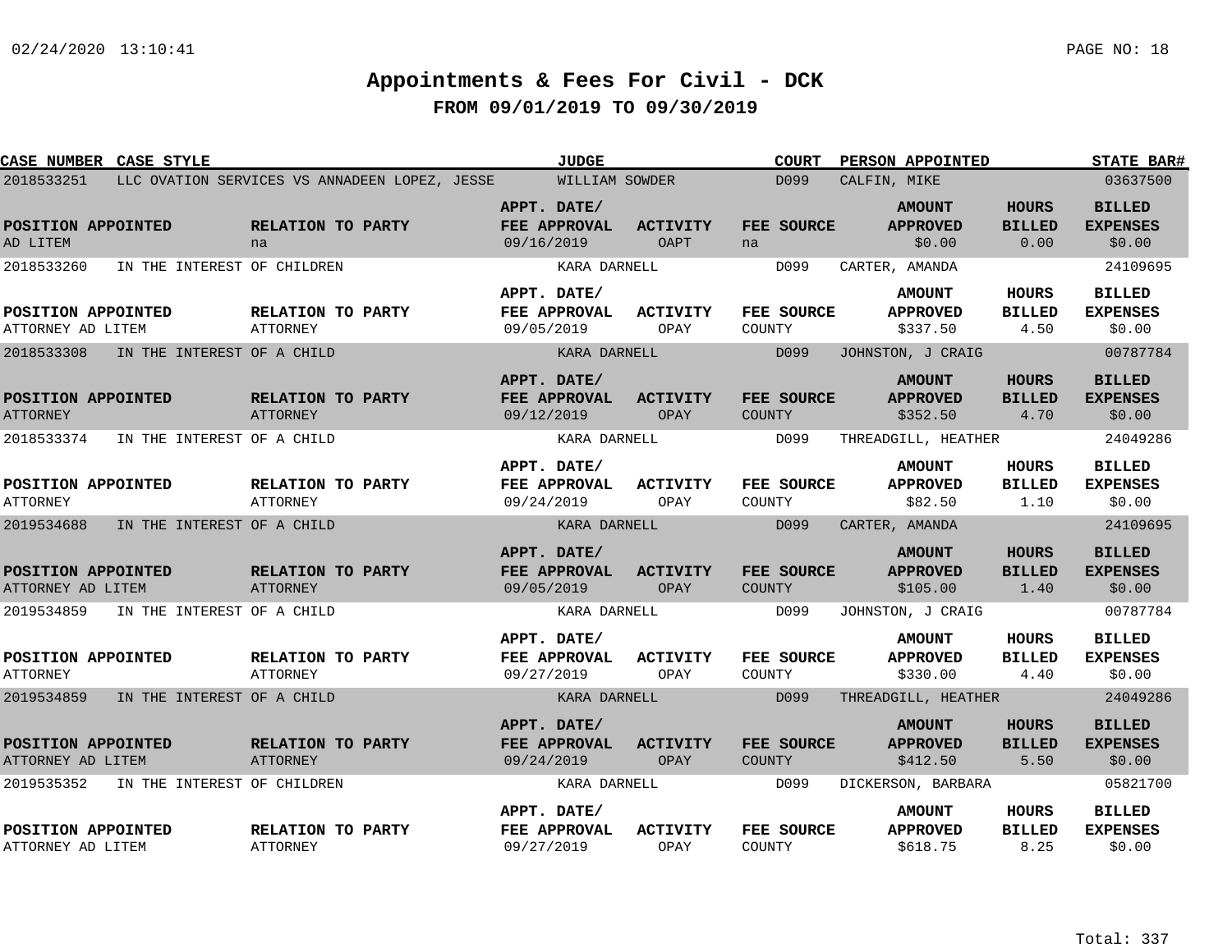# Appointments & Fees For Civil - DCK

## FROM 09/01/2019 TO 09/30/2019

| CASE NUMBER | CASE STYLE | JUDGE | COURT | PERSON APPOINTED | STATE BAR# |
|---|---|---|---|---|---|
| 2018533251 | LLC OVATION SERVICES VS ANNADEEN LOPEZ, JESSE | WILLIAM SOWDER | D099 | CALFIN, MIKE | 03637500 |

| POSITION APPOINTED | RELATION TO PARTY | APPT. DATE/ FEE APPROVAL | ACTIVITY | FEE SOURCE | AMOUNT APPROVED | HOURS BILLED | BILLED EXPENSES |
|---|---|---|---|---|---|---|---|
| AD LITEM | na | 09/16/2019 | OAPT | na | $0.00 | 0.00 | $0.00 |

| CASE NUMBER | CASE STYLE | JUDGE | COURT | PERSON APPOINTED | STATE BAR# |
|---|---|---|---|---|---|
| 2018533260 | IN THE INTEREST OF CHILDREN | KARA DARNELL | D099 | CARTER, AMANDA | 24109695 |

| POSITION APPOINTED | RELATION TO PARTY | APPT. DATE/ FEE APPROVAL | ACTIVITY | FEE SOURCE | AMOUNT APPROVED | HOURS BILLED | BILLED EXPENSES |
|---|---|---|---|---|---|---|---|
| ATTORNEY AD LITEM | ATTORNEY | 09/05/2019 | OPAY | COUNTY | $337.50 | 4.50 | $0.00 |

| CASE NUMBER | CASE STYLE | JUDGE | COURT | PERSON APPOINTED | STATE BAR# |
|---|---|---|---|---|---|
| 2018533308 | IN THE INTEREST OF A CHILD | KARA DARNELL | D099 | JOHNSTON, J CRAIG | 00787784 |

| POSITION APPOINTED | RELATION TO PARTY | APPT. DATE/ FEE APPROVAL | ACTIVITY | FEE SOURCE | AMOUNT APPROVED | HOURS BILLED | BILLED EXPENSES |
|---|---|---|---|---|---|---|---|
| ATTORNEY | ATTORNEY | 09/12/2019 | OPAY | COUNTY | $352.50 | 4.70 | $0.00 |

| CASE NUMBER | CASE STYLE | JUDGE | COURT | PERSON APPOINTED | STATE BAR# |
|---|---|---|---|---|---|
| 2018533374 | IN THE INTEREST OF A CHILD | KARA DARNELL | D099 | THREADGILL, HEATHER | 24049286 |

| POSITION APPOINTED | RELATION TO PARTY | APPT. DATE/ FEE APPROVAL | ACTIVITY | FEE SOURCE | AMOUNT APPROVED | HOURS BILLED | BILLED EXPENSES |
|---|---|---|---|---|---|---|---|
| ATTORNEY | ATTORNEY | 09/24/2019 | OPAY | COUNTY | $82.50 | 1.10 | $0.00 |

| CASE NUMBER | CASE STYLE | JUDGE | COURT | PERSON APPOINTED | STATE BAR# |
|---|---|---|---|---|---|
| 2019534688 | IN THE INTEREST OF A CHILD | KARA DARNELL | D099 | CARTER, AMANDA | 24109695 |

| POSITION APPOINTED | RELATION TO PARTY | APPT. DATE/ FEE APPROVAL | ACTIVITY | FEE SOURCE | AMOUNT APPROVED | HOURS BILLED | BILLED EXPENSES |
|---|---|---|---|---|---|---|---|
| ATTORNEY AD LITEM | ATTORNEY | 09/05/2019 | OPAY | COUNTY | $105.00 | 1.40 | $0.00 |

| CASE NUMBER | CASE STYLE | JUDGE | COURT | PERSON APPOINTED | STATE BAR# |
|---|---|---|---|---|---|
| 2019534859 | IN THE INTEREST OF A CHILD | KARA DARNELL | D099 | JOHNSTON, J CRAIG | 00787784 |

| POSITION APPOINTED | RELATION TO PARTY | APPT. DATE/ FEE APPROVAL | ACTIVITY | FEE SOURCE | AMOUNT APPROVED | HOURS BILLED | BILLED EXPENSES |
|---|---|---|---|---|---|---|---|
| ATTORNEY | ATTORNEY | 09/27/2019 | OPAY | COUNTY | $330.00 | 4.40 | $0.00 |

| CASE NUMBER | CASE STYLE | JUDGE | COURT | PERSON APPOINTED | STATE BAR# |
|---|---|---|---|---|---|
| 2019534859 | IN THE INTEREST OF A CHILD | KARA DARNELL | D099 | THREADGILL, HEATHER | 24049286 |

| POSITION APPOINTED | RELATION TO PARTY | APPT. DATE/ FEE APPROVAL | ACTIVITY | FEE SOURCE | AMOUNT APPROVED | HOURS BILLED | BILLED EXPENSES |
|---|---|---|---|---|---|---|---|
| ATTORNEY AD LITEM | ATTORNEY | 09/24/2019 | OPAY | COUNTY | $412.50 | 5.50 | $0.00 |

| CASE NUMBER | CASE STYLE | JUDGE | COURT | PERSON APPOINTED | STATE BAR# |
|---|---|---|---|---|---|
| 2019535352 | IN THE INTEREST OF CHILDREN | KARA DARNELL | D099 | DICKERSON, BARBARA | 05821700 |

| POSITION APPOINTED | RELATION TO PARTY | APPT. DATE/ FEE APPROVAL | ACTIVITY | FEE SOURCE | AMOUNT APPROVED | HOURS BILLED | BILLED EXPENSES |
|---|---|---|---|---|---|---|---|
| ATTORNEY AD LITEM | ATTORNEY | 09/27/2019 | OPAY | COUNTY | $618.75 | 8.25 | $0.00 |

Total: 337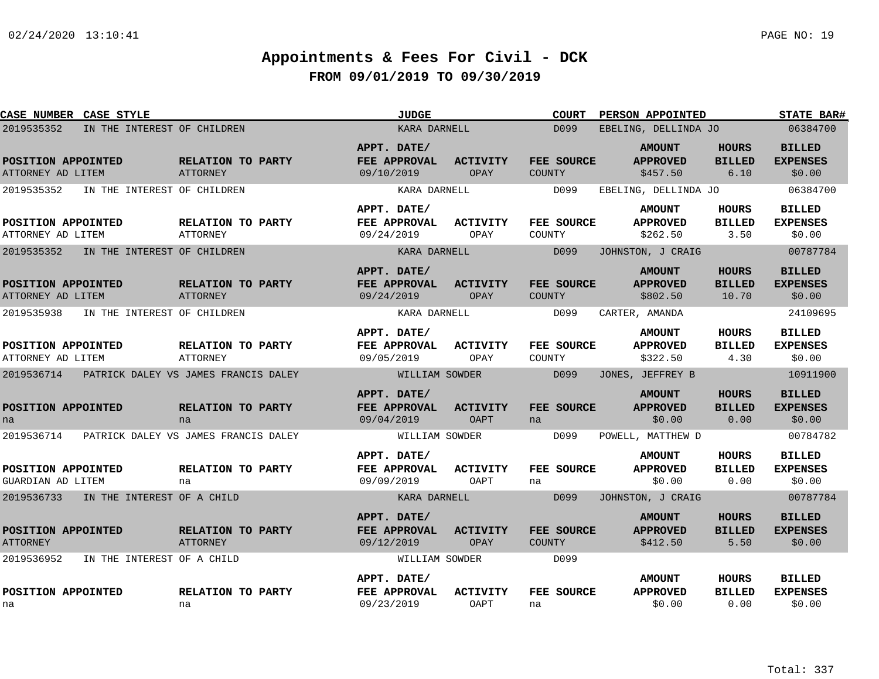# Appointments & Fees For Civil - DCK

## FROM 09/01/2019 TO 09/30/2019

| CASE NUMBER | CASE STYLE | JUDGE | COURT | PERSON APPOINTED | STATE BAR# |
|---|---|---|---|---|---|
| 2019535352 | IN THE INTEREST OF CHILDREN | KARA DARNELL | D099 | EBELING, DELLINDA JO | 06384700 |

| POSITION APPOINTED | RELATION TO PARTY | APPT. DATE/ FEE APPROVAL | ACTIVITY | FEE SOURCE | AMOUNT APPROVED | HOURS BILLED | BILLED EXPENSES |
|---|---|---|---|---|---|---|---|
| ATTORNEY AD LITEM | ATTORNEY | 09/10/2019 | OPAY | COUNTY | $457.50 | 6.10 | $0.00 |

| CASE NUMBER | CASE STYLE | JUDGE | COURT | PERSON APPOINTED | STATE BAR# |
|---|---|---|---|---|---|
| 2019535352 | IN THE INTEREST OF CHILDREN | KARA DARNELL | D099 | EBELING, DELLINDA JO | 06384700 |

| POSITION APPOINTED | RELATION TO PARTY | APPT. DATE/ FEE APPROVAL | ACTIVITY | FEE SOURCE | AMOUNT APPROVED | HOURS BILLED | BILLED EXPENSES |
|---|---|---|---|---|---|---|---|
| ATTORNEY AD LITEM | ATTORNEY | 09/24/2019 | OPAY | COUNTY | $262.50 | 3.50 | $0.00 |

| CASE NUMBER | CASE STYLE | JUDGE | COURT | PERSON APPOINTED | STATE BAR# |
|---|---|---|---|---|---|
| 2019535352 | IN THE INTEREST OF CHILDREN | KARA DARNELL | D099 | JOHNSTON, J CRAIG | 00787784 |

| POSITION APPOINTED | RELATION TO PARTY | APPT. DATE/ FEE APPROVAL | ACTIVITY | FEE SOURCE | AMOUNT APPROVED | HOURS BILLED | BILLED EXPENSES |
|---|---|---|---|---|---|---|---|
| ATTORNEY AD LITEM | ATTORNEY | 09/24/2019 | OPAY | COUNTY | $802.50 | 10.70 | $0.00 |

| CASE NUMBER | CASE STYLE | JUDGE | COURT | PERSON APPOINTED | STATE BAR# |
|---|---|---|---|---|---|
| 2019535938 | IN THE INTEREST OF CHILDREN | KARA DARNELL | D099 | CARTER, AMANDA | 24109695 |

| POSITION APPOINTED | RELATION TO PARTY | APPT. DATE/ FEE APPROVAL | ACTIVITY | FEE SOURCE | AMOUNT APPROVED | HOURS BILLED | BILLED EXPENSES |
|---|---|---|---|---|---|---|---|
| ATTORNEY AD LITEM | ATTORNEY | 09/05/2019 | OPAY | COUNTY | $322.50 | 4.30 | $0.00 |

| CASE NUMBER | CASE STYLE | JUDGE | COURT | PERSON APPOINTED | STATE BAR# |
|---|---|---|---|---|---|
| 2019536714 | PATRICK DALEY VS JAMES FRANCIS DALEY | WILLIAM SOWDER | D099 | JONES, JEFFREY B | 10911900 |

| POSITION APPOINTED | RELATION TO PARTY | APPT. DATE/ FEE APPROVAL | ACTIVITY | FEE SOURCE | AMOUNT APPROVED | HOURS BILLED | BILLED EXPENSES |
|---|---|---|---|---|---|---|---|
| na | na | 09/04/2019 | OAPT | na | $0.00 | 0.00 | $0.00 |

| CASE NUMBER | CASE STYLE | JUDGE | COURT | PERSON APPOINTED | STATE BAR# |
|---|---|---|---|---|---|
| 2019536714 | PATRICK DALEY VS JAMES FRANCIS DALEY | WILLIAM SOWDER | D099 | POWELL, MATTHEW D | 00784782 |

| POSITION APPOINTED | RELATION TO PARTY | APPT. DATE/ FEE APPROVAL | ACTIVITY | FEE SOURCE | AMOUNT APPROVED | HOURS BILLED | BILLED EXPENSES |
|---|---|---|---|---|---|---|---|
| GUARDIAN AD LITEM | na | 09/09/2019 | OAPT | na | $0.00 | 0.00 | $0.00 |

| CASE NUMBER | CASE STYLE | JUDGE | COURT | PERSON APPOINTED | STATE BAR# |
|---|---|---|---|---|---|
| 2019536733 | IN THE INTEREST OF A CHILD | KARA DARNELL | D099 | JOHNSTON, J CRAIG | 00787784 |

| POSITION APPOINTED | RELATION TO PARTY | APPT. DATE/ FEE APPROVAL | ACTIVITY | FEE SOURCE | AMOUNT APPROVED | HOURS BILLED | BILLED EXPENSES |
|---|---|---|---|---|---|---|---|
| ATTORNEY | ATTORNEY | 09/12/2019 | OPAY | COUNTY | $412.50 | 5.50 | $0.00 |

| CASE NUMBER | CASE STYLE | JUDGE | COURT | PERSON APPOINTED | STATE BAR# |
|---|---|---|---|---|---|
| 2019536952 | IN THE INTEREST OF A CHILD | WILLIAM SOWDER | D099 | | |

| POSITION APPOINTED | RELATION TO PARTY | APPT. DATE/ FEE APPROVAL | ACTIVITY | FEE SOURCE | AMOUNT APPROVED | HOURS BILLED | BILLED EXPENSES |
|---|---|---|---|---|---|---|---|
| na | na | 09/23/2019 | OAPT | na | $0.00 | 0.00 | $0.00 |

Total: 337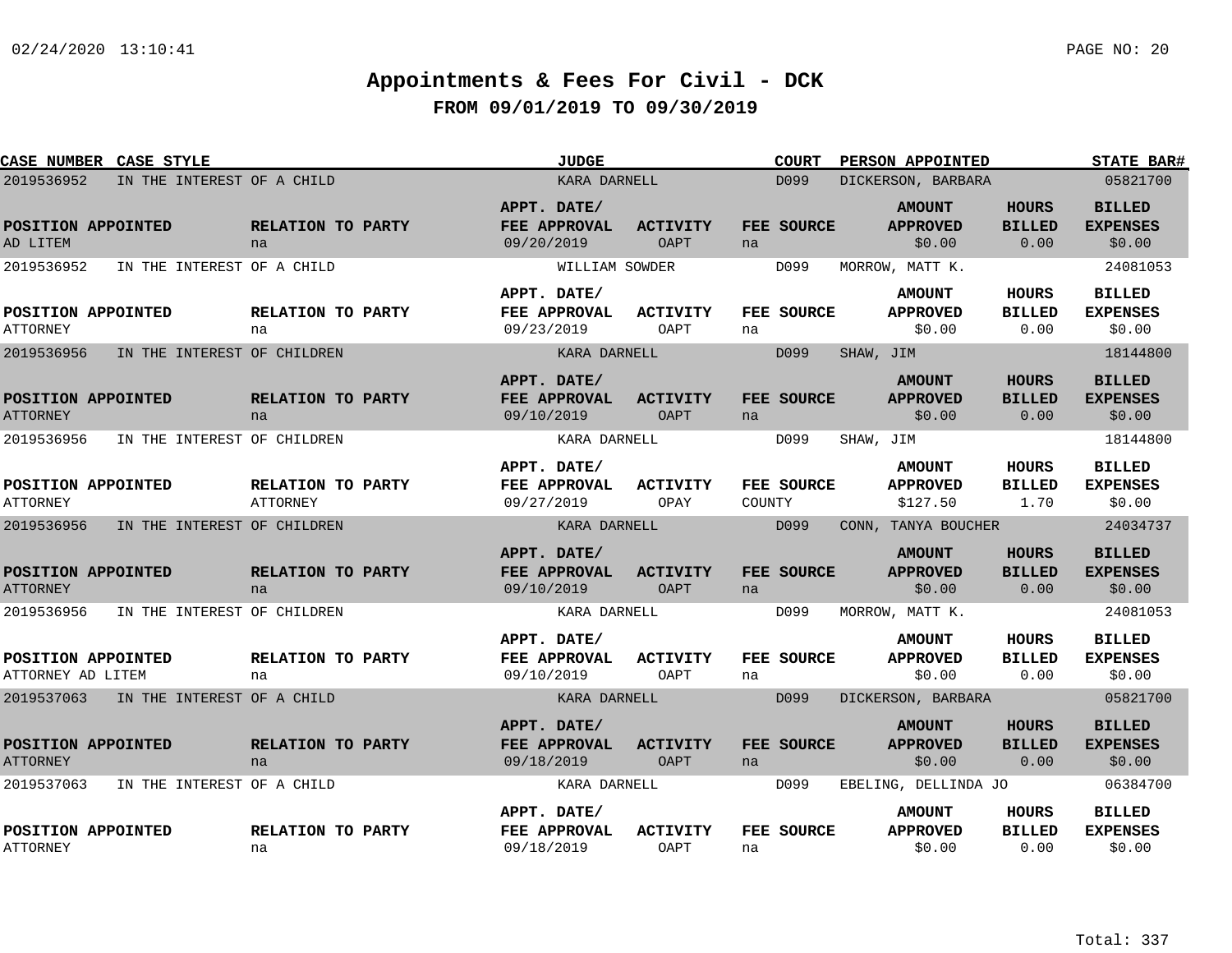# Appointments & Fees For Civil - DCK

## FROM 09/01/2019 TO 09/30/2019

| CASE NUMBER | CASE STYLE | JUDGE | COURT | PERSON APPOINTED | STATE BAR# |
|---|---|---|---|---|---|
| 2019536952 | IN THE INTEREST OF A CHILD | KARA DARNELL | D099 | DICKERSON, BARBARA | 05821700 |

| POSITION APPOINTED | RELATION TO PARTY | APPT. DATE/ FEE APPROVAL | ACTIVITY | FEE SOURCE | AMOUNT APPROVED | HOURS BILLED | BILLED EXPENSES |
|---|---|---|---|---|---|---|---|
| AD LITEM | na | 09/20/2019 | OAPT | na | $0.00 | 0.00 | $0.00 |

| CASE NUMBER | CASE STYLE | JUDGE | COURT | PERSON APPOINTED | STATE BAR# |
|---|---|---|---|---|---|
| 2019536952 | IN THE INTEREST OF A CHILD | WILLIAM SOWDER | D099 | MORROW, MATT K. | 24081053 |

| POSITION APPOINTED | RELATION TO PARTY | APPT. DATE/ FEE APPROVAL | ACTIVITY | FEE SOURCE | AMOUNT APPROVED | HOURS BILLED | BILLED EXPENSES |
|---|---|---|---|---|---|---|---|
| ATTORNEY | na | 09/23/2019 | OAPT | na | $0.00 | 0.00 | $0.00 |

| CASE NUMBER | CASE STYLE | JUDGE | COURT | PERSON APPOINTED | STATE BAR# |
|---|---|---|---|---|---|
| 2019536956 | IN THE INTEREST OF CHILDREN | KARA DARNELL | D099 | SHAW, JIM | 18144800 |

| POSITION APPOINTED | RELATION TO PARTY | APPT. DATE/ FEE APPROVAL | ACTIVITY | FEE SOURCE | AMOUNT APPROVED | HOURS BILLED | BILLED EXPENSES |
|---|---|---|---|---|---|---|---|
| ATTORNEY | na | 09/10/2019 | OAPT | na | $0.00 | 0.00 | $0.00 |

| CASE NUMBER | CASE STYLE | JUDGE | COURT | PERSON APPOINTED | STATE BAR# |
|---|---|---|---|---|---|
| 2019536956 | IN THE INTEREST OF CHILDREN | KARA DARNELL | D099 | SHAW, JIM | 18144800 |

| POSITION APPOINTED | RELATION TO PARTY | APPT. DATE/ FEE APPROVAL | ACTIVITY | FEE SOURCE | AMOUNT APPROVED | HOURS BILLED | BILLED EXPENSES |
|---|---|---|---|---|---|---|---|
| ATTORNEY | ATTORNEY | 09/27/2019 | OPAY | COUNTY | $127.50 | 1.70 | $0.00 |

| CASE NUMBER | CASE STYLE | JUDGE | COURT | PERSON APPOINTED | STATE BAR# |
|---|---|---|---|---|---|
| 2019536956 | IN THE INTEREST OF CHILDREN | KARA DARNELL | D099 | CONN, TANYA BOUCHER | 24034737 |

| POSITION APPOINTED | RELATION TO PARTY | APPT. DATE/ FEE APPROVAL | ACTIVITY | FEE SOURCE | AMOUNT APPROVED | HOURS BILLED | BILLED EXPENSES |
|---|---|---|---|---|---|---|---|
| ATTORNEY | na | 09/10/2019 | OAPT | na | $0.00 | 0.00 | $0.00 |

| CASE NUMBER | CASE STYLE | JUDGE | COURT | PERSON APPOINTED | STATE BAR# |
|---|---|---|---|---|---|
| 2019536956 | IN THE INTEREST OF CHILDREN | KARA DARNELL | D099 | MORROW, MATT K. | 24081053 |

| POSITION APPOINTED | RELATION TO PARTY | APPT. DATE/ FEE APPROVAL | ACTIVITY | FEE SOURCE | AMOUNT APPROVED | HOURS BILLED | BILLED EXPENSES |
|---|---|---|---|---|---|---|---|
| ATTORNEY AD LITEM | na | 09/10/2019 | OAPT | na | $0.00 | 0.00 | $0.00 |

| CASE NUMBER | CASE STYLE | JUDGE | COURT | PERSON APPOINTED | STATE BAR# |
|---|---|---|---|---|---|
| 2019537063 | IN THE INTEREST OF A CHILD | KARA DARNELL | D099 | DICKERSON, BARBARA | 05821700 |

| POSITION APPOINTED | RELATION TO PARTY | APPT. DATE/ FEE APPROVAL | ACTIVITY | FEE SOURCE | AMOUNT APPROVED | HOURS BILLED | BILLED EXPENSES |
|---|---|---|---|---|---|---|---|
| ATTORNEY | na | 09/18/2019 | OAPT | na | $0.00 | 0.00 | $0.00 |

| CASE NUMBER | CASE STYLE | JUDGE | COURT | PERSON APPOINTED | STATE BAR# |
|---|---|---|---|---|---|
| 2019537063 | IN THE INTEREST OF A CHILD | KARA DARNELL | D099 | EBELING, DELLINDA JO | 06384700 |

| POSITION APPOINTED | RELATION TO PARTY | APPT. DATE/ FEE APPROVAL | ACTIVITY | FEE SOURCE | AMOUNT APPROVED | HOURS BILLED | BILLED EXPENSES |
|---|---|---|---|---|---|---|---|
| ATTORNEY | na | 09/18/2019 | OAPT | na | $0.00 | 0.00 | $0.00 |

Total: 337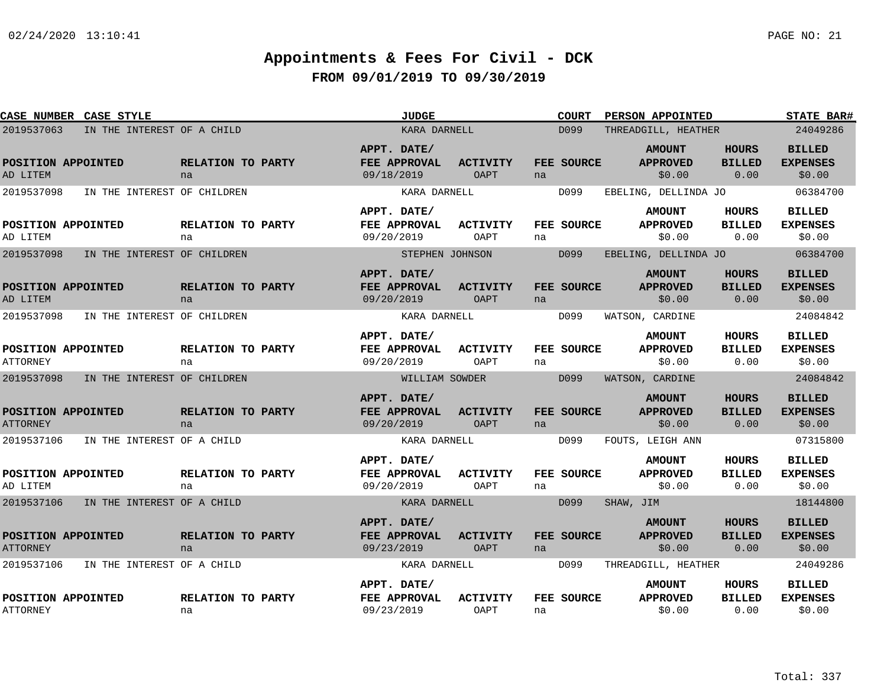# Appointments & Fees For Civil - DCK

## FROM 09/01/2019 TO 09/30/2019

| CASE NUMBER | CASE STYLE | JUDGE | COURT | PERSON APPOINTED | STATE BAR# |
|---|---|---|---|---|---|
| 2019537063 | IN THE INTEREST OF A CHILD | KARA DARNELL | D099 | THREADGILL, HEATHER | 24049286 |

| POSITION APPOINTED | RELATION TO PARTY | APPT. DATE/ FEE APPROVAL | ACTIVITY | FEE SOURCE | AMOUNT APPROVED | HOURS BILLED | BILLED EXPENSES |
|---|---|---|---|---|---|---|---|
| AD LITEM | na | 09/18/2019 | OAPT | na | $0.00 | 0.00 | $0.00 |

| CASE NUMBER | CASE STYLE | JUDGE | COURT | PERSON APPOINTED | STATE BAR# |
|---|---|---|---|---|---|
| 2019537098 | IN THE INTEREST OF CHILDREN | KARA DARNELL | D099 | EBELING, DELLINDA JO | 06384700 |

| POSITION APPOINTED | RELATION TO PARTY | APPT. DATE/ FEE APPROVAL | ACTIVITY | FEE SOURCE | AMOUNT APPROVED | HOURS BILLED | BILLED EXPENSES |
|---|---|---|---|---|---|---|---|
| AD LITEM | na | 09/20/2019 | OAPT | na | $0.00 | 0.00 | $0.00 |

| CASE NUMBER | CASE STYLE | JUDGE | COURT | PERSON APPOINTED | STATE BAR# |
|---|---|---|---|---|---|
| 2019537098 | IN THE INTEREST OF CHILDREN | STEPHEN JOHNSON | D099 | EBELING, DELLINDA JO | 06384700 |

| POSITION APPOINTED | RELATION TO PARTY | APPT. DATE/ FEE APPROVAL | ACTIVITY | FEE SOURCE | AMOUNT APPROVED | HOURS BILLED | BILLED EXPENSES |
|---|---|---|---|---|---|---|---|
| AD LITEM | na | 09/20/2019 | OAPT | na | $0.00 | 0.00 | $0.00 |

| CASE NUMBER | CASE STYLE | JUDGE | COURT | PERSON APPOINTED | STATE BAR# |
|---|---|---|---|---|---|
| 2019537098 | IN THE INTEREST OF CHILDREN | KARA DARNELL | D099 | WATSON, CARDINE | 24084842 |

| POSITION APPOINTED | RELATION TO PARTY | APPT. DATE/ FEE APPROVAL | ACTIVITY | FEE SOURCE | AMOUNT APPROVED | HOURS BILLED | BILLED EXPENSES |
|---|---|---|---|---|---|---|---|
| ATTORNEY | na | 09/20/2019 | OAPT | na | $0.00 | 0.00 | $0.00 |

| CASE NUMBER | CASE STYLE | JUDGE | COURT | PERSON APPOINTED | STATE BAR# |
|---|---|---|---|---|---|
| 2019537098 | IN THE INTEREST OF CHILDREN | WILLIAM SOWDER | D099 | WATSON, CARDINE | 24084842 |

| POSITION APPOINTED | RELATION TO PARTY | APPT. DATE/ FEE APPROVAL | ACTIVITY | FEE SOURCE | AMOUNT APPROVED | HOURS BILLED | BILLED EXPENSES |
|---|---|---|---|---|---|---|---|
| ATTORNEY | na | 09/20/2019 | OAPT | na | $0.00 | 0.00 | $0.00 |

| CASE NUMBER | CASE STYLE | JUDGE | COURT | PERSON APPOINTED | STATE BAR# |
|---|---|---|---|---|---|
| 2019537106 | IN THE INTEREST OF A CHILD | KARA DARNELL | D099 | FOUTS, LEIGH ANN | 07315800 |

| POSITION APPOINTED | RELATION TO PARTY | APPT. DATE/ FEE APPROVAL | ACTIVITY | FEE SOURCE | AMOUNT APPROVED | HOURS BILLED | BILLED EXPENSES |
|---|---|---|---|---|---|---|---|
| AD LITEM | na | 09/20/2019 | OAPT | na | $0.00 | 0.00 | $0.00 |

| CASE NUMBER | CASE STYLE | JUDGE | COURT | PERSON APPOINTED | STATE BAR# |
|---|---|---|---|---|---|
| 2019537106 | IN THE INTEREST OF A CHILD | KARA DARNELL | D099 | SHAW, JIM | 18144800 |

| POSITION APPOINTED | RELATION TO PARTY | APPT. DATE/ FEE APPROVAL | ACTIVITY | FEE SOURCE | AMOUNT APPROVED | HOURS BILLED | BILLED EXPENSES |
|---|---|---|---|---|---|---|---|
| ATTORNEY | na | 09/23/2019 | OAPT | na | $0.00 | 0.00 | $0.00 |

| CASE NUMBER | CASE STYLE | JUDGE | COURT | PERSON APPOINTED | STATE BAR# |
|---|---|---|---|---|---|
| 2019537106 | IN THE INTEREST OF A CHILD | KARA DARNELL | D099 | THREADGILL, HEATHER | 24049286 |

| POSITION APPOINTED | RELATION TO PARTY | APPT. DATE/ FEE APPROVAL | ACTIVITY | FEE SOURCE | AMOUNT APPROVED | HOURS BILLED | BILLED EXPENSES |
|---|---|---|---|---|---|---|---|
| ATTORNEY | na | 09/23/2019 | OAPT | na | $0.00 | 0.00 | $0.00 |

Total: 337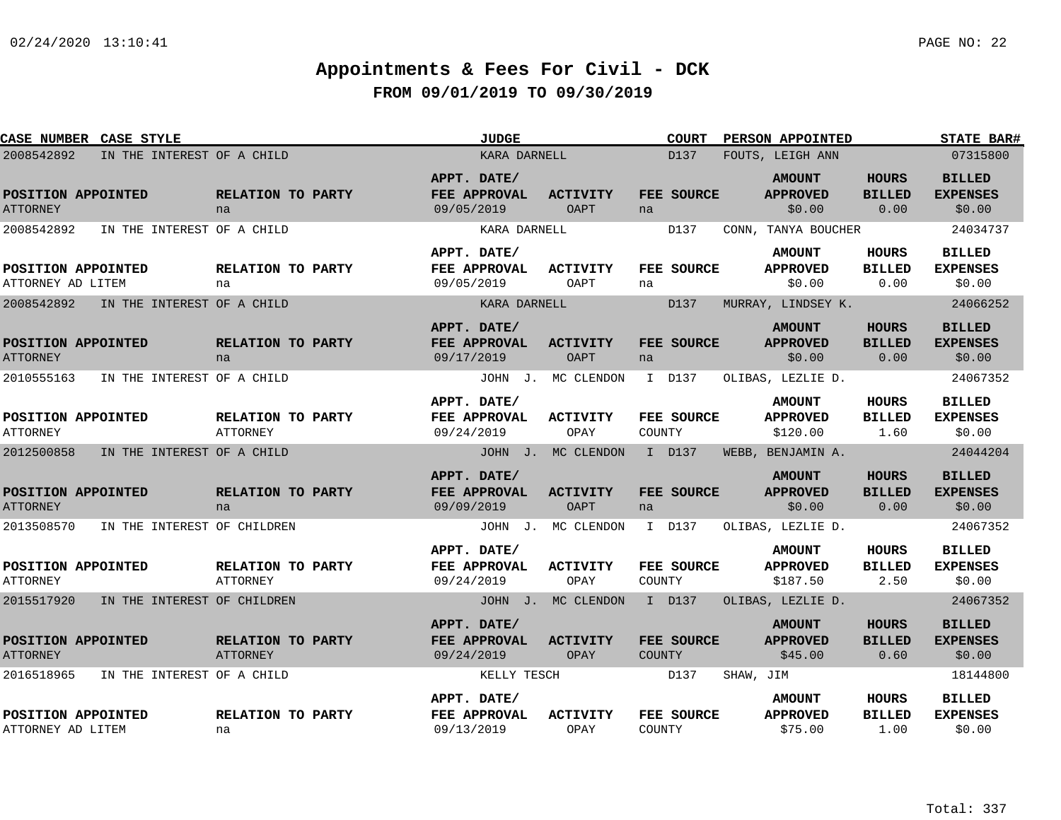# Appointments & Fees For Civil - DCK

## FROM 09/01/2019 TO 09/30/2019

| CASE NUMBER | CASE STYLE | JUDGE | COURT | PERSON APPOINTED | STATE BAR# |
|---|---|---|---|---|---|
| 2008542892 | IN THE INTEREST OF A CHILD | KARA DARNELL | D137 | FOUTS, LEIGH ANN | 07315800 |

| POSITION APPOINTED | RELATION TO PARTY | APPT. DATE/ FEE APPROVAL | ACTIVITY | FEE SOURCE | AMOUNT APPROVED | HOURS BILLED | BILLED EXPENSES |
|---|---|---|---|---|---|---|---|
| ATTORNEY | na | 09/05/2019 | OAPT | na | $0.00 | 0.00 | $0.00 |

| CASE NUMBER | CASE STYLE | JUDGE | COURT | PERSON APPOINTED | STATE BAR# |
|---|---|---|---|---|---|
| 2008542892 | IN THE INTEREST OF A CHILD | KARA DARNELL | D137 | CONN, TANYA BOUCHER | 24034737 |

| POSITION APPOINTED | RELATION TO PARTY | APPT. DATE/ FEE APPROVAL | ACTIVITY | FEE SOURCE | AMOUNT APPROVED | HOURS BILLED | BILLED EXPENSES |
|---|---|---|---|---|---|---|---|
| ATTORNEY AD LITEM | na | 09/05/2019 | OAPT | na | $0.00 | 0.00 | $0.00 |

| CASE NUMBER | CASE STYLE | JUDGE | COURT | PERSON APPOINTED | STATE BAR# |
|---|---|---|---|---|---|
| 2008542892 | IN THE INTEREST OF A CHILD | KARA DARNELL | D137 | MURRAY, LINDSEY K. | 24066252 |

| POSITION APPOINTED | RELATION TO PARTY | APPT. DATE/ FEE APPROVAL | ACTIVITY | FEE SOURCE | AMOUNT APPROVED | HOURS BILLED | BILLED EXPENSES |
|---|---|---|---|---|---|---|---|
| ATTORNEY | na | 09/17/2019 | OAPT | na | $0.00 | 0.00 | $0.00 |

| CASE NUMBER | CASE STYLE | JUDGE | COURT | PERSON APPOINTED | STATE BAR# |
|---|---|---|---|---|---|
| 2010555163 | IN THE INTEREST OF A CHILD | JOHN J. MC CLENDON I | D137 | OLIBAS, LEZLIE D. | 24067352 |

| POSITION APPOINTED | RELATION TO PARTY | APPT. DATE/ FEE APPROVAL | ACTIVITY | FEE SOURCE | AMOUNT APPROVED | HOURS BILLED | BILLED EXPENSES |
|---|---|---|---|---|---|---|---|
| ATTORNEY | ATTORNEY | 09/24/2019 | OPAY | COUNTY | $120.00 | 1.60 | $0.00 |

| CASE NUMBER | CASE STYLE | JUDGE | COURT | PERSON APPOINTED | STATE BAR# |
|---|---|---|---|---|---|
| 2012500858 | IN THE INTEREST OF A CHILD | JOHN J. MC CLENDON I | D137 | WEBB, BENJAMIN A. | 24044204 |

| POSITION APPOINTED | RELATION TO PARTY | APPT. DATE/ FEE APPROVAL | ACTIVITY | FEE SOURCE | AMOUNT APPROVED | HOURS BILLED | BILLED EXPENSES |
|---|---|---|---|---|---|---|---|
| ATTORNEY | na | 09/09/2019 | OAPT | na | $0.00 | 0.00 | $0.00 |

| CASE NUMBER | CASE STYLE | JUDGE | COURT | PERSON APPOINTED | STATE BAR# |
|---|---|---|---|---|---|
| 2013508570 | IN THE INTEREST OF CHILDREN | JOHN J. MC CLENDON I | D137 | OLIBAS, LEZLIE D. | 24067352 |

| POSITION APPOINTED | RELATION TO PARTY | APPT. DATE/ FEE APPROVAL | ACTIVITY | FEE SOURCE | AMOUNT APPROVED | HOURS BILLED | BILLED EXPENSES |
|---|---|---|---|---|---|---|---|
| ATTORNEY | ATTORNEY | 09/24/2019 | OPAY | COUNTY | $187.50 | 2.50 | $0.00 |

| CASE NUMBER | CASE STYLE | JUDGE | COURT | PERSON APPOINTED | STATE BAR# |
|---|---|---|---|---|---|
| 2015517920 | IN THE INTEREST OF CHILDREN | JOHN J. MC CLENDON I | D137 | OLIBAS, LEZLIE D. | 24067352 |

| POSITION APPOINTED | RELATION TO PARTY | APPT. DATE/ FEE APPROVAL | ACTIVITY | FEE SOURCE | AMOUNT APPROVED | HOURS BILLED | BILLED EXPENSES |
|---|---|---|---|---|---|---|---|
| ATTORNEY | ATTORNEY | 09/24/2019 | OPAY | COUNTY | $45.00 | 0.60 | $0.00 |

| CASE NUMBER | CASE STYLE | JUDGE | COURT | PERSON APPOINTED | STATE BAR# |
|---|---|---|---|---|---|
| 2016518965 | IN THE INTEREST OF A CHILD | KELLY TESCH | D137 | SHAW, JIM | 18144800 |

| POSITION APPOINTED | RELATION TO PARTY | APPT. DATE/ FEE APPROVAL | ACTIVITY | FEE SOURCE | AMOUNT APPROVED | HOURS BILLED | BILLED EXPENSES |
|---|---|---|---|---|---|---|---|
| ATTORNEY AD LITEM | na | 09/13/2019 | OPAY | COUNTY | $75.00 | 1.00 | $0.00 |

Total: 337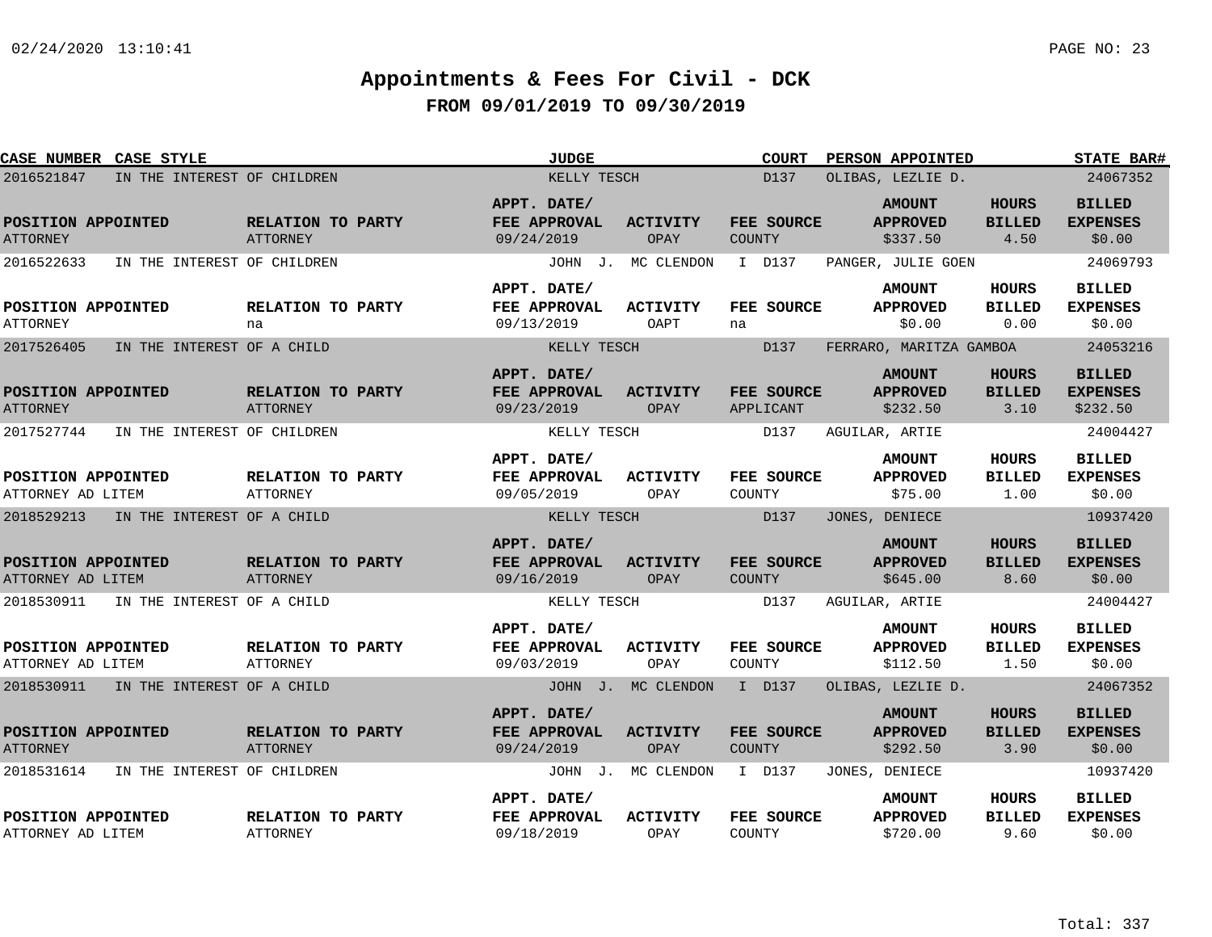# Appointments & Fees For Civil - DCK

## FROM 09/01/2019 TO 09/30/2019

| CASE NUMBER | CASE STYLE | JUDGE | COURT | PERSON APPOINTED | STATE BAR# |
|---|---|---|---|---|---|
| 2016521847 | IN THE INTEREST OF CHILDREN | KELLY TESCH | D137 | OLIBAS, LEZLIE D. | 24067352 |

| POSITION APPOINTED | RELATION TO PARTY | APPT. DATE/ FEE APPROVAL | ACTIVITY | FEE SOURCE | AMOUNT APPROVED | HOURS BILLED | BILLED EXPENSES |
|---|---|---|---|---|---|---|---|
| ATTORNEY | ATTORNEY | 09/24/2019 | OPAY | COUNTY | $337.50 | 4.50 | $0.00 |

| CASE NUMBER | CASE STYLE | JUDGE | COURT | PERSON APPOINTED | STATE BAR# |
|---|---|---|---|---|---|
| 2016522633 | IN THE INTEREST OF CHILDREN | JOHN J. MC CLENDON I | D137 | PANGER, JULIE GOEN | 24069793 |

| POSITION APPOINTED | RELATION TO PARTY | APPT. DATE/ FEE APPROVAL | ACTIVITY | FEE SOURCE | AMOUNT APPROVED | HOURS BILLED | BILLED EXPENSES |
|---|---|---|---|---|---|---|---|
| ATTORNEY | na | 09/13/2019 | OAPT | na | $0.00 | 0.00 | $0.00 |

| CASE NUMBER | CASE STYLE | JUDGE | COURT | PERSON APPOINTED | STATE BAR# |
|---|---|---|---|---|---|
| 2017526405 | IN THE INTEREST OF A CHILD | KELLY TESCH | D137 | FERRARO, MARITZA GAMBOA | 24053216 |

| POSITION APPOINTED | RELATION TO PARTY | APPT. DATE/ FEE APPROVAL | ACTIVITY | FEE SOURCE | AMOUNT APPROVED | HOURS BILLED | BILLED EXPENSES |
|---|---|---|---|---|---|---|---|
| ATTORNEY | ATTORNEY | 09/23/2019 | OPAY | APPLICANT | $232.50 | 3.10 | $232.50 |

| CASE NUMBER | CASE STYLE | JUDGE | COURT | PERSON APPOINTED | STATE BAR# |
|---|---|---|---|---|---|
| 2017527744 | IN THE INTEREST OF CHILDREN | KELLY TESCH | D137 | AGUILAR, ARTIE | 24004427 |

| POSITION APPOINTED | RELATION TO PARTY | APPT. DATE/ FEE APPROVAL | ACTIVITY | FEE SOURCE | AMOUNT APPROVED | HOURS BILLED | BILLED EXPENSES |
|---|---|---|---|---|---|---|---|
| ATTORNEY AD LITEM | ATTORNEY | 09/05/2019 | OPAY | COUNTY | $75.00 | 1.00 | $0.00 |

| CASE NUMBER | CASE STYLE | JUDGE | COURT | PERSON APPOINTED | STATE BAR# |
|---|---|---|---|---|---|
| 2018529213 | IN THE INTEREST OF A CHILD | KELLY TESCH | D137 | JONES, DENIECE | 10937420 |

| POSITION APPOINTED | RELATION TO PARTY | APPT. DATE/ FEE APPROVAL | ACTIVITY | FEE SOURCE | AMOUNT APPROVED | HOURS BILLED | BILLED EXPENSES |
|---|---|---|---|---|---|---|---|
| ATTORNEY AD LITEM | ATTORNEY | 09/16/2019 | OPAY | COUNTY | $645.00 | 8.60 | $0.00 |

| CASE NUMBER | CASE STYLE | JUDGE | COURT | PERSON APPOINTED | STATE BAR# |
|---|---|---|---|---|---|
| 2018530911 | IN THE INTEREST OF A CHILD | KELLY TESCH | D137 | AGUILAR, ARTIE | 24004427 |

| POSITION APPOINTED | RELATION TO PARTY | APPT. DATE/ FEE APPROVAL | ACTIVITY | FEE SOURCE | AMOUNT APPROVED | HOURS BILLED | BILLED EXPENSES |
|---|---|---|---|---|---|---|---|
| ATTORNEY AD LITEM | ATTORNEY | 09/03/2019 | OPAY | COUNTY | $112.50 | 1.50 | $0.00 |

| CASE NUMBER | CASE STYLE | JUDGE | COURT | PERSON APPOINTED | STATE BAR# |
|---|---|---|---|---|---|
| 2018530911 | IN THE INTEREST OF A CHILD | JOHN J. MC CLENDON I | D137 | OLIBAS, LEZLIE D. | 24067352 |

| POSITION APPOINTED | RELATION TO PARTY | APPT. DATE/ FEE APPROVAL | ACTIVITY | FEE SOURCE | AMOUNT APPROVED | HOURS BILLED | BILLED EXPENSES |
|---|---|---|---|---|---|---|---|
| ATTORNEY | ATTORNEY | 09/24/2019 | OPAY | COUNTY | $292.50 | 3.90 | $0.00 |

| CASE NUMBER | CASE STYLE | JUDGE | COURT | PERSON APPOINTED | STATE BAR# |
|---|---|---|---|---|---|
| 2018531614 | IN THE INTEREST OF CHILDREN | JOHN J. MC CLENDON I | D137 | JONES, DENIECE | 10937420 |

| POSITION APPOINTED | RELATION TO PARTY | APPT. DATE/ FEE APPROVAL | ACTIVITY | FEE SOURCE | AMOUNT APPROVED | HOURS BILLED | BILLED EXPENSES |
|---|---|---|---|---|---|---|---|
| ATTORNEY AD LITEM | ATTORNEY | 09/18/2019 | OPAY | COUNTY | $720.00 | 9.60 | $0.00 |

Total: 337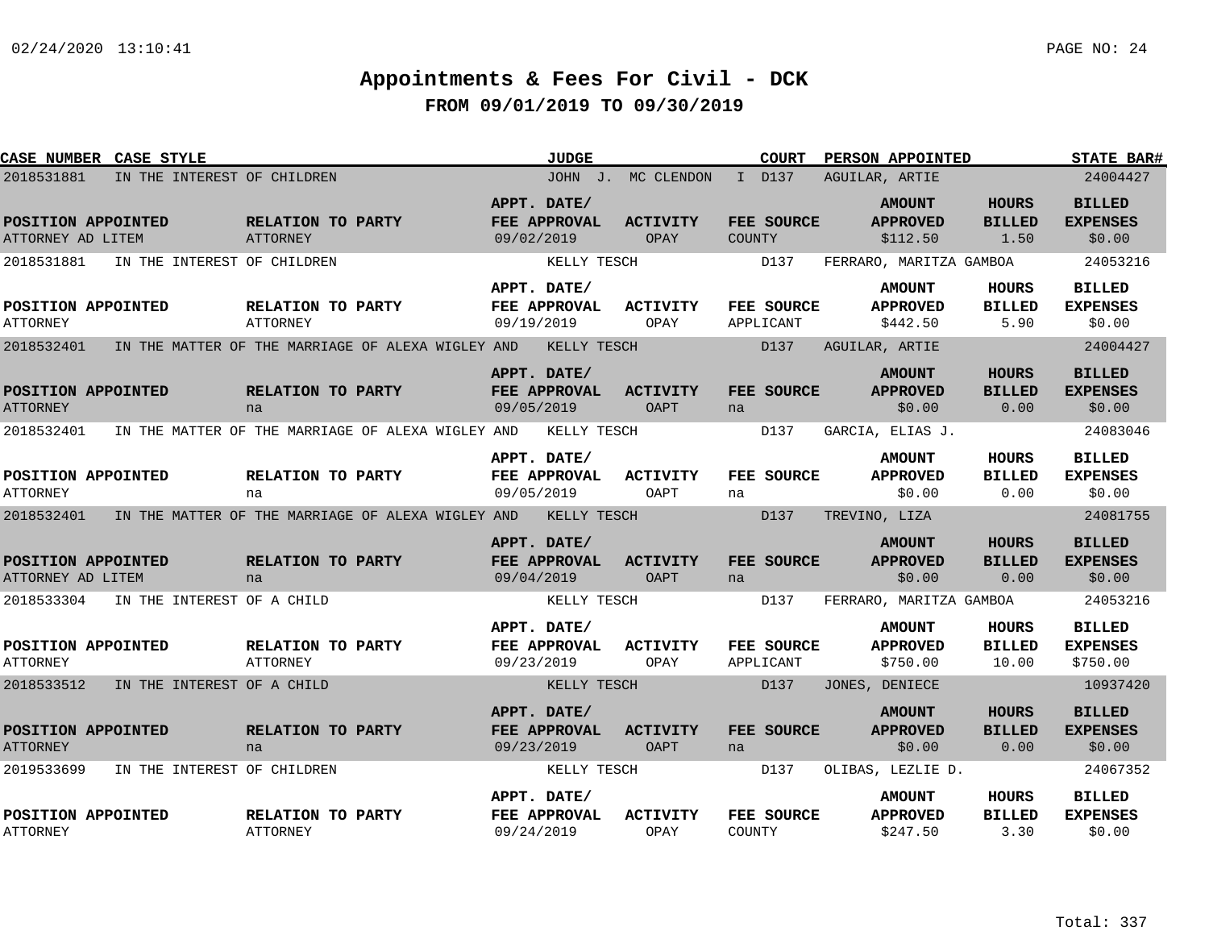# Appointments & Fees For Civil - DCK

## FROM 09/01/2019 TO 09/30/2019

| CASE NUMBER | CASE STYLE | JUDGE | COURT | PERSON APPOINTED | STATE BAR# |
|---|---|---|---|---|---|
| 2018531881 | IN THE INTEREST OF CHILDREN | JOHN J. MC CLENDON I | D137 | AGUILAR, ARTIE | 24004427 |

| POSITION APPOINTED | RELATION TO PARTY | APPT. DATE/ FEE APPROVAL | ACTIVITY | FEE SOURCE | AMOUNT APPROVED | HOURS BILLED | BILLED EXPENSES |
|---|---|---|---|---|---|---|---|
| ATTORNEY AD LITEM | ATTORNEY | 09/02/2019 | OPAY | COUNTY | $112.50 | 1.50 | $0.00 |

| CASE NUMBER | CASE STYLE | JUDGE | COURT | PERSON APPOINTED | STATE BAR# |
|---|---|---|---|---|---|
| 2018531881 | IN THE INTEREST OF CHILDREN | KELLY TESCH | D137 | FERRARO, MARITZA GAMBOA | 24053216 |

| POSITION APPOINTED | RELATION TO PARTY | APPT. DATE/ FEE APPROVAL | ACTIVITY | FEE SOURCE | AMOUNT APPROVED | HOURS BILLED | BILLED EXPENSES |
|---|---|---|---|---|---|---|---|
| ATTORNEY | ATTORNEY | 09/19/2019 | OPAY | APPLICANT | $442.50 | 5.90 | $0.00 |

| CASE NUMBER | CASE STYLE | JUDGE | COURT | PERSON APPOINTED | STATE BAR# |
|---|---|---|---|---|---|
| 2018532401 | IN THE MATTER OF THE MARRIAGE OF ALEXA WIGLEY AND | KELLY TESCH | D137 | AGUILAR, ARTIE | 24004427 |

| POSITION APPOINTED | RELATION TO PARTY | APPT. DATE/ FEE APPROVAL | ACTIVITY | FEE SOURCE | AMOUNT APPROVED | HOURS BILLED | BILLED EXPENSES |
|---|---|---|---|---|---|---|---|
| ATTORNEY | na | 09/05/2019 | OAPT | na | $0.00 | 0.00 | $0.00 |

| CASE NUMBER | CASE STYLE | JUDGE | COURT | PERSON APPOINTED | STATE BAR# |
|---|---|---|---|---|---|
| 2018532401 | IN THE MATTER OF THE MARRIAGE OF ALEXA WIGLEY AND | KELLY TESCH | D137 | GARCIA, ELIAS J. | 24083046 |

| POSITION APPOINTED | RELATION TO PARTY | APPT. DATE/ FEE APPROVAL | ACTIVITY | FEE SOURCE | AMOUNT APPROVED | HOURS BILLED | BILLED EXPENSES |
|---|---|---|---|---|---|---|---|
| ATTORNEY | na | 09/05/2019 | OAPT | na | $0.00 | 0.00 | $0.00 |

| CASE NUMBER | CASE STYLE | JUDGE | COURT | PERSON APPOINTED | STATE BAR# |
|---|---|---|---|---|---|
| 2018532401 | IN THE MATTER OF THE MARRIAGE OF ALEXA WIGLEY AND | KELLY TESCH | D137 | TREVINO, LIZA | 24081755 |

| POSITION APPOINTED | RELATION TO PARTY | APPT. DATE/ FEE APPROVAL | ACTIVITY | FEE SOURCE | AMOUNT APPROVED | HOURS BILLED | BILLED EXPENSES |
|---|---|---|---|---|---|---|---|
| ATTORNEY AD LITEM | na | 09/04/2019 | OAPT | na | $0.00 | 0.00 | $0.00 |

| CASE NUMBER | CASE STYLE | JUDGE | COURT | PERSON APPOINTED | STATE BAR# |
|---|---|---|---|---|---|
| 2018533304 | IN THE INTEREST OF A CHILD | KELLY TESCH | D137 | FERRARO, MARITZA GAMBOA | 24053216 |

| POSITION APPOINTED | RELATION TO PARTY | APPT. DATE/ FEE APPROVAL | ACTIVITY | FEE SOURCE | AMOUNT APPROVED | HOURS BILLED | BILLED EXPENSES |
|---|---|---|---|---|---|---|---|
| ATTORNEY | ATTORNEY | 09/23/2019 | OPAY | APPLICANT | $750.00 | 10.00 | $750.00 |

| CASE NUMBER | CASE STYLE | JUDGE | COURT | PERSON APPOINTED | STATE BAR# |
|---|---|---|---|---|---|
| 2018533512 | IN THE INTEREST OF A CHILD | KELLY TESCH | D137 | JONES, DENIECE | 10937420 |

| POSITION APPOINTED | RELATION TO PARTY | APPT. DATE/ FEE APPROVAL | ACTIVITY | FEE SOURCE | AMOUNT APPROVED | HOURS BILLED | BILLED EXPENSES |
|---|---|---|---|---|---|---|---|
| ATTORNEY | na | 09/23/2019 | OAPT | na | $0.00 | 0.00 | $0.00 |

| CASE NUMBER | CASE STYLE | JUDGE | COURT | PERSON APPOINTED | STATE BAR# |
|---|---|---|---|---|---|
| 2019533699 | IN THE INTEREST OF CHILDREN | KELLY TESCH | D137 | OLIBAS, LEZLIE D. | 24067352 |

| POSITION APPOINTED | RELATION TO PARTY | APPT. DATE/ FEE APPROVAL | ACTIVITY | FEE SOURCE | AMOUNT APPROVED | HOURS BILLED | BILLED EXPENSES |
|---|---|---|---|---|---|---|---|
| ATTORNEY | ATTORNEY | 09/24/2019 | OPAY | COUNTY | $247.50 | 3.30 | $0.00 |

Total: 337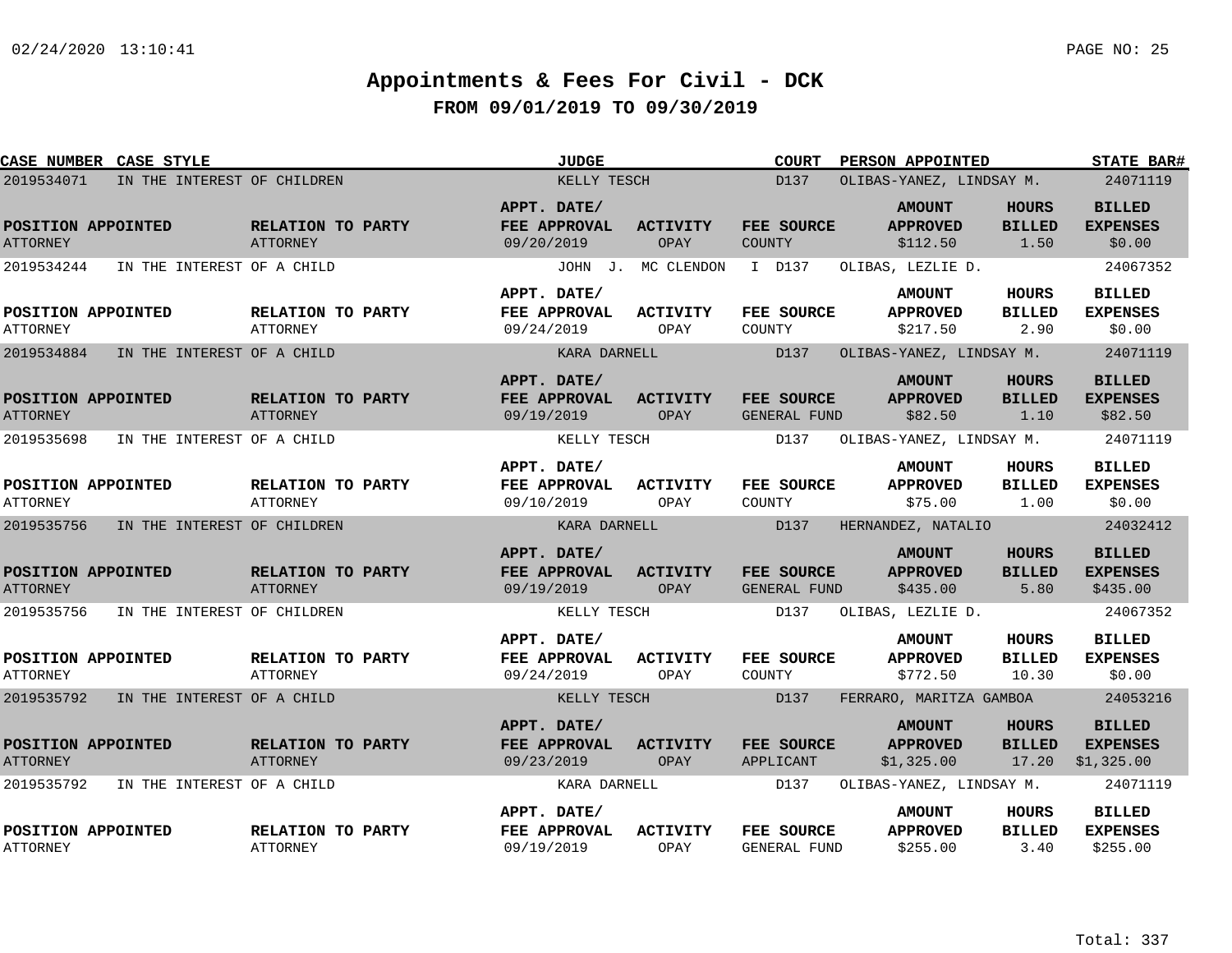# Appointments & Fees For Civil - DCK

## FROM 09/01/2019 TO 09/30/2019

| CASE NUMBER | CASE STYLE | JUDGE | COURT | PERSON APPOINTED | STATE BAR# |
|---|---|---|---|---|---|
| 2019534071 | IN THE INTEREST OF CHILDREN | KELLY TESCH | D137 | OLIBAS-YANEZ, LINDSAY M. | 24071119 |

| POSITION APPOINTED | RELATION TO PARTY | APPT. DATE/ FEE APPROVAL | ACTIVITY | FEE SOURCE | AMOUNT APPROVED | HOURS BILLED | BILLED EXPENSES |
|---|---|---|---|---|---|---|---|
| ATTORNEY | ATTORNEY | 09/20/2019 | OPAY | COUNTY | $112.50 | 1.50 | $0.00 |

| CASE NUMBER | CASE STYLE | JUDGE | COURT | PERSON APPOINTED | STATE BAR# |
|---|---|---|---|---|---|
| 2019534244 | IN THE INTEREST OF A CHILD | JOHN J. MC CLENDON I | D137 | OLIBAS, LEZLIE D. | 24067352 |

| POSITION APPOINTED | RELATION TO PARTY | APPT. DATE/ FEE APPROVAL | ACTIVITY | FEE SOURCE | AMOUNT APPROVED | HOURS BILLED | BILLED EXPENSES |
|---|---|---|---|---|---|---|---|
| ATTORNEY | ATTORNEY | 09/24/2019 | OPAY | COUNTY | $217.50 | 2.90 | $0.00 |

| CASE NUMBER | CASE STYLE | JUDGE | COURT | PERSON APPOINTED | STATE BAR# |
|---|---|---|---|---|---|
| 2019534884 | IN THE INTEREST OF A CHILD | KARA DARNELL | D137 | OLIBAS-YANEZ, LINDSAY M. | 24071119 |

| POSITION APPOINTED | RELATION TO PARTY | APPT. DATE/ FEE APPROVAL | ACTIVITY | FEE SOURCE | AMOUNT APPROVED | HOURS BILLED | BILLED EXPENSES |
|---|---|---|---|---|---|---|---|
| ATTORNEY | ATTORNEY | 09/19/2019 | OPAY | GENERAL FUND | $82.50 | 1.10 | $82.50 |

| CASE NUMBER | CASE STYLE | JUDGE | COURT | PERSON APPOINTED | STATE BAR# |
|---|---|---|---|---|---|
| 2019535698 | IN THE INTEREST OF A CHILD | KELLY TESCH | D137 | OLIBAS-YANEZ, LINDSAY M. | 24071119 |

| POSITION APPOINTED | RELATION TO PARTY | APPT. DATE/ FEE APPROVAL | ACTIVITY | FEE SOURCE | AMOUNT APPROVED | HOURS BILLED | BILLED EXPENSES |
|---|---|---|---|---|---|---|---|
| ATTORNEY | ATTORNEY | 09/10/2019 | OPAY | COUNTY | $75.00 | 1.00 | $0.00 |

| CASE NUMBER | CASE STYLE | JUDGE | COURT | PERSON APPOINTED | STATE BAR# |
|---|---|---|---|---|---|
| 2019535756 | IN THE INTEREST OF CHILDREN | KARA DARNELL | D137 | HERNANDEZ, NATALIO | 24032412 |

| POSITION APPOINTED | RELATION TO PARTY | APPT. DATE/ FEE APPROVAL | ACTIVITY | FEE SOURCE | AMOUNT APPROVED | HOURS BILLED | BILLED EXPENSES |
|---|---|---|---|---|---|---|---|
| ATTORNEY | ATTORNEY | 09/19/2019 | OPAY | GENERAL FUND | $435.00 | 5.80 | $435.00 |

| CASE NUMBER | CASE STYLE | JUDGE | COURT | PERSON APPOINTED | STATE BAR# |
|---|---|---|---|---|---|
| 2019535756 | IN THE INTEREST OF CHILDREN | KELLY TESCH | D137 | OLIBAS, LEZLIE D. | 24067352 |

| POSITION APPOINTED | RELATION TO PARTY | APPT. DATE/ FEE APPROVAL | ACTIVITY | FEE SOURCE | AMOUNT APPROVED | HOURS BILLED | BILLED EXPENSES |
|---|---|---|---|---|---|---|---|
| ATTORNEY | ATTORNEY | 09/24/2019 | OPAY | COUNTY | $772.50 | 10.30 | $0.00 |

| CASE NUMBER | CASE STYLE | JUDGE | COURT | PERSON APPOINTED | STATE BAR# |
|---|---|---|---|---|---|
| 2019535792 | IN THE INTEREST OF A CHILD | KELLY TESCH | D137 | FERRARO, MARITZA GAMBOA | 24053216 |

| POSITION APPOINTED | RELATION TO PARTY | APPT. DATE/ FEE APPROVAL | ACTIVITY | FEE SOURCE | AMOUNT APPROVED | HOURS BILLED | BILLED EXPENSES |
|---|---|---|---|---|---|---|---|
| ATTORNEY | ATTORNEY | 09/23/2019 | OPAY | APPLICANT | $1,325.00 | 17.20 | $1,325.00 |

| CASE NUMBER | CASE STYLE | JUDGE | COURT | PERSON APPOINTED | STATE BAR# |
|---|---|---|---|---|---|
| 2019535792 | IN THE INTEREST OF A CHILD | KARA DARNELL | D137 | OLIBAS-YANEZ, LINDSAY M. | 24071119 |

| POSITION APPOINTED | RELATION TO PARTY | APPT. DATE/ FEE APPROVAL | ACTIVITY | FEE SOURCE | AMOUNT APPROVED | HOURS BILLED | BILLED EXPENSES |
|---|---|---|---|---|---|---|---|
| ATTORNEY | ATTORNEY | 09/19/2019 | OPAY | GENERAL FUND | $255.00 | 3.40 | $255.00 |

Total: 337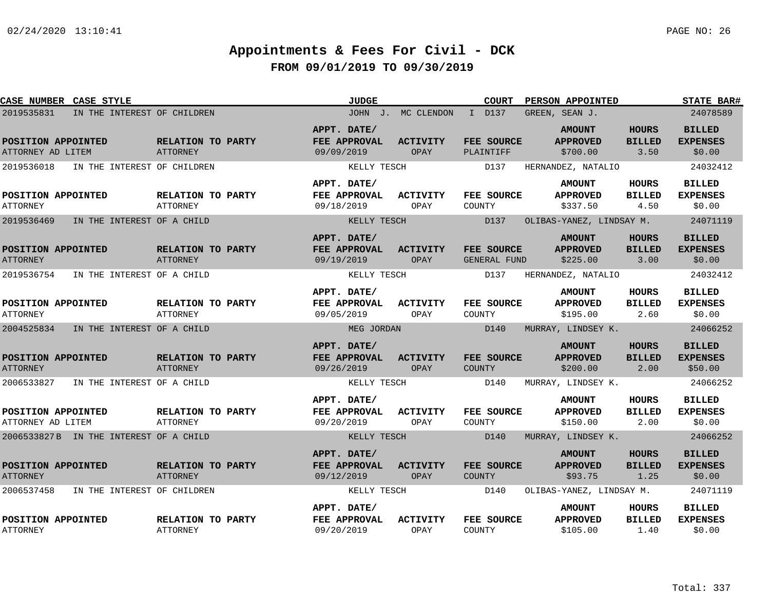# Appointments & Fees For Civil - DCK

## FROM 09/01/2019 TO 09/30/2019

| CASE NUMBER | CASE STYLE | JUDGE | COURT | PERSON APPOINTED | STATE BAR# |
|---|---|---|---|---|---|
| 2019535831 | IN THE INTEREST OF CHILDREN | JOHN J. MC CLENDON | I D137 | GREEN, SEAN J. | 24078589 |

| POSITION APPOINTED | RELATION TO PARTY | APPT. DATE/ FEE APPROVAL | ACTIVITY | FEE SOURCE | AMOUNT APPROVED | HOURS BILLED | BILLED EXPENSES |
|---|---|---|---|---|---|---|---|
| ATTORNEY AD LITEM | ATTORNEY | 09/09/2019 | OPAY | PLAINTIFF | $700.00 | 3.50 | $0.00 |

| CASE NUMBER | CASE STYLE | JUDGE | COURT | PERSON APPOINTED | STATE BAR# |
|---|---|---|---|---|---|
| 2019536018 | IN THE INTEREST OF CHILDREN | KELLY TESCH | D137 | HERNANDEZ, NATALIO | 24032412 |

| POSITION APPOINTED | RELATION TO PARTY | APPT. DATE/ FEE APPROVAL | ACTIVITY | FEE SOURCE | AMOUNT APPROVED | HOURS BILLED | BILLED EXPENSES |
|---|---|---|---|---|---|---|---|
| ATTORNEY | ATTORNEY | 09/18/2019 | OPAY | COUNTY | $337.50 | 4.50 | $0.00 |

| CASE NUMBER | CASE STYLE | JUDGE | COURT | PERSON APPOINTED | STATE BAR# |
|---|---|---|---|---|---|
| 2019536469 | IN THE INTEREST OF A CHILD | KELLY TESCH | D137 | OLIBAS-YANEZ, LINDSAY M. | 24071119 |

| POSITION APPOINTED | RELATION TO PARTY | APPT. DATE/ FEE APPROVAL | ACTIVITY | FEE SOURCE | AMOUNT APPROVED | HOURS BILLED | BILLED EXPENSES |
|---|---|---|---|---|---|---|---|
| ATTORNEY | ATTORNEY | 09/19/2019 | OPAY | GENERAL FUND | $225.00 | 3.00 | $0.00 |

| CASE NUMBER | CASE STYLE | JUDGE | COURT | PERSON APPOINTED | STATE BAR# |
|---|---|---|---|---|---|
| 2019536754 | IN THE INTEREST OF A CHILD | KELLY TESCH | D137 | HERNANDEZ, NATALIO | 24032412 |

| POSITION APPOINTED | RELATION TO PARTY | APPT. DATE/ FEE APPROVAL | ACTIVITY | FEE SOURCE | AMOUNT APPROVED | HOURS BILLED | BILLED EXPENSES |
|---|---|---|---|---|---|---|---|
| ATTORNEY | ATTORNEY | 09/05/2019 | OPAY | COUNTY | $195.00 | 2.60 | $0.00 |

| CASE NUMBER | CASE STYLE | JUDGE | COURT | PERSON APPOINTED | STATE BAR# |
|---|---|---|---|---|---|
| 2004525834 | IN THE INTEREST OF A CHILD | MEG JORDAN | D140 | MURRAY, LINDSEY K. | 24066252 |

| POSITION APPOINTED | RELATION TO PARTY | APPT. DATE/ FEE APPROVAL | ACTIVITY | FEE SOURCE | AMOUNT APPROVED | HOURS BILLED | BILLED EXPENSES |
|---|---|---|---|---|---|---|---|
| ATTORNEY | ATTORNEY | 09/26/2019 | OPAY | COUNTY | $200.00 | 2.00 | $50.00 |

| CASE NUMBER | CASE STYLE | JUDGE | COURT | PERSON APPOINTED | STATE BAR# |
|---|---|---|---|---|---|
| 2006533827 | IN THE INTEREST OF A CHILD | KELLY TESCH | D140 | MURRAY, LINDSEY K. | 24066252 |

| POSITION APPOINTED | RELATION TO PARTY | APPT. DATE/ FEE APPROVAL | ACTIVITY | FEE SOURCE | AMOUNT APPROVED | HOURS BILLED | BILLED EXPENSES |
|---|---|---|---|---|---|---|---|
| ATTORNEY AD LITEM | ATTORNEY | 09/20/2019 | OPAY | COUNTY | $150.00 | 2.00 | $0.00 |

| CASE NUMBER | CASE STYLE | JUDGE | COURT | PERSON APPOINTED | STATE BAR# |
|---|---|---|---|---|---|
| 2006533827 B | IN THE INTEREST OF A CHILD | KELLY TESCH | D140 | MURRAY, LINDSEY K. | 24066252 |

| POSITION APPOINTED | RELATION TO PARTY | APPT. DATE/ FEE APPROVAL | ACTIVITY | FEE SOURCE | AMOUNT APPROVED | HOURS BILLED | BILLED EXPENSES |
|---|---|---|---|---|---|---|---|
| ATTORNEY | ATTORNEY | 09/12/2019 | OPAY | COUNTY | $93.75 | 1.25 | $0.00 |

| CASE NUMBER | CASE STYLE | JUDGE | COURT | PERSON APPOINTED | STATE BAR# |
|---|---|---|---|---|---|
| 2006537458 | IN THE INTEREST OF CHILDREN | KELLY TESCH | D140 | OLIBAS-YANEZ, LINDSAY M. | 24071119 |

| POSITION APPOINTED | RELATION TO PARTY | APPT. DATE/ FEE APPROVAL | ACTIVITY | FEE SOURCE | AMOUNT APPROVED | HOURS BILLED | BILLED EXPENSES |
|---|---|---|---|---|---|---|---|
| ATTORNEY | ATTORNEY | 09/20/2019 | OPAY | COUNTY | $105.00 | 1.40 | $0.00 |

Total: 337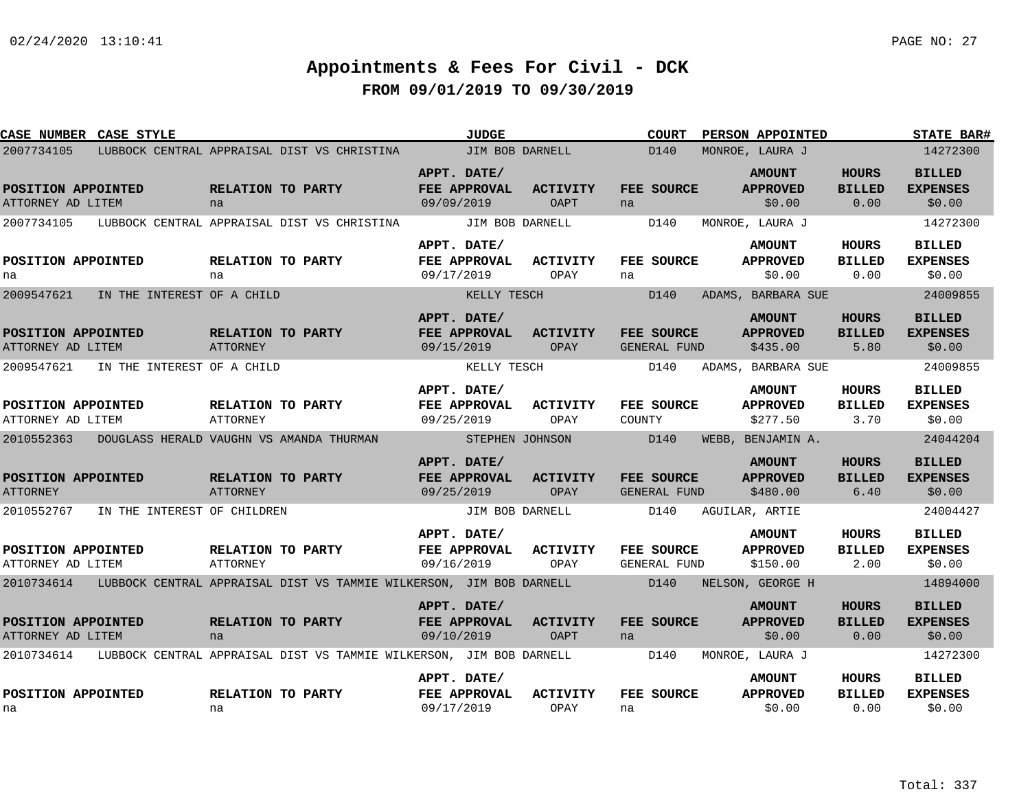# Appointments & Fees For Civil - DCK

## FROM 09/01/2019 TO 09/30/2019

| CASE NUMBER | CASE STYLE | JUDGE | COURT | PERSON APPOINTED | STATE BAR# |
|---|---|---|---|---|---|
| 2007734105 | LUBBOCK CENTRAL APPRAISAL DIST VS CHRISTINA | JIM BOB DARNELL | D140 | MONROE, LAURA J | 14272300 |

| POSITION APPOINTED | RELATION TO PARTY | APPT. DATE/ FEE APPROVAL | ACTIVITY | FEE SOURCE | AMOUNT APPROVED | HOURS BILLED | BILLED EXPENSES |
|---|---|---|---|---|---|---|---|
| ATTORNEY AD LITEM | na | 09/09/2019 | OAPT | na | $0.00 | 0.00 | $0.00 |

| CASE NUMBER | CASE STYLE | JUDGE | COURT | PERSON APPOINTED | STATE BAR# |
|---|---|---|---|---|---|
| 2007734105 | LUBBOCK CENTRAL APPRAISAL DIST VS CHRISTINA | JIM BOB DARNELL | D140 | MONROE, LAURA J | 14272300 |

| POSITION APPOINTED | RELATION TO PARTY | APPT. DATE/ FEE APPROVAL | ACTIVITY | FEE SOURCE | AMOUNT APPROVED | HOURS BILLED | BILLED EXPENSES |
|---|---|---|---|---|---|---|---|
| na | na | 09/17/2019 | OPAY | na | $0.00 | 0.00 | $0.00 |

| CASE NUMBER | CASE STYLE | JUDGE | COURT | PERSON APPOINTED | STATE BAR# |
|---|---|---|---|---|---|
| 2009547621 | IN THE INTEREST OF A CHILD | KELLY TESCH | D140 | ADAMS, BARBARA SUE | 24009855 |

| POSITION APPOINTED | RELATION TO PARTY | APPT. DATE/ FEE APPROVAL | ACTIVITY | FEE SOURCE | AMOUNT APPROVED | HOURS BILLED | BILLED EXPENSES |
|---|---|---|---|---|---|---|---|
| ATTORNEY AD LITEM | ATTORNEY | 09/15/2019 | OPAY | GENERAL FUND | $435.00 | 5.80 | $0.00 |

| CASE NUMBER | CASE STYLE | JUDGE | COURT | PERSON APPOINTED | STATE BAR# |
|---|---|---|---|---|---|
| 2009547621 | IN THE INTEREST OF A CHILD | KELLY TESCH | D140 | ADAMS, BARBARA SUE | 24009855 |

| POSITION APPOINTED | RELATION TO PARTY | APPT. DATE/ FEE APPROVAL | ACTIVITY | FEE SOURCE | AMOUNT APPROVED | HOURS BILLED | BILLED EXPENSES |
|---|---|---|---|---|---|---|---|
| ATTORNEY AD LITEM | ATTORNEY | 09/25/2019 | OPAY | COUNTY | $277.50 | 3.70 | $0.00 |

| CASE NUMBER | CASE STYLE | JUDGE | COURT | PERSON APPOINTED | STATE BAR# |
|---|---|---|---|---|---|
| 2010552363 | DOUGLASS HERALD VAUGHN VS AMANDA THURMAN | STEPHEN JOHNSON | D140 | WEBB, BENJAMIN A. | 24044204 |

| POSITION APPOINTED | RELATION TO PARTY | APPT. DATE/ FEE APPROVAL | ACTIVITY | FEE SOURCE | AMOUNT APPROVED | HOURS BILLED | BILLED EXPENSES |
|---|---|---|---|---|---|---|---|
| ATTORNEY | ATTORNEY | 09/25/2019 | OPAY | GENERAL FUND | $480.00 | 6.40 | $0.00 |

| CASE NUMBER | CASE STYLE | JUDGE | COURT | PERSON APPOINTED | STATE BAR# |
|---|---|---|---|---|---|
| 2010552767 | IN THE INTEREST OF CHILDREN | JIM BOB DARNELL | D140 | AGUILAR, ARTIE | 24004427 |

| POSITION APPOINTED | RELATION TO PARTY | APPT. DATE/ FEE APPROVAL | ACTIVITY | FEE SOURCE | AMOUNT APPROVED | HOURS BILLED | BILLED EXPENSES |
|---|---|---|---|---|---|---|---|
| ATTORNEY AD LITEM | ATTORNEY | 09/16/2019 | OPAY | GENERAL FUND | $150.00 | 2.00 | $0.00 |

| CASE NUMBER | CASE STYLE | JUDGE | COURT | PERSON APPOINTED | STATE BAR# |
|---|---|---|---|---|---|
| 2010734614 | LUBBOCK CENTRAL APPRAISAL DIST VS TAMMIE WILKERSON, | JIM BOB DARNELL | D140 | NELSON, GEORGE H | 14894000 |

| POSITION APPOINTED | RELATION TO PARTY | APPT. DATE/ FEE APPROVAL | ACTIVITY | FEE SOURCE | AMOUNT APPROVED | HOURS BILLED | BILLED EXPENSES |
|---|---|---|---|---|---|---|---|
| ATTORNEY AD LITEM | na | 09/10/2019 | OAPT | na | $0.00 | 0.00 | $0.00 |

| CASE NUMBER | CASE STYLE | JUDGE | COURT | PERSON APPOINTED | STATE BAR# |
|---|---|---|---|---|---|
| 2010734614 | LUBBOCK CENTRAL APPRAISAL DIST VS TAMMIE WILKERSON, | JIM BOB DARNELL | D140 | MONROE, LAURA J | 14272300 |

| POSITION APPOINTED | RELATION TO PARTY | APPT. DATE/ FEE APPROVAL | ACTIVITY | FEE SOURCE | AMOUNT APPROVED | HOURS BILLED | BILLED EXPENSES |
|---|---|---|---|---|---|---|---|
| na | na | 09/17/2019 | OPAY | na | $0.00 | 0.00 | $0.00 |

Total: 337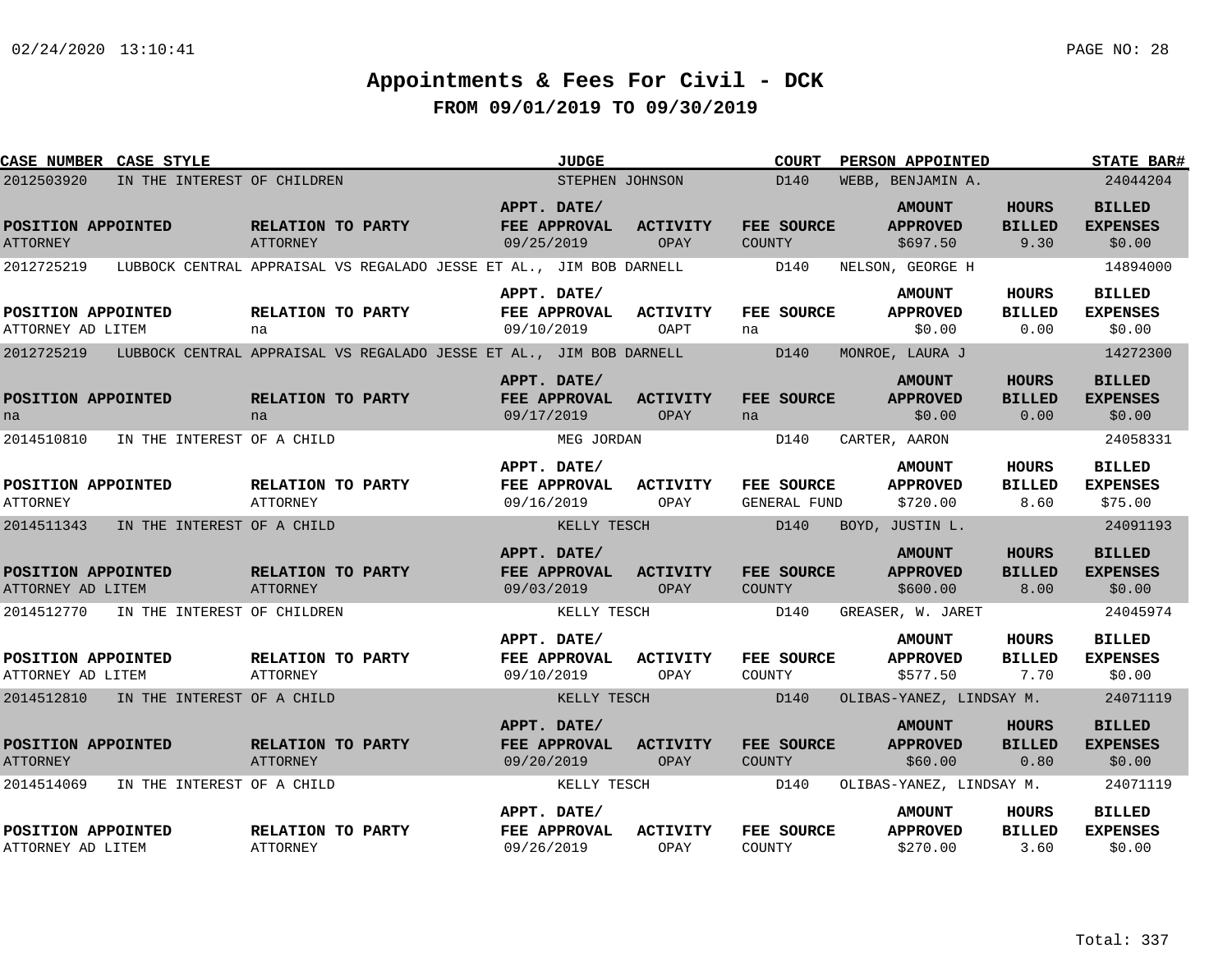# Appointments & Fees For Civil - DCK

## FROM 09/01/2019 TO 09/30/2019

| CASE NUMBER | CASE STYLE | JUDGE | COURT | PERSON APPOINTED | STATE BAR# |
|---|---|---|---|---|---|
| 2012503920 | IN THE INTEREST OF CHILDREN | STEPHEN JOHNSON | D140 | WEBB, BENJAMIN A. | 24044204 |

| POSITION APPOINTED | RELATION TO PARTY | APPT. DATE/ FEE APPROVAL | ACTIVITY | FEE SOURCE | AMOUNT APPROVED | HOURS BILLED | BILLED EXPENSES |
|---|---|---|---|---|---|---|---|
| ATTORNEY | ATTORNEY | 09/25/2019 | OPAY | COUNTY | $697.50 | 9.30 | $0.00 |

| CASE NUMBER | CASE STYLE | JUDGE | COURT | PERSON APPOINTED | STATE BAR# |
|---|---|---|---|---|---|
| 2012725219 | LUBBOCK CENTRAL APPRAISAL VS REGALADO JESSE ET AL., JIM BOB DARNELL | | D140 | NELSON, GEORGE H | 14894000 |

| POSITION APPOINTED | RELATION TO PARTY | APPT. DATE/ FEE APPROVAL | ACTIVITY | FEE SOURCE | AMOUNT APPROVED | HOURS BILLED | BILLED EXPENSES |
|---|---|---|---|---|---|---|---|
| ATTORNEY AD LITEM | na | 09/10/2019 | OAPT | na | $0.00 | 0.00 | $0.00 |

| CASE NUMBER | CASE STYLE | JUDGE | COURT | PERSON APPOINTED | STATE BAR# |
|---|---|---|---|---|---|
| 2012725219 | LUBBOCK CENTRAL APPRAISAL VS REGALADO JESSE ET AL., JIM BOB DARNELL | | D140 | MONROE, LAURA J | 14272300 |

| POSITION APPOINTED | RELATION TO PARTY | APPT. DATE/ FEE APPROVAL | ACTIVITY | FEE SOURCE | AMOUNT APPROVED | HOURS BILLED | BILLED EXPENSES |
|---|---|---|---|---|---|---|---|
| na | na | 09/17/2019 | OPAY | na | $0.00 | 0.00 | $0.00 |

| CASE NUMBER | CASE STYLE | JUDGE | COURT | PERSON APPOINTED | STATE BAR# |
|---|---|---|---|---|---|
| 2014510810 | IN THE INTEREST OF A CHILD | MEG JORDAN | D140 | CARTER, AARON | 24058331 |

| POSITION APPOINTED | RELATION TO PARTY | APPT. DATE/ FEE APPROVAL | ACTIVITY | FEE SOURCE | AMOUNT APPROVED | HOURS BILLED | BILLED EXPENSES |
|---|---|---|---|---|---|---|---|
| ATTORNEY | ATTORNEY | 09/16/2019 | OPAY | GENERAL FUND | $720.00 | 8.60 | $75.00 |

| CASE NUMBER | CASE STYLE | JUDGE | COURT | PERSON APPOINTED | STATE BAR# |
|---|---|---|---|---|---|
| 2014511343 | IN THE INTEREST OF A CHILD | KELLY TESCH | D140 | BOYD, JUSTIN L. | 24091193 |

| POSITION APPOINTED | RELATION TO PARTY | APPT. DATE/ FEE APPROVAL | ACTIVITY | FEE SOURCE | AMOUNT APPROVED | HOURS BILLED | BILLED EXPENSES |
|---|---|---|---|---|---|---|---|
| ATTORNEY AD LITEM | ATTORNEY | 09/03/2019 | OPAY | COUNTY | $600.00 | 8.00 | $0.00 |

| CASE NUMBER | CASE STYLE | JUDGE | COURT | PERSON APPOINTED | STATE BAR# |
|---|---|---|---|---|---|
| 2014512770 | IN THE INTEREST OF CHILDREN | KELLY TESCH | D140 | GREASER, W. JARET | 24045974 |

| POSITION APPOINTED | RELATION TO PARTY | APPT. DATE/ FEE APPROVAL | ACTIVITY | FEE SOURCE | AMOUNT APPROVED | HOURS BILLED | BILLED EXPENSES |
|---|---|---|---|---|---|---|---|
| ATTORNEY AD LITEM | ATTORNEY | 09/10/2019 | OPAY | COUNTY | $577.50 | 7.70 | $0.00 |

| CASE NUMBER | CASE STYLE | JUDGE | COURT | PERSON APPOINTED | STATE BAR# |
|---|---|---|---|---|---|
| 2014512810 | IN THE INTEREST OF A CHILD | KELLY TESCH | D140 | OLIBAS-YANEZ, LINDSAY M. | 24071119 |

| POSITION APPOINTED | RELATION TO PARTY | APPT. DATE/ FEE APPROVAL | ACTIVITY | FEE SOURCE | AMOUNT APPROVED | HOURS BILLED | BILLED EXPENSES |
|---|---|---|---|---|---|---|---|
| ATTORNEY | ATTORNEY | 09/20/2019 | OPAY | COUNTY | $60.00 | 0.80 | $0.00 |

| CASE NUMBER | CASE STYLE | JUDGE | COURT | PERSON APPOINTED | STATE BAR# |
|---|---|---|---|---|---|
| 2014514069 | IN THE INTEREST OF A CHILD | KELLY TESCH | D140 | OLIBAS-YANEZ, LINDSAY M. | 24071119 |

| POSITION APPOINTED | RELATION TO PARTY | APPT. DATE/ FEE APPROVAL | ACTIVITY | FEE SOURCE | AMOUNT APPROVED | HOURS BILLED | BILLED EXPENSES |
|---|---|---|---|---|---|---|---|
| ATTORNEY AD LITEM | ATTORNEY | 09/26/2019 | OPAY | COUNTY | $270.00 | 3.60 | $0.00 |

Total: 337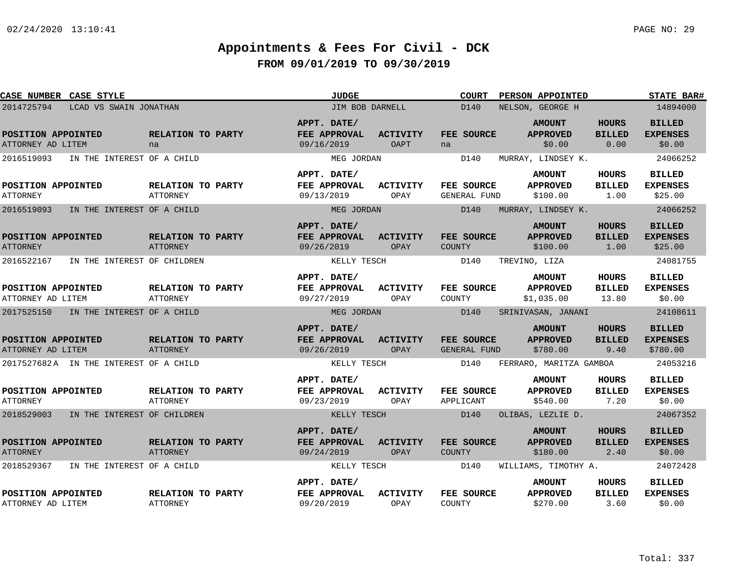# Appointments & Fees For Civil - DCK

## FROM 09/01/2019 TO 09/30/2019

| CASE NUMBER | CASE STYLE | JUDGE | COURT | PERSON APPOINTED | STATE BAR# |
|---|---|---|---|---|---|
| 2014725794 | LCAD VS SWAIN JONATHAN | JIM BOB DARNELL | D140 | NELSON, GEORGE H | 14894000 |

| POSITION APPOINTED | RELATION TO PARTY | APPT. DATE/ FEE APPROVAL | ACTIVITY | FEE SOURCE | AMOUNT APPROVED | HOURS BILLED | BILLED EXPENSES |
|---|---|---|---|---|---|---|---|
| ATTORNEY AD LITEM | na | 09/16/2019 | OAPT | na | $0.00 | 0.00 | $0.00 |

| CASE NUMBER | CASE STYLE | JUDGE | COURT | PERSON APPOINTED | STATE BAR# |
|---|---|---|---|---|---|
| 2016519093 | IN THE INTEREST OF A CHILD | MEG JORDAN | D140 | MURRAY, LINDSEY K. | 24066252 |

| POSITION APPOINTED | RELATION TO PARTY | APPT. DATE/ FEE APPROVAL | ACTIVITY | FEE SOURCE | AMOUNT APPROVED | HOURS BILLED | BILLED EXPENSES |
|---|---|---|---|---|---|---|---|
| ATTORNEY | ATTORNEY | 09/13/2019 | OPAY | GENERAL FUND | $100.00 | 1.00 | $25.00 |

| CASE NUMBER | CASE STYLE | JUDGE | COURT | PERSON APPOINTED | STATE BAR# |
|---|---|---|---|---|---|
| 2016519093 | IN THE INTEREST OF A CHILD | MEG JORDAN | D140 | MURRAY, LINDSEY K. | 24066252 |

| POSITION APPOINTED | RELATION TO PARTY | APPT. DATE/ FEE APPROVAL | ACTIVITY | FEE SOURCE | AMOUNT APPROVED | HOURS BILLED | BILLED EXPENSES |
|---|---|---|---|---|---|---|---|
| ATTORNEY | ATTORNEY | 09/26/2019 | OPAY | COUNTY | $100.00 | 1.00 | $25.00 |

| CASE NUMBER | CASE STYLE | JUDGE | COURT | PERSON APPOINTED | STATE BAR# |
|---|---|---|---|---|---|
| 2016522167 | IN THE INTEREST OF CHILDREN | KELLY TESCH | D140 | TREVINO, LIZA | 24081755 |

| POSITION APPOINTED | RELATION TO PARTY | APPT. DATE/ FEE APPROVAL | ACTIVITY | FEE SOURCE | AMOUNT APPROVED | HOURS BILLED | BILLED EXPENSES |
|---|---|---|---|---|---|---|---|
| ATTORNEY AD LITEM | ATTORNEY | 09/27/2019 | OPAY | COUNTY | $1,035.00 | 13.80 | $0.00 |

| CASE NUMBER | CASE STYLE | JUDGE | COURT | PERSON APPOINTED | STATE BAR# |
|---|---|---|---|---|---|
| 2017525150 | IN THE INTEREST OF A CHILD | MEG JORDAN | D140 | SRINIVASAN, JANANI | 24108611 |

| POSITION APPOINTED | RELATION TO PARTY | APPT. DATE/ FEE APPROVAL | ACTIVITY | FEE SOURCE | AMOUNT APPROVED | HOURS BILLED | BILLED EXPENSES |
|---|---|---|---|---|---|---|---|
| ATTORNEY AD LITEM | ATTORNEY | 09/26/2019 | OPAY | GENERAL FUND | $780.00 | 9.40 | $780.00 |

| CASE NUMBER | CASE STYLE | JUDGE | COURT | PERSON APPOINTED | STATE BAR# |
|---|---|---|---|---|---|
| 2017527682 A | IN THE INTEREST OF A CHILD | KELLY TESCH | D140 | FERRARO, MARITZA GAMBOA | 24053216 |

| POSITION APPOINTED | RELATION TO PARTY | APPT. DATE/ FEE APPROVAL | ACTIVITY | FEE SOURCE | AMOUNT APPROVED | HOURS BILLED | BILLED EXPENSES |
|---|---|---|---|---|---|---|---|
| ATTORNEY | ATTORNEY | 09/23/2019 | OPAY | APPLICANT | $540.00 | 7.20 | $0.00 |

| CASE NUMBER | CASE STYLE | JUDGE | COURT | PERSON APPOINTED | STATE BAR# |
|---|---|---|---|---|---|
| 2018529003 | IN THE INTEREST OF CHILDREN | KELLY TESCH | D140 | OLIBAS, LEZLIE D. | 24067352 |

| POSITION APPOINTED | RELATION TO PARTY | APPT. DATE/ FEE APPROVAL | ACTIVITY | FEE SOURCE | AMOUNT APPROVED | HOURS BILLED | BILLED EXPENSES |
|---|---|---|---|---|---|---|---|
| ATTORNEY | ATTORNEY | 09/24/2019 | OPAY | COUNTY | $180.00 | 2.40 | $0.00 |

| CASE NUMBER | CASE STYLE | JUDGE | COURT | PERSON APPOINTED | STATE BAR# |
|---|---|---|---|---|---|
| 2018529367 | IN THE INTEREST OF A CHILD | KELLY TESCH | D140 | WILLIAMS, TIMOTHY A. | 24072428 |

| POSITION APPOINTED | RELATION TO PARTY | APPT. DATE/ FEE APPROVAL | ACTIVITY | FEE SOURCE | AMOUNT APPROVED | HOURS BILLED | BILLED EXPENSES |
|---|---|---|---|---|---|---|---|
| ATTORNEY AD LITEM | ATTORNEY | 09/20/2019 | OPAY | COUNTY | $270.00 | 3.60 | $0.00 |

Total: 337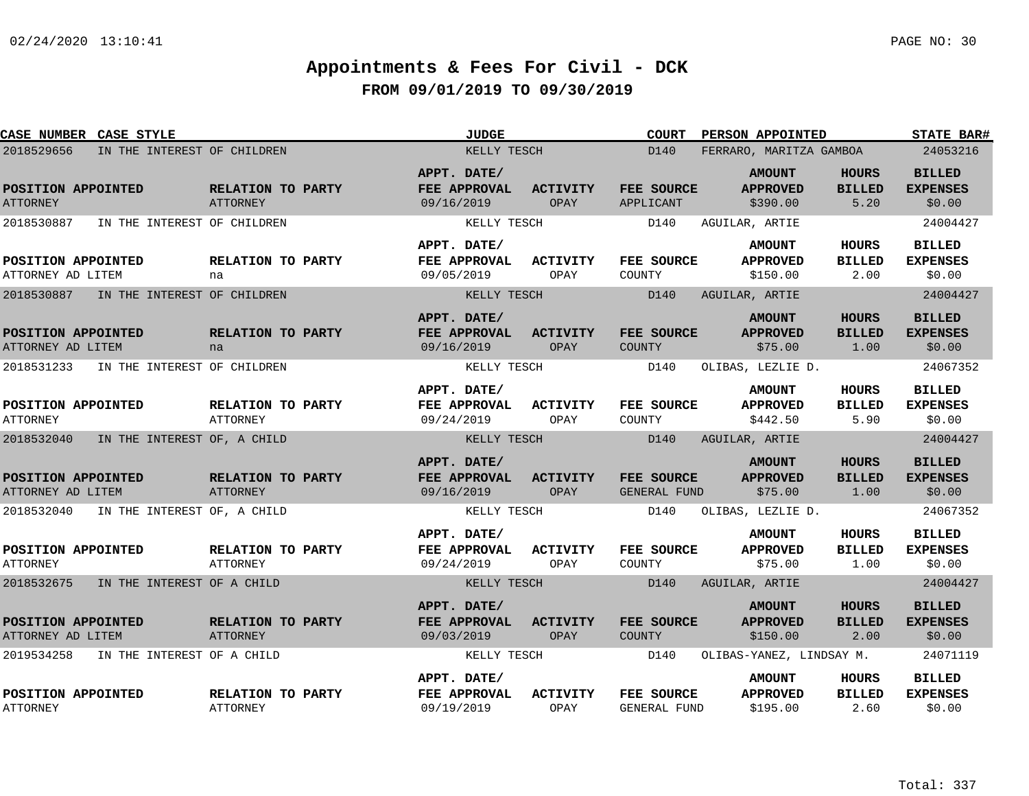# Appointments & Fees For Civil - DCK

## FROM 09/01/2019 TO 09/30/2019

| CASE NUMBER | CASE STYLE | JUDGE | COURT | PERSON APPOINTED | STATE BAR# |
|---|---|---|---|---|---|
| 2018529656 | IN THE INTEREST OF CHILDREN | KELLY TESCH | D140 | FERRARO, MARITZA GAMBOA | 24053216 |

| POSITION APPOINTED | RELATION TO PARTY | APPT. DATE/ FEE APPROVAL | ACTIVITY | FEE SOURCE | AMOUNT APPROVED | HOURS BILLED | BILLED EXPENSES |
|---|---|---|---|---|---|---|---|
| ATTORNEY | ATTORNEY | 09/16/2019 | OPAY | APPLICANT | $390.00 | 5.20 | $0.00 |

| CASE NUMBER | CASE STYLE | JUDGE | COURT | PERSON APPOINTED | STATE BAR# |
|---|---|---|---|---|---|
| 2018530887 | IN THE INTEREST OF CHILDREN | KELLY TESCH | D140 | AGUILAR, ARTIE | 24004427 |

| POSITION APPOINTED | RELATION TO PARTY | APPT. DATE/ FEE APPROVAL | ACTIVITY | FEE SOURCE | AMOUNT APPROVED | HOURS BILLED | BILLED EXPENSES |
|---|---|---|---|---|---|---|---|
| ATTORNEY AD LITEM | na | 09/05/2019 | OPAY | COUNTY | $150.00 | 2.00 | $0.00 |

| CASE NUMBER | CASE STYLE | JUDGE | COURT | PERSON APPOINTED | STATE BAR# |
|---|---|---|---|---|---|
| 2018530887 | IN THE INTEREST OF CHILDREN | KELLY TESCH | D140 | AGUILAR, ARTIE | 24004427 |

| POSITION APPOINTED | RELATION TO PARTY | APPT. DATE/ FEE APPROVAL | ACTIVITY | FEE SOURCE | AMOUNT APPROVED | HOURS BILLED | BILLED EXPENSES |
|---|---|---|---|---|---|---|---|
| ATTORNEY AD LITEM | na | 09/16/2019 | OPAY | COUNTY | $75.00 | 1.00 | $0.00 |

| CASE NUMBER | CASE STYLE | JUDGE | COURT | PERSON APPOINTED | STATE BAR# |
|---|---|---|---|---|---|
| 2018531233 | IN THE INTEREST OF CHILDREN | KELLY TESCH | D140 | OLIBAS, LEZLIE D. | 24067352 |

| POSITION APPOINTED | RELATION TO PARTY | APPT. DATE/ FEE APPROVAL | ACTIVITY | FEE SOURCE | AMOUNT APPROVED | HOURS BILLED | BILLED EXPENSES |
|---|---|---|---|---|---|---|---|
| ATTORNEY | ATTORNEY | 09/24/2019 | OPAY | COUNTY | $442.50 | 5.90 | $0.00 |

| CASE NUMBER | CASE STYLE | JUDGE | COURT | PERSON APPOINTED | STATE BAR# |
|---|---|---|---|---|---|
| 2018532040 | IN THE INTEREST OF, A CHILD | KELLY TESCH | D140 | AGUILAR, ARTIE | 24004427 |

| POSITION APPOINTED | RELATION TO PARTY | APPT. DATE/ FEE APPROVAL | ACTIVITY | FEE SOURCE | AMOUNT APPROVED | HOURS BILLED | BILLED EXPENSES |
|---|---|---|---|---|---|---|---|
| ATTORNEY AD LITEM | ATTORNEY | 09/16/2019 | OPAY | GENERAL FUND | $75.00 | 1.00 | $0.00 |

| CASE NUMBER | CASE STYLE | JUDGE | COURT | PERSON APPOINTED | STATE BAR# |
|---|---|---|---|---|---|
| 2018532040 | IN THE INTEREST OF, A CHILD | KELLY TESCH | D140 | OLIBAS, LEZLIE D. | 24067352 |

| POSITION APPOINTED | RELATION TO PARTY | APPT. DATE/ FEE APPROVAL | ACTIVITY | FEE SOURCE | AMOUNT APPROVED | HOURS BILLED | BILLED EXPENSES |
|---|---|---|---|---|---|---|---|
| ATTORNEY | ATTORNEY | 09/24/2019 | OPAY | COUNTY | $75.00 | 1.00 | $0.00 |

| CASE NUMBER | CASE STYLE | JUDGE | COURT | PERSON APPOINTED | STATE BAR# |
|---|---|---|---|---|---|
| 2018532675 | IN THE INTEREST OF A CHILD | KELLY TESCH | D140 | AGUILAR, ARTIE | 24004427 |

| POSITION APPOINTED | RELATION TO PARTY | APPT. DATE/ FEE APPROVAL | ACTIVITY | FEE SOURCE | AMOUNT APPROVED | HOURS BILLED | BILLED EXPENSES |
|---|---|---|---|---|---|---|---|
| ATTORNEY AD LITEM | ATTORNEY | 09/03/2019 | OPAY | COUNTY | $150.00 | 2.00 | $0.00 |

| CASE NUMBER | CASE STYLE | JUDGE | COURT | PERSON APPOINTED | STATE BAR# |
|---|---|---|---|---|---|
| 2019534258 | IN THE INTEREST OF A CHILD | KELLY TESCH | D140 | OLIBAS-YANEZ, LINDSAY M. | 24071119 |

| POSITION APPOINTED | RELATION TO PARTY | APPT. DATE/ FEE APPROVAL | ACTIVITY | FEE SOURCE | AMOUNT APPROVED | HOURS BILLED | BILLED EXPENSES |
|---|---|---|---|---|---|---|---|
| ATTORNEY | ATTORNEY | 09/19/2019 | OPAY | GENERAL FUND | $195.00 | 2.60 | $0.00 |

Total: 337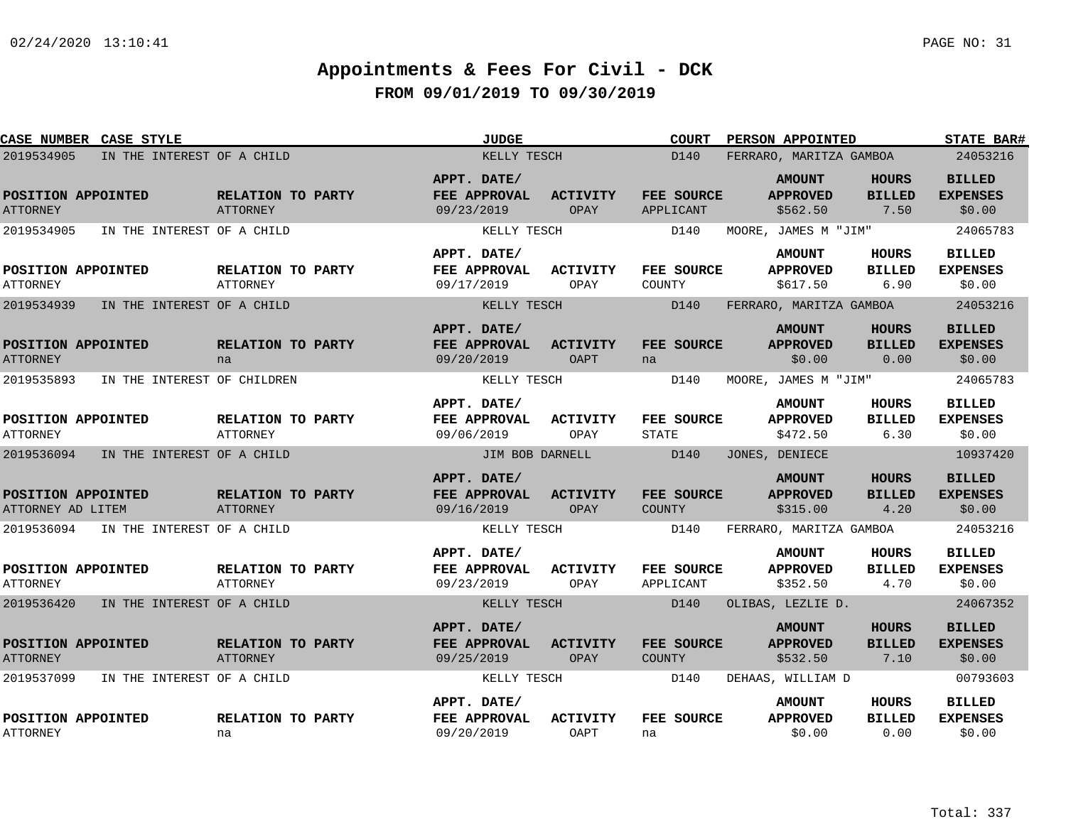# Appointments & Fees For Civil - DCK

## FROM 09/01/2019 TO 09/30/2019

| CASE NUMBER | CASE STYLE | JUDGE | COURT | PERSON APPOINTED | STATE BAR# |
|---|---|---|---|---|---|
| 2019534905 | IN THE INTEREST OF A CHILD | KELLY TESCH | D140 | FERRARO, MARITZA GAMBOA | 24053216 |

| POSITION APPOINTED | RELATION TO PARTY | APPT. DATE/ FEE APPROVAL | ACTIVITY | FEE SOURCE | AMOUNT APPROVED | HOURS BILLED | BILLED EXPENSES |
|---|---|---|---|---|---|---|---|
| ATTORNEY | ATTORNEY | 09/23/2019 | OPAY | APPLICANT | $562.50 | 7.50 | $0.00 |

| CASE NUMBER | CASE STYLE | JUDGE | COURT | PERSON APPOINTED | STATE BAR# |
|---|---|---|---|---|---|
| 2019534905 | IN THE INTEREST OF A CHILD | KELLY TESCH | D140 | MOORE, JAMES M "JIM" | 24065783 |

| POSITION APPOINTED | RELATION TO PARTY | APPT. DATE/ FEE APPROVAL | ACTIVITY | FEE SOURCE | AMOUNT APPROVED | HOURS BILLED | BILLED EXPENSES |
|---|---|---|---|---|---|---|---|
| ATTORNEY | ATTORNEY | 09/17/2019 | OPAY | COUNTY | $617.50 | 6.90 | $0.00 |

| CASE NUMBER | CASE STYLE | JUDGE | COURT | PERSON APPOINTED | STATE BAR# |
|---|---|---|---|---|---|
| 2019534939 | IN THE INTEREST OF A CHILD | KELLY TESCH | D140 | FERRARO, MARITZA GAMBOA | 24053216 |

| POSITION APPOINTED | RELATION TO PARTY | APPT. DATE/ FEE APPROVAL | ACTIVITY | FEE SOURCE | AMOUNT APPROVED | HOURS BILLED | BILLED EXPENSES |
|---|---|---|---|---|---|---|---|
| ATTORNEY | na | 09/20/2019 | OAPT | na | $0.00 | 0.00 | $0.00 |

| CASE NUMBER | CASE STYLE | JUDGE | COURT | PERSON APPOINTED | STATE BAR# |
|---|---|---|---|---|---|
| 2019535893 | IN THE INTEREST OF CHILDREN | KELLY TESCH | D140 | MOORE, JAMES M "JIM" | 24065783 |

| POSITION APPOINTED | RELATION TO PARTY | APPT. DATE/ FEE APPROVAL | ACTIVITY | FEE SOURCE | AMOUNT APPROVED | HOURS BILLED | BILLED EXPENSES |
|---|---|---|---|---|---|---|---|
| ATTORNEY | ATTORNEY | 09/06/2019 | OPAY | STATE | $472.50 | 6.30 | $0.00 |

| CASE NUMBER | CASE STYLE | JUDGE | COURT | PERSON APPOINTED | STATE BAR# |
|---|---|---|---|---|---|
| 2019536094 | IN THE INTEREST OF A CHILD | JIM BOB DARNELL | D140 | JONES, DENIECE | 10937420 |

| POSITION APPOINTED | RELATION TO PARTY | APPT. DATE/ FEE APPROVAL | ACTIVITY | FEE SOURCE | AMOUNT APPROVED | HOURS BILLED | BILLED EXPENSES |
|---|---|---|---|---|---|---|---|
| ATTORNEY AD LITEM | ATTORNEY | 09/16/2019 | OPAY | COUNTY | $315.00 | 4.20 | $0.00 |

| CASE NUMBER | CASE STYLE | JUDGE | COURT | PERSON APPOINTED | STATE BAR# |
|---|---|---|---|---|---|
| 2019536094 | IN THE INTEREST OF A CHILD | KELLY TESCH | D140 | FERRARO, MARITZA GAMBOA | 24053216 |

| POSITION APPOINTED | RELATION TO PARTY | APPT. DATE/ FEE APPROVAL | ACTIVITY | FEE SOURCE | AMOUNT APPROVED | HOURS BILLED | BILLED EXPENSES |
|---|---|---|---|---|---|---|---|
| ATTORNEY | ATTORNEY | 09/23/2019 | OPAY | APPLICANT | $352.50 | 4.70 | $0.00 |

| CASE NUMBER | CASE STYLE | JUDGE | COURT | PERSON APPOINTED | STATE BAR# |
|---|---|---|---|---|---|
| 2019536420 | IN THE INTEREST OF A CHILD | KELLY TESCH | D140 | OLIBAS, LEZLIE D. | 24067352 |

| POSITION APPOINTED | RELATION TO PARTY | APPT. DATE/ FEE APPROVAL | ACTIVITY | FEE SOURCE | AMOUNT APPROVED | HOURS BILLED | BILLED EXPENSES |
|---|---|---|---|---|---|---|---|
| ATTORNEY | ATTORNEY | 09/25/2019 | OPAY | COUNTY | $532.50 | 7.10 | $0.00 |

| CASE NUMBER | CASE STYLE | JUDGE | COURT | PERSON APPOINTED | STATE BAR# |
|---|---|---|---|---|---|
| 2019537099 | IN THE INTEREST OF A CHILD | KELLY TESCH | D140 | DEHAAS, WILLIAM D | 00793603 |

| POSITION APPOINTED | RELATION TO PARTY | APPT. DATE/ FEE APPROVAL | ACTIVITY | FEE SOURCE | AMOUNT APPROVED | HOURS BILLED | BILLED EXPENSES |
|---|---|---|---|---|---|---|---|
| ATTORNEY | na | 09/20/2019 | OAPT | na | $0.00 | 0.00 | $0.00 |

Total: 337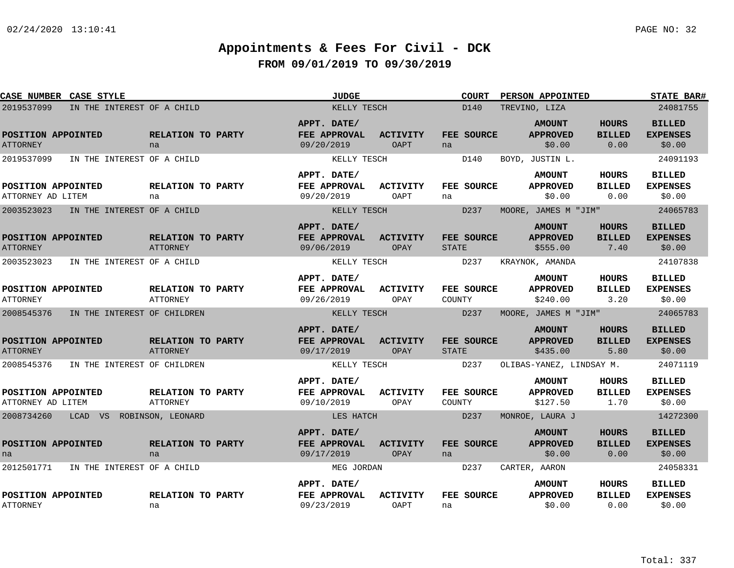# Appointments & Fees For Civil - DCK

## FROM 09/01/2019 TO 09/30/2019

| CASE NUMBER | CASE STYLE | JUDGE | COURT | PERSON APPOINTED | STATE BAR# |
|---|---|---|---|---|---|
| 2019537099 | IN THE INTEREST OF A CHILD | KELLY TESCH | D140 | TREVINO, LIZA | 24081755 |

| POSITION APPOINTED | RELATION TO PARTY | APPT. DATE/ FEE APPROVAL | ACTIVITY | FEE SOURCE | AMOUNT APPROVED | HOURS BILLED | BILLED EXPENSES |
|---|---|---|---|---|---|---|---|
| ATTORNEY | na | 09/20/2019 | OAPT | na | $0.00 | 0.00 | $0.00 |

| CASE NUMBER | CASE STYLE | JUDGE | COURT | PERSON APPOINTED | STATE BAR# |
|---|---|---|---|---|---|
| 2019537099 | IN THE INTEREST OF A CHILD | KELLY TESCH | D140 | BOYD, JUSTIN L. | 24091193 |

| POSITION APPOINTED | RELATION TO PARTY | APPT. DATE/ FEE APPROVAL | ACTIVITY | FEE SOURCE | AMOUNT APPROVED | HOURS BILLED | BILLED EXPENSES |
|---|---|---|---|---|---|---|---|
| ATTORNEY AD LITEM | na | 09/20/2019 | OAPT | na | $0.00 | 0.00 | $0.00 |

| CASE NUMBER | CASE STYLE | JUDGE | COURT | PERSON APPOINTED | STATE BAR# |
|---|---|---|---|---|---|
| 2003523023 | IN THE INTEREST OF A CHILD | KELLY TESCH | D237 | MOORE, JAMES M "JIM" | 24065783 |

| POSITION APPOINTED | RELATION TO PARTY | APPT. DATE/ FEE APPROVAL | ACTIVITY | FEE SOURCE | AMOUNT APPROVED | HOURS BILLED | BILLED EXPENSES |
|---|---|---|---|---|---|---|---|
| ATTORNEY | ATTORNEY | 09/06/2019 | OPAY | STATE | $555.00 | 7.40 | $0.00 |

| CASE NUMBER | CASE STYLE | JUDGE | COURT | PERSON APPOINTED | STATE BAR# |
|---|---|---|---|---|---|
| 2003523023 | IN THE INTEREST OF A CHILD | KELLY TESCH | D237 | KRAYNOK, AMANDA | 24107838 |

| POSITION APPOINTED | RELATION TO PARTY | APPT. DATE/ FEE APPROVAL | ACTIVITY | FEE SOURCE | AMOUNT APPROVED | HOURS BILLED | BILLED EXPENSES |
|---|---|---|---|---|---|---|---|
| ATTORNEY | ATTORNEY | 09/26/2019 | OPAY | COUNTY | $240.00 | 3.20 | $0.00 |

| CASE NUMBER | CASE STYLE | JUDGE | COURT | PERSON APPOINTED | STATE BAR# |
|---|---|---|---|---|---|
| 2008545376 | IN THE INTEREST OF CHILDREN | KELLY TESCH | D237 | MOORE, JAMES M "JIM" | 24065783 |

| POSITION APPOINTED | RELATION TO PARTY | APPT. DATE/ FEE APPROVAL | ACTIVITY | FEE SOURCE | AMOUNT APPROVED | HOURS BILLED | BILLED EXPENSES |
|---|---|---|---|---|---|---|---|
| ATTORNEY | ATTORNEY | 09/17/2019 | OPAY | STATE | $435.00 | 5.80 | $0.00 |

| CASE NUMBER | CASE STYLE | JUDGE | COURT | PERSON APPOINTED | STATE BAR# |
|---|---|---|---|---|---|
| 2008545376 | IN THE INTEREST OF CHILDREN | KELLY TESCH | D237 | OLIBAS-YANEZ, LINDSAY M. | 24071119 |

| POSITION APPOINTED | RELATION TO PARTY | APPT. DATE/ FEE APPROVAL | ACTIVITY | FEE SOURCE | AMOUNT APPROVED | HOURS BILLED | BILLED EXPENSES |
|---|---|---|---|---|---|---|---|
| ATTORNEY AD LITEM | ATTORNEY | 09/10/2019 | OPAY | COUNTY | $127.50 | 1.70 | $0.00 |

| CASE NUMBER | CASE STYLE | JUDGE | COURT | PERSON APPOINTED | STATE BAR# |
|---|---|---|---|---|---|
| 2008734260 | LCAD VS ROBINSON, LEONARD | LES HATCH | D237 | MONROE, LAURA J | 14272300 |

| POSITION APPOINTED | RELATION TO PARTY | APPT. DATE/ FEE APPROVAL | ACTIVITY | FEE SOURCE | AMOUNT APPROVED | HOURS BILLED | BILLED EXPENSES |
|---|---|---|---|---|---|---|---|
| na | na | 09/17/2019 | OPAY | na | $0.00 | 0.00 | $0.00 |

| CASE NUMBER | CASE STYLE | JUDGE | COURT | PERSON APPOINTED | STATE BAR# |
|---|---|---|---|---|---|
| 2012501771 | IN THE INTEREST OF A CHILD | MEG JORDAN | D237 | CARTER, AARON | 24058331 |

| POSITION APPOINTED | RELATION TO PARTY | APPT. DATE/ FEE APPROVAL | ACTIVITY | FEE SOURCE | AMOUNT APPROVED | HOURS BILLED | BILLED EXPENSES |
|---|---|---|---|---|---|---|---|
| ATTORNEY | na | 09/23/2019 | OAPT | na | $0.00 | 0.00 | $0.00 |

Total: 337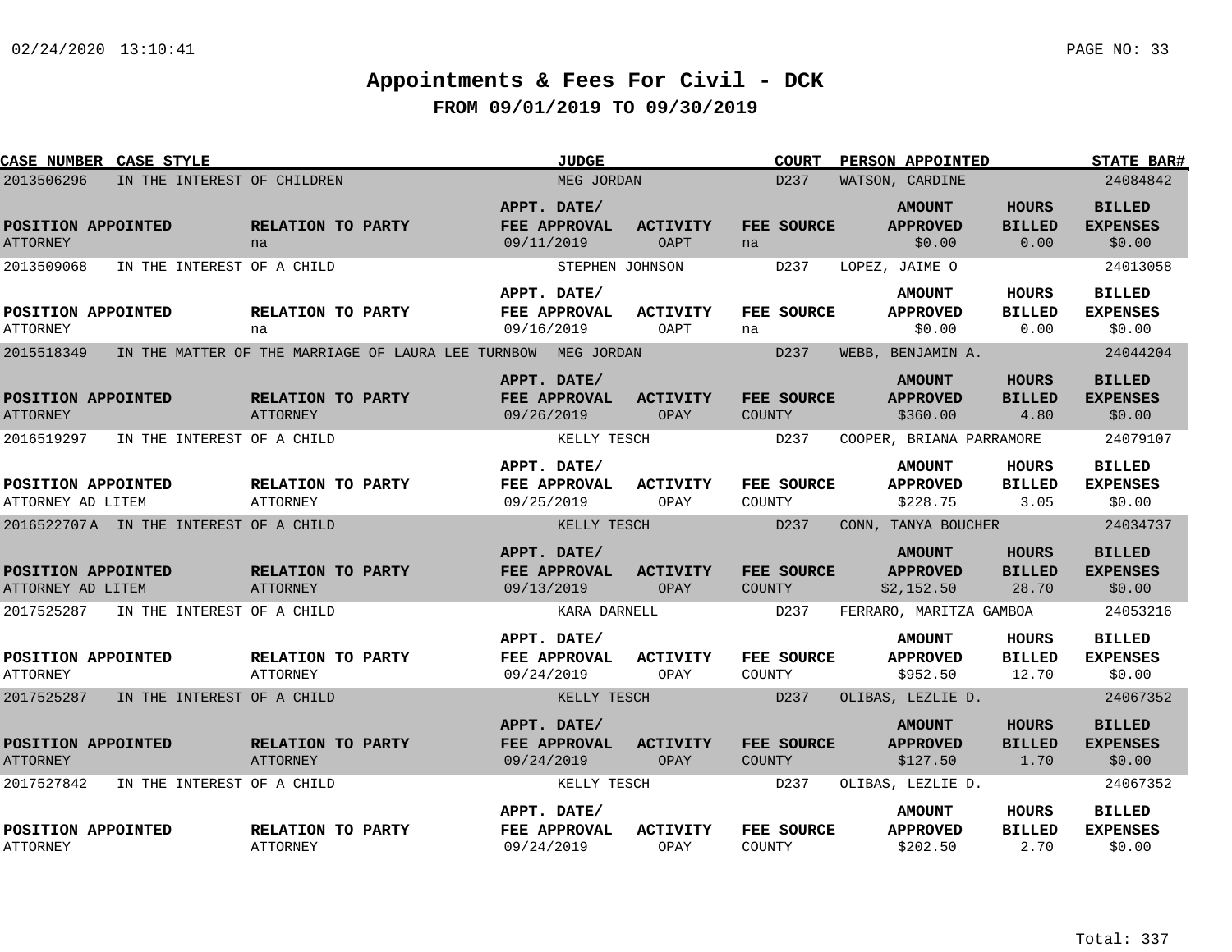# Appointments & Fees For Civil - DCK

## FROM 09/01/2019 TO 09/30/2019

| CASE NUMBER | CASE STYLE | JUDGE | COURT | PERSON APPOINTED | STATE BAR# |
|---|---|---|---|---|---|
| 2013506296 | IN THE INTEREST OF CHILDREN | MEG JORDAN | D237 | WATSON, CARDINE | 24084842 |

| POSITION APPOINTED | RELATION TO PARTY | APPT. DATE/ FEE APPROVAL | ACTIVITY | FEE SOURCE | AMOUNT APPROVED | HOURS BILLED | BILLED EXPENSES |
|---|---|---|---|---|---|---|---|
| ATTORNEY | na | 09/11/2019 | OAPT | na | $0.00 | 0.00 | $0.00 |

| CASE NUMBER | CASE STYLE | JUDGE | COURT | PERSON APPOINTED | STATE BAR# |
|---|---|---|---|---|---|
| 2013509068 | IN THE INTEREST OF A CHILD | STEPHEN JOHNSON | D237 | LOPEZ, JAIME O | 24013058 |

| POSITION APPOINTED | RELATION TO PARTY | APPT. DATE/ FEE APPROVAL | ACTIVITY | FEE SOURCE | AMOUNT APPROVED | HOURS BILLED | BILLED EXPENSES |
|---|---|---|---|---|---|---|---|
| ATTORNEY | na | 09/16/2019 | OAPT | na | $0.00 | 0.00 | $0.00 |

| CASE NUMBER | CASE STYLE | JUDGE | COURT | PERSON APPOINTED | STATE BAR# |
|---|---|---|---|---|---|
| 2015518349 | IN THE MATTER OF THE MARRIAGE OF LAURA LEE TURNBOW | MEG JORDAN | D237 | WEBB, BENJAMIN A. | 24044204 |

| POSITION APPOINTED | RELATION TO PARTY | APPT. DATE/ FEE APPROVAL | ACTIVITY | FEE SOURCE | AMOUNT APPROVED | HOURS BILLED | BILLED EXPENSES |
|---|---|---|---|---|---|---|---|
| ATTORNEY | ATTORNEY | 09/26/2019 | OPAY | COUNTY | $360.00 | 4.80 | $0.00 |

| CASE NUMBER | CASE STYLE | JUDGE | COURT | PERSON APPOINTED | STATE BAR# |
|---|---|---|---|---|---|
| 2016519297 | IN THE INTEREST OF A CHILD | KELLY TESCH | D237 | COOPER, BRIANA PARRAMORE | 24079107 |

| POSITION APPOINTED | RELATION TO PARTY | APPT. DATE/ FEE APPROVAL | ACTIVITY | FEE SOURCE | AMOUNT APPROVED | HOURS BILLED | BILLED EXPENSES |
|---|---|---|---|---|---|---|---|
| ATTORNEY AD LITEM | ATTORNEY | 09/25/2019 | OPAY | COUNTY | $228.75 | 3.05 | $0.00 |

| CASE NUMBER | CASE STYLE | JUDGE | COURT | PERSON APPOINTED | STATE BAR# |
|---|---|---|---|---|---|
| 2016522707 A | IN THE INTEREST OF A CHILD | KELLY TESCH | D237 | CONN, TANYA BOUCHER | 24034737 |

| POSITION APPOINTED | RELATION TO PARTY | APPT. DATE/ FEE APPROVAL | ACTIVITY | FEE SOURCE | AMOUNT APPROVED | HOURS BILLED | BILLED EXPENSES |
|---|---|---|---|---|---|---|---|
| ATTORNEY AD LITEM | ATTORNEY | 09/13/2019 | OPAY | COUNTY | $2,152.50 | 28.70 | $0.00 |

| CASE NUMBER | CASE STYLE | JUDGE | COURT | PERSON APPOINTED | STATE BAR# |
|---|---|---|---|---|---|
| 2017525287 | IN THE INTEREST OF A CHILD | KARA DARNELL | D237 | FERRARO, MARITZA GAMBOA | 24053216 |

| POSITION APPOINTED | RELATION TO PARTY | APPT. DATE/ FEE APPROVAL | ACTIVITY | FEE SOURCE | AMOUNT APPROVED | HOURS BILLED | BILLED EXPENSES |
|---|---|---|---|---|---|---|---|
| ATTORNEY | ATTORNEY | 09/24/2019 | OPAY | COUNTY | $952.50 | 12.70 | $0.00 |

| CASE NUMBER | CASE STYLE | JUDGE | COURT | PERSON APPOINTED | STATE BAR# |
|---|---|---|---|---|---|
| 2017525287 | IN THE INTEREST OF A CHILD | KELLY TESCH | D237 | OLIBAS, LEZLIE D. | 24067352 |

| POSITION APPOINTED | RELATION TO PARTY | APPT. DATE/ FEE APPROVAL | ACTIVITY | FEE SOURCE | AMOUNT APPROVED | HOURS BILLED | BILLED EXPENSES |
|---|---|---|---|---|---|---|---|
| ATTORNEY | ATTORNEY | 09/24/2019 | OPAY | COUNTY | $127.50 | 1.70 | $0.00 |

| CASE NUMBER | CASE STYLE | JUDGE | COURT | PERSON APPOINTED | STATE BAR# |
|---|---|---|---|---|---|
| 2017527842 | IN THE INTEREST OF A CHILD | KELLY TESCH | D237 | OLIBAS, LEZLIE D. | 24067352 |

| POSITION APPOINTED | RELATION TO PARTY | APPT. DATE/ FEE APPROVAL | ACTIVITY | FEE SOURCE | AMOUNT APPROVED | HOURS BILLED | BILLED EXPENSES |
|---|---|---|---|---|---|---|---|
| ATTORNEY | ATTORNEY | 09/24/2019 | OPAY | COUNTY | $202.50 | 2.70 | $0.00 |

Total: 337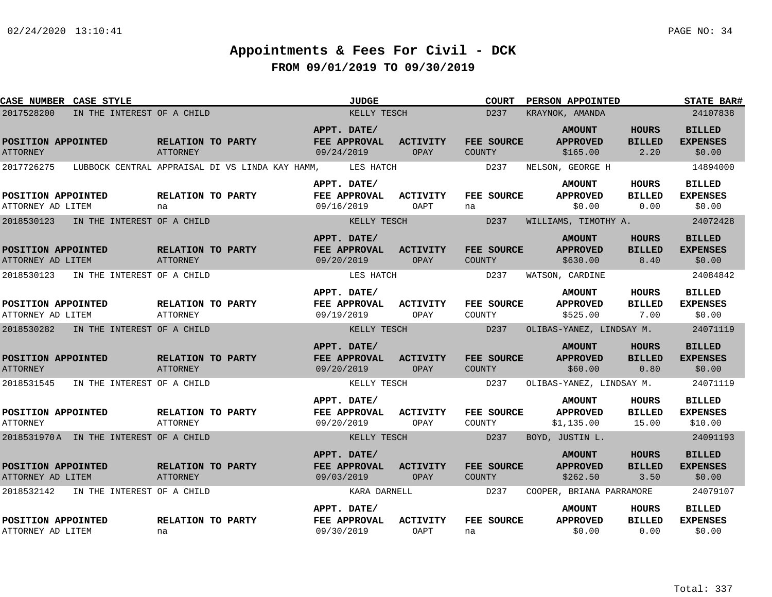# Appointments & Fees For Civil - DCK

## FROM 09/01/2019 TO 09/30/2019

| CASE NUMBER | CASE STYLE | JUDGE | COURT | PERSON APPOINTED | STATE BAR# |
|---|---|---|---|---|---|
| 2017528200 | IN THE INTEREST OF A CHILD | KELLY TESCH | D237 | KRAYNOK, AMANDA | 24107838 |

| POSITION APPOINTED | RELATION TO PARTY | APPT. DATE/ FEE APPROVAL | ACTIVITY | FEE SOURCE | AMOUNT APPROVED | HOURS BILLED | BILLED EXPENSES |
|---|---|---|---|---|---|---|---|
| ATTORNEY | ATTORNEY | 09/24/2019 | OPAY | COUNTY | $165.00 | 2.20 | $0.00 |

| CASE NUMBER | CASE STYLE | JUDGE | COURT | PERSON APPOINTED | STATE BAR# |
|---|---|---|---|---|---|
| 2017726275 | LUBBOCK CENTRAL APPRAISAL DI VS LINDA KAY HAMM, | LES HATCH | D237 | NELSON, GEORGE H | 14894000 |

| POSITION APPOINTED | RELATION TO PARTY | APPT. DATE/ FEE APPROVAL | ACTIVITY | FEE SOURCE | AMOUNT APPROVED | HOURS BILLED | BILLED EXPENSES |
|---|---|---|---|---|---|---|---|
| ATTORNEY AD LITEM | na | 09/16/2019 | OAPT | na | $0.00 | 0.00 | $0.00 |

| CASE NUMBER | CASE STYLE | JUDGE | COURT | PERSON APPOINTED | STATE BAR# |
|---|---|---|---|---|---|
| 2018530123 | IN THE INTEREST OF A CHILD | KELLY TESCH | D237 | WILLIAMS, TIMOTHY A. | 24072428 |

| POSITION APPOINTED | RELATION TO PARTY | APPT. DATE/ FEE APPROVAL | ACTIVITY | FEE SOURCE | AMOUNT APPROVED | HOURS BILLED | BILLED EXPENSES |
|---|---|---|---|---|---|---|---|
| ATTORNEY AD LITEM | ATTORNEY | 09/20/2019 | OPAY | COUNTY | $630.00 | 8.40 | $0.00 |

| CASE NUMBER | CASE STYLE | JUDGE | COURT | PERSON APPOINTED | STATE BAR# |
|---|---|---|---|---|---|
| 2018530123 | IN THE INTEREST OF A CHILD | LES HATCH | D237 | WATSON, CARDINE | 24084842 |

| POSITION APPOINTED | RELATION TO PARTY | APPT. DATE/ FEE APPROVAL | ACTIVITY | FEE SOURCE | AMOUNT APPROVED | HOURS BILLED | BILLED EXPENSES |
|---|---|---|---|---|---|---|---|
| ATTORNEY AD LITEM | ATTORNEY | 09/19/2019 | OPAY | COUNTY | $525.00 | 7.00 | $0.00 |

| CASE NUMBER | CASE STYLE | JUDGE | COURT | PERSON APPOINTED | STATE BAR# |
|---|---|---|---|---|---|
| 2018530282 | IN THE INTEREST OF A CHILD | KELLY TESCH | D237 | OLIBAS-YANEZ, LINDSAY M. | 24071119 |

| POSITION APPOINTED | RELATION TO PARTY | APPT. DATE/ FEE APPROVAL | ACTIVITY | FEE SOURCE | AMOUNT APPROVED | HOURS BILLED | BILLED EXPENSES |
|---|---|---|---|---|---|---|---|
| ATTORNEY | ATTORNEY | 09/20/2019 | OPAY | COUNTY | $60.00 | 0.80 | $0.00 |

| CASE NUMBER | CASE STYLE | JUDGE | COURT | PERSON APPOINTED | STATE BAR# |
|---|---|---|---|---|---|
| 2018531545 | IN THE INTEREST OF A CHILD | KELLY TESCH | D237 | OLIBAS-YANEZ, LINDSAY M. | 24071119 |

| POSITION APPOINTED | RELATION TO PARTY | APPT. DATE/ FEE APPROVAL | ACTIVITY | FEE SOURCE | AMOUNT APPROVED | HOURS BILLED | BILLED EXPENSES |
|---|---|---|---|---|---|---|---|
| ATTORNEY | ATTORNEY | 09/20/2019 | OPAY | COUNTY | $1,135.00 | 15.00 | $10.00 |

| CASE NUMBER | CASE STYLE | JUDGE | COURT | PERSON APPOINTED | STATE BAR# |
|---|---|---|---|---|---|
| 2018531970 A | IN THE INTEREST OF A CHILD | KELLY TESCH | D237 | BOYD, JUSTIN L. | 24091193 |

| POSITION APPOINTED | RELATION TO PARTY | APPT. DATE/ FEE APPROVAL | ACTIVITY | FEE SOURCE | AMOUNT APPROVED | HOURS BILLED | BILLED EXPENSES |
|---|---|---|---|---|---|---|---|
| ATTORNEY AD LITEM | ATTORNEY | 09/03/2019 | OPAY | COUNTY | $262.50 | 3.50 | $0.00 |

| CASE NUMBER | CASE STYLE | JUDGE | COURT | PERSON APPOINTED | STATE BAR# |
|---|---|---|---|---|---|
| 2018532142 | IN THE INTEREST OF A CHILD | KARA DARNELL | D237 | COOPER, BRIANA PARRAMORE | 24079107 |

| POSITION APPOINTED | RELATION TO PARTY | APPT. DATE/ FEE APPROVAL | ACTIVITY | FEE SOURCE | AMOUNT APPROVED | HOURS BILLED | BILLED EXPENSES |
|---|---|---|---|---|---|---|---|
| ATTORNEY AD LITEM | na | 09/30/2019 | OAPT | na | $0.00 | 0.00 | $0.00 |

Total: 337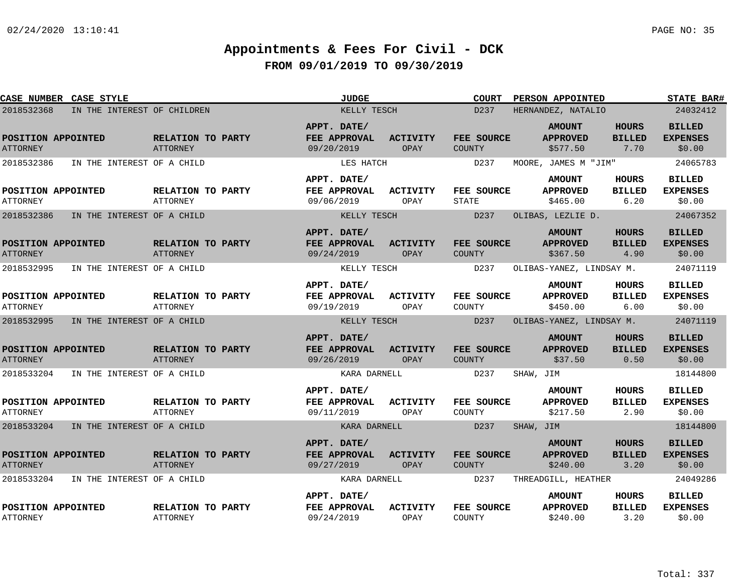# Appointments & Fees For Civil - DCK

## FROM 09/01/2019 TO 09/30/2019

| CASE NUMBER | CASE STYLE | JUDGE | COURT | PERSON APPOINTED | STATE BAR# | POSITION APPOINTED | RELATION TO PARTY | APPT. DATE/ FEE APPROVAL | ACTIVITY | FEE SOURCE | AMOUNT APPROVED | HOURS BILLED | BILLED EXPENSES |
|---|---|---|---|---|---|---|---|---|---|---|---|---|---|
| 2018532368 | IN THE INTEREST OF CHILDREN | KELLY TESCH | D237 | HERNANDEZ, NATALIO | 24032412 | ATTORNEY | ATTORNEY | 09/20/2019 | OPAY | COUNTY | $577.50 | 7.70 | $0.00 |
| 2018532386 | IN THE INTEREST OF A CHILD | LES HATCH | D237 | MOORE, JAMES M "JIM" | 24065783 | ATTORNEY | ATTORNEY | 09/06/2019 | OPAY | STATE | $465.00 | 6.20 | $0.00 |
| 2018532386 | IN THE INTEREST OF A CHILD | KELLY TESCH | D237 | OLIBAS, LEZLIE D. | 24067352 | ATTORNEY | ATTORNEY | 09/24/2019 | OPAY | COUNTY | $367.50 | 4.90 | $0.00 |
| 2018532995 | IN THE INTEREST OF A CHILD | KELLY TESCH | D237 | OLIBAS-YANEZ, LINDSAY M. | 24071119 | ATTORNEY | ATTORNEY | 09/19/2019 | OPAY | COUNTY | $450.00 | 6.00 | $0.00 |
| 2018532995 | IN THE INTEREST OF A CHILD | KELLY TESCH | D237 | OLIBAS-YANEZ, LINDSAY M. | 24071119 | ATTORNEY | ATTORNEY | 09/26/2019 | OPAY | COUNTY | $37.50 | 0.50 | $0.00 |
| 2018533204 | IN THE INTEREST OF A CHILD | KARA DARNELL | D237 | SHAW, JIM | 18144800 | ATTORNEY | ATTORNEY | 09/11/2019 | OPAY | COUNTY | $217.50 | 2.90 | $0.00 |
| 2018533204 | IN THE INTEREST OF A CHILD | KARA DARNELL | D237 | SHAW, JIM | 18144800 | ATTORNEY | ATTORNEY | 09/27/2019 | OPAY | COUNTY | $240.00 | 3.20 | $0.00 |
| 2018533204 | IN THE INTEREST OF A CHILD | KARA DARNELL | D237 | THREADGILL, HEATHER | 24049286 | ATTORNEY | ATTORNEY | 09/24/2019 | OPAY | COUNTY | $240.00 | 3.20 | $0.00 |

Total: 337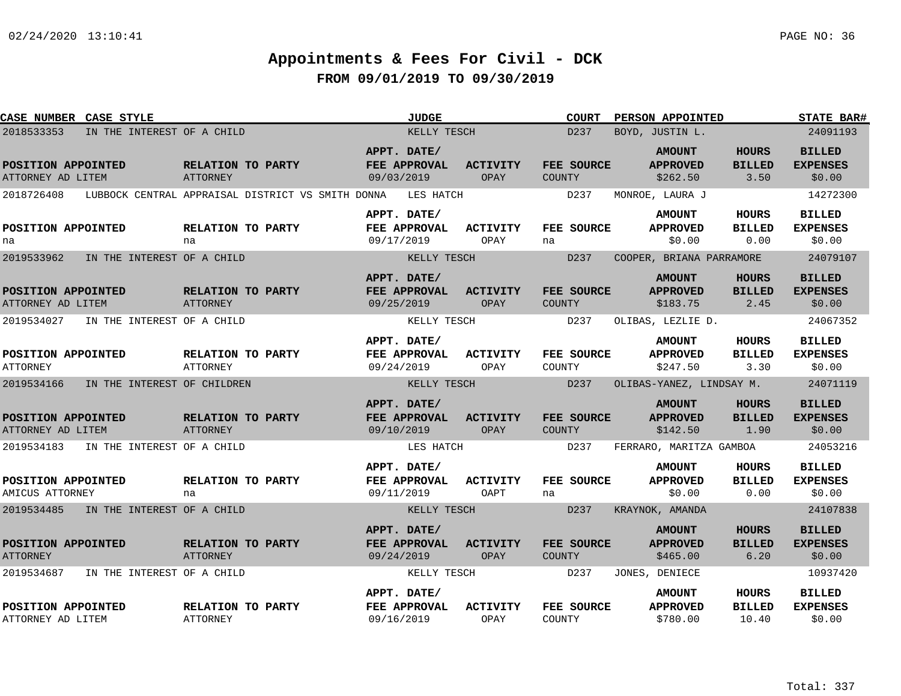# Appointments & Fees For Civil - DCK

## FROM 09/01/2019 TO 09/30/2019

| CASE NUMBER | CASE STYLE | JUDGE | COURT | PERSON APPOINTED | STATE BAR# |
|---|---|---|---|---|---|
| 2018533353 | IN THE INTEREST OF A CHILD | KELLY TESCH | D237 | BOYD, JUSTIN L. | 24091193 |

| POSITION APPOINTED | RELATION TO PARTY | APPT. DATE/ FEE APPROVAL | ACTIVITY | FEE SOURCE | AMOUNT APPROVED | HOURS BILLED | BILLED EXPENSES |
|---|---|---|---|---|---|---|---|
| ATTORNEY AD LITEM | ATTORNEY | 09/03/2019 | OPAY | COUNTY | $262.50 | 3.50 | $0.00 |

| CASE NUMBER | CASE STYLE | JUDGE | COURT | PERSON APPOINTED | STATE BAR# |
|---|---|---|---|---|---|
| 2018726408 | LUBBOCK CENTRAL APPRAISAL DISTRICT VS SMITH DONNA | LES HATCH | D237 | MONROE, LAURA J | 14272300 |

| POSITION APPOINTED | RELATION TO PARTY | APPT. DATE/ FEE APPROVAL | ACTIVITY | FEE SOURCE | AMOUNT APPROVED | HOURS BILLED | BILLED EXPENSES |
|---|---|---|---|---|---|---|---|
| na | na | 09/17/2019 | OPAY | na | $0.00 | 0.00 | $0.00 |

| CASE NUMBER | CASE STYLE | JUDGE | COURT | PERSON APPOINTED | STATE BAR# |
|---|---|---|---|---|---|
| 2019533962 | IN THE INTEREST OF A CHILD | KELLY TESCH | D237 | COOPER, BRIANA PARRAMORE | 24079107 |

| POSITION APPOINTED | RELATION TO PARTY | APPT. DATE/ FEE APPROVAL | ACTIVITY | FEE SOURCE | AMOUNT APPROVED | HOURS BILLED | BILLED EXPENSES |
|---|---|---|---|---|---|---|---|
| ATTORNEY AD LITEM | ATTORNEY | 09/25/2019 | OPAY | COUNTY | $183.75 | 2.45 | $0.00 |

| CASE NUMBER | CASE STYLE | JUDGE | COURT | PERSON APPOINTED | STATE BAR# |
|---|---|---|---|---|---|
| 2019534027 | IN THE INTEREST OF A CHILD | KELLY TESCH | D237 | OLIBAS, LEZLIE D. | 24067352 |

| POSITION APPOINTED | RELATION TO PARTY | APPT. DATE/ FEE APPROVAL | ACTIVITY | FEE SOURCE | AMOUNT APPROVED | HOURS BILLED | BILLED EXPENSES |
|---|---|---|---|---|---|---|---|
| ATTORNEY | ATTORNEY | 09/24/2019 | OPAY | COUNTY | $247.50 | 3.30 | $0.00 |

| CASE NUMBER | CASE STYLE | JUDGE | COURT | PERSON APPOINTED | STATE BAR# |
|---|---|---|---|---|---|
| 2019534166 | IN THE INTEREST OF CHILDREN | KELLY TESCH | D237 | OLIBAS-YANEZ, LINDSAY M. | 24071119 |

| POSITION APPOINTED | RELATION TO PARTY | APPT. DATE/ FEE APPROVAL | ACTIVITY | FEE SOURCE | AMOUNT APPROVED | HOURS BILLED | BILLED EXPENSES |
|---|---|---|---|---|---|---|---|
| ATTORNEY AD LITEM | ATTORNEY | 09/10/2019 | OPAY | COUNTY | $142.50 | 1.90 | $0.00 |

| CASE NUMBER | CASE STYLE | JUDGE | COURT | PERSON APPOINTED | STATE BAR# |
|---|---|---|---|---|---|
| 2019534183 | IN THE INTEREST OF A CHILD | LES HATCH | D237 | FERRARO, MARITZA GAMBOA | 24053216 |

| POSITION APPOINTED | RELATION TO PARTY | APPT. DATE/ FEE APPROVAL | ACTIVITY | FEE SOURCE | AMOUNT APPROVED | HOURS BILLED | BILLED EXPENSES |
|---|---|---|---|---|---|---|---|
| AMICUS ATTORNEY | na | 09/11/2019 | OAPT | na | $0.00 | 0.00 | $0.00 |

| CASE NUMBER | CASE STYLE | JUDGE | COURT | PERSON APPOINTED | STATE BAR# |
|---|---|---|---|---|---|
| 2019534485 | IN THE INTEREST OF A CHILD | KELLY TESCH | D237 | KRAYNOK, AMANDA | 24107838 |

| POSITION APPOINTED | RELATION TO PARTY | APPT. DATE/ FEE APPROVAL | ACTIVITY | FEE SOURCE | AMOUNT APPROVED | HOURS BILLED | BILLED EXPENSES |
|---|---|---|---|---|---|---|---|
| ATTORNEY | ATTORNEY | 09/24/2019 | OPAY | COUNTY | $465.00 | 6.20 | $0.00 |

| CASE NUMBER | CASE STYLE | JUDGE | COURT | PERSON APPOINTED | STATE BAR# |
|---|---|---|---|---|---|
| 2019534687 | IN THE INTEREST OF A CHILD | KELLY TESCH | D237 | JONES, DENIECE | 10937420 |

| POSITION APPOINTED | RELATION TO PARTY | APPT. DATE/ FEE APPROVAL | ACTIVITY | FEE SOURCE | AMOUNT APPROVED | HOURS BILLED | BILLED EXPENSES |
|---|---|---|---|---|---|---|---|
| ATTORNEY AD LITEM | ATTORNEY | 09/16/2019 | OPAY | COUNTY | $780.00 | 10.40 | $0.00 |

Total: 337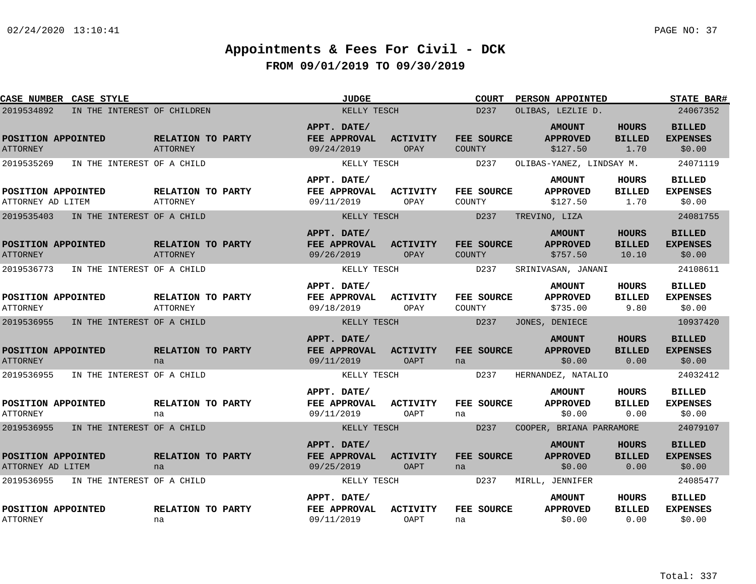# Appointments & Fees For Civil - DCK

## FROM 09/01/2019 TO 09/30/2019

| CASE NUMBER | CASE STYLE | JUDGE | COURT | PERSON APPOINTED | STATE BAR# | POSITION APPOINTED | RELATION TO PARTY | APPT. DATE/ FEE APPROVAL | ACTIVITY | FEE SOURCE | AMOUNT APPROVED | HOURS BILLED | BILLED EXPENSES |
|---|---|---|---|---|---|---|---|---|---|---|---|---|---|
| 2019534892 | IN THE INTEREST OF CHILDREN | KELLY TESCH | D237 | OLIBAS, LEZLIE D. | 24067352 | ATTORNEY | ATTORNEY | 09/24/2019 | OPAY | COUNTY | $127.50 | 1.70 | $0.00 |
| 2019535269 | IN THE INTEREST OF A CHILD | KELLY TESCH | D237 | OLIBAS-YANEZ, LINDSAY M. | 24071119 | ATTORNEY AD LITEM | ATTORNEY | 09/11/2019 | OPAY | COUNTY | $127.50 | 1.70 | $0.00 |
| 2019535403 | IN THE INTEREST OF A CHILD | KELLY TESCH | D237 | TREVINO, LIZA | 24081755 | ATTORNEY | ATTORNEY | 09/26/2019 | OPAY | COUNTY | $757.50 | 10.10 | $0.00 |
| 2019536773 | IN THE INTEREST OF A CHILD | KELLY TESCH | D237 | SRINIVASAN, JANANI | 24108611 | ATTORNEY | ATTORNEY | 09/18/2019 | OPAY | COUNTY | $735.00 | 9.80 | $0.00 |
| 2019536955 | IN THE INTEREST OF A CHILD | KELLY TESCH | D237 | JONES, DENIECE | 10937420 | ATTORNEY | na | 09/11/2019 | OAPT | na | $0.00 | 0.00 | $0.00 |
| 2019536955 | IN THE INTEREST OF A CHILD | KELLY TESCH | D237 | HERNANDEZ, NATALIO | 24032412 | ATTORNEY | na | 09/11/2019 | OAPT | na | $0.00 | 0.00 | $0.00 |
| 2019536955 | IN THE INTEREST OF A CHILD | KELLY TESCH | D237 | COOPER, BRIANA PARRAMORE | 24079107 | ATTORNEY AD LITEM | na | 09/25/2019 | OAPT | na | $0.00 | 0.00 | $0.00 |
| 2019536955 | IN THE INTEREST OF A CHILD | KELLY TESCH | D237 | MIRLL, JENNIFER | 24085477 | ATTORNEY | na | 09/11/2019 | OAPT | na | $0.00 | 0.00 | $0.00 |

Total: 337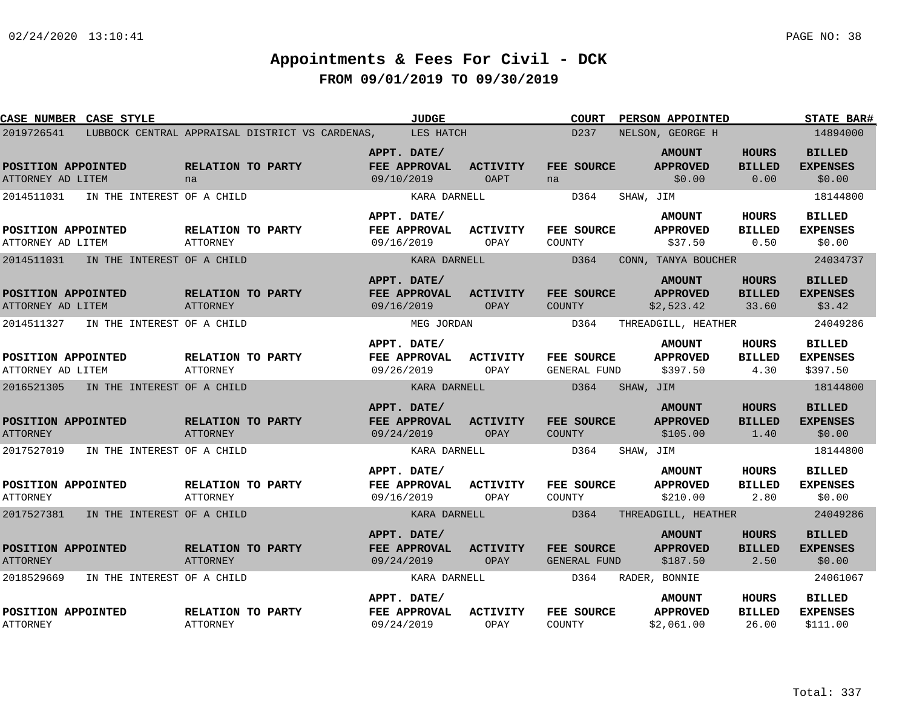# Appointments & Fees For Civil - DCK

## FROM 09/01/2019 TO 09/30/2019

| CASE NUMBER | CASE STYLE | | JUDGE | | COURT | PERSON APPOINTED | | STATE BAR# |
|---|---|---|---|---|---|---|---|---|
| 2019726541 | LUBBOCK CENTRAL APPRAISAL DISTRICT VS CARDENAS, | | LES HATCH | | D237 | NELSON, GEORGE H | | 14894000 |
| **POSITION APPOINTED** | **RELATION TO PARTY** | | **APPT. DATE/ FEE APPROVAL** | **ACTIVITY** | **FEE SOURCE** | **AMOUNT APPROVED** | **HOURS BILLED** | **BILLED EXPENSES** |
| ATTORNEY AD LITEM | na | | 09/10/2019 | OAPT | na | $0.00 | 0.00 | $0.00 |
| 2014511031 | IN THE INTEREST OF A CHILD | | KARA DARNELL | | D364 | SHAW, JIM | | 18144800 |
| **POSITION APPOINTED** | **RELATION TO PARTY** | | **APPT. DATE/ FEE APPROVAL** | **ACTIVITY** | **FEE SOURCE** | **AMOUNT APPROVED** | **HOURS BILLED** | **BILLED EXPENSES** |
| ATTORNEY AD LITEM | ATTORNEY | | 09/16/2019 | OPAY | COUNTY | $37.50 | 0.50 | $0.00 |
| 2014511031 | IN THE INTEREST OF A CHILD | | KARA DARNELL | | D364 | CONN, TANYA BOUCHER | | 24034737 |
| **POSITION APPOINTED** | **RELATION TO PARTY** | | **APPT. DATE/ FEE APPROVAL** | **ACTIVITY** | **FEE SOURCE** | **AMOUNT APPROVED** | **HOURS BILLED** | **BILLED EXPENSES** |
| ATTORNEY AD LITEM | ATTORNEY | | 09/16/2019 | OPAY | COUNTY | $2,523.42 | 33.60 | $3.42 |
| 2014511327 | IN THE INTEREST OF A CHILD | | MEG JORDAN | | D364 | THREADGILL, HEATHER | | 24049286 |
| **POSITION APPOINTED** | **RELATION TO PARTY** | | **APPT. DATE/ FEE APPROVAL** | **ACTIVITY** | **FEE SOURCE** | **AMOUNT APPROVED** | **HOURS BILLED** | **BILLED EXPENSES** |
| ATTORNEY AD LITEM | ATTORNEY | | 09/26/2019 | OPAY | GENERAL FUND | $397.50 | 4.30 | $397.50 |
| 2016521305 | IN THE INTEREST OF A CHILD | | KARA DARNELL | | D364 | SHAW, JIM | | 18144800 |
| **POSITION APPOINTED** | **RELATION TO PARTY** | | **APPT. DATE/ FEE APPROVAL** | **ACTIVITY** | **FEE SOURCE** | **AMOUNT APPROVED** | **HOURS BILLED** | **BILLED EXPENSES** |
| ATTORNEY | ATTORNEY | | 09/24/2019 | OPAY | COUNTY | $105.00 | 1.40 | $0.00 |
| 2017527019 | IN THE INTEREST OF A CHILD | | KARA DARNELL | | D364 | SHAW, JIM | | 18144800 |
| **POSITION APPOINTED** | **RELATION TO PARTY** | | **APPT. DATE/ FEE APPROVAL** | **ACTIVITY** | **FEE SOURCE** | **AMOUNT APPROVED** | **HOURS BILLED** | **BILLED EXPENSES** |
| ATTORNEY | ATTORNEY | | 09/16/2019 | OPAY | COUNTY | $210.00 | 2.80 | $0.00 |
| 2017527381 | IN THE INTEREST OF A CHILD | | KARA DARNELL | | D364 | THREADGILL, HEATHER | | 24049286 |
| **POSITION APPOINTED** | **RELATION TO PARTY** | | **APPT. DATE/ FEE APPROVAL** | **ACTIVITY** | **FEE SOURCE** | **AMOUNT APPROVED** | **HOURS BILLED** | **BILLED EXPENSES** |
| ATTORNEY | ATTORNEY | | 09/24/2019 | OPAY | GENERAL FUND | $187.50 | 2.50 | $0.00 |
| 2018529669 | IN THE INTEREST OF A CHILD | | KARA DARNELL | | D364 | RADER, BONNIE | | 24061067 |
| **POSITION APPOINTED** | **RELATION TO PARTY** | | **APPT. DATE/ FEE APPROVAL** | **ACTIVITY** | **FEE SOURCE** | **AMOUNT APPROVED** | **HOURS BILLED** | **BILLED EXPENSES** |
| ATTORNEY | ATTORNEY | | 09/24/2019 | OPAY | COUNTY | $2,061.00 | 26.00 | $111.00 |

Total: 337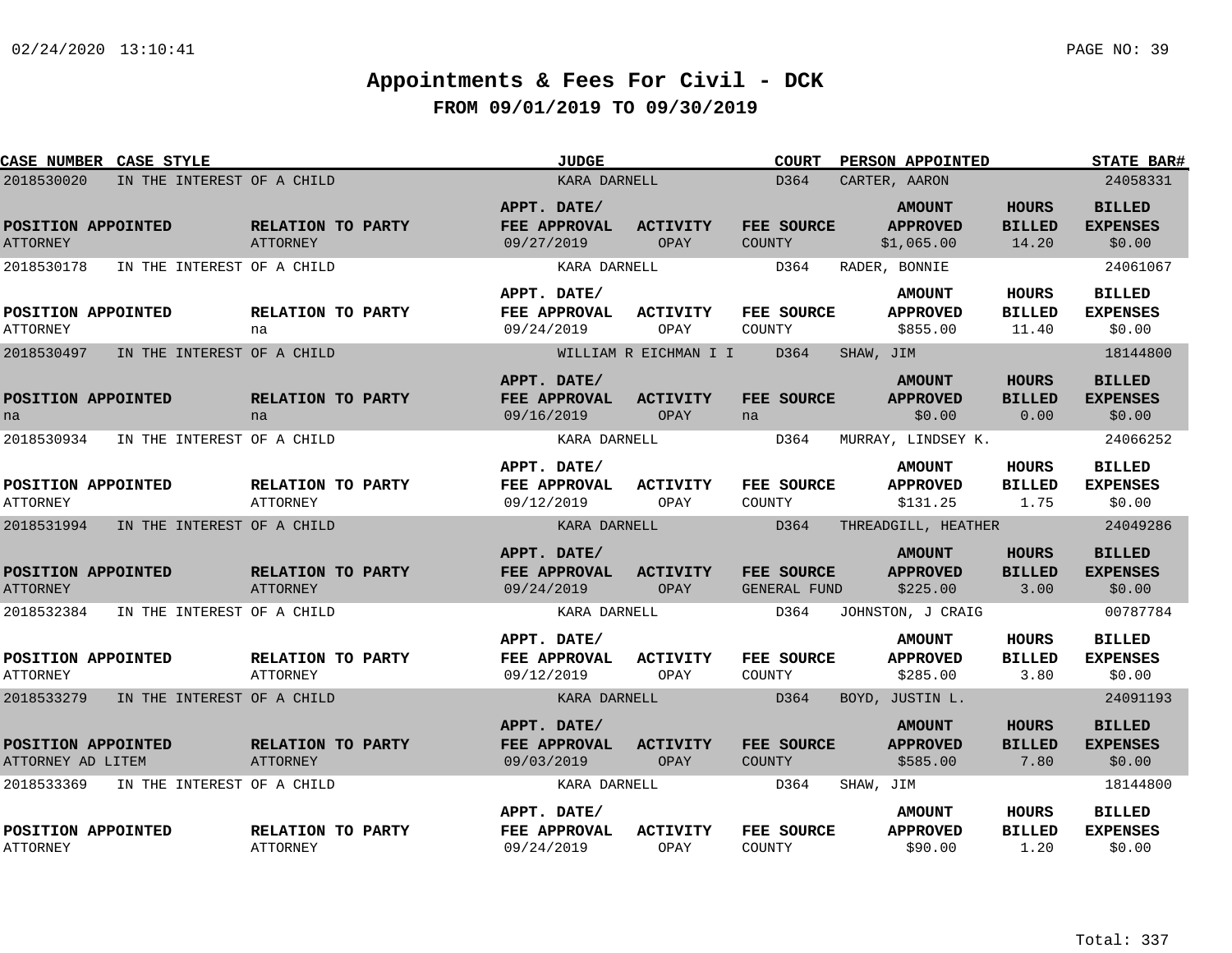# Appointments & Fees For Civil - DCK

## FROM 09/01/2019 TO 09/30/2019

| CASE NUMBER | CASE STYLE | JUDGE | COURT | PERSON APPOINTED | STATE BAR# |
|---|---|---|---|---|---|
| 2018530020 | IN THE INTEREST OF A CHILD | KARA DARNELL | D364 | CARTER, AARON | 24058331 |

| POSITION APPOINTED | RELATION TO PARTY | APPT. DATE/ FEE APPROVAL | ACTIVITY | FEE SOURCE | AMOUNT APPROVED | HOURS BILLED | BILLED EXPENSES |
|---|---|---|---|---|---|---|---|
| ATTORNEY | ATTORNEY | 09/27/2019 | OPAY | COUNTY | $1,065.00 | 14.20 | $0.00 |

| CASE NUMBER | CASE STYLE | JUDGE | COURT | PERSON APPOINTED | STATE BAR# |
|---|---|---|---|---|---|
| 2018530178 | IN THE INTEREST OF A CHILD | KARA DARNELL | D364 | RADER, BONNIE | 24061067 |

| POSITION APPOINTED | RELATION TO PARTY | APPT. DATE/ FEE APPROVAL | ACTIVITY | FEE SOURCE | AMOUNT APPROVED | HOURS BILLED | BILLED EXPENSES |
|---|---|---|---|---|---|---|---|
| ATTORNEY | na | 09/24/2019 | OPAY | COUNTY | $855.00 | 11.40 | $0.00 |

| CASE NUMBER | CASE STYLE | JUDGE | COURT | PERSON APPOINTED | STATE BAR# |
|---|---|---|---|---|---|
| 2018530497 | IN THE INTEREST OF A CHILD | WILLIAM R EICHMAN I I | D364 | SHAW, JIM | 18144800 |

| POSITION APPOINTED | RELATION TO PARTY | APPT. DATE/ FEE APPROVAL | ACTIVITY | FEE SOURCE | AMOUNT APPROVED | HOURS BILLED | BILLED EXPENSES |
|---|---|---|---|---|---|---|---|
| na | na | 09/16/2019 | OPAY | na | $0.00 | 0.00 | $0.00 |

| CASE NUMBER | CASE STYLE | JUDGE | COURT | PERSON APPOINTED | STATE BAR# |
|---|---|---|---|---|---|
| 2018530934 | IN THE INTEREST OF A CHILD | KARA DARNELL | D364 | MURRAY, LINDSEY K. | 24066252 |

| POSITION APPOINTED | RELATION TO PARTY | APPT. DATE/ FEE APPROVAL | ACTIVITY | FEE SOURCE | AMOUNT APPROVED | HOURS BILLED | BILLED EXPENSES |
|---|---|---|---|---|---|---|---|
| ATTORNEY | ATTORNEY | 09/12/2019 | OPAY | COUNTY | $131.25 | 1.75 | $0.00 |

| CASE NUMBER | CASE STYLE | JUDGE | COURT | PERSON APPOINTED | STATE BAR# |
|---|---|---|---|---|---|
| 2018531994 | IN THE INTEREST OF A CHILD | KARA DARNELL | D364 | THREADGILL, HEATHER | 24049286 |

| POSITION APPOINTED | RELATION TO PARTY | APPT. DATE/ FEE APPROVAL | ACTIVITY | FEE SOURCE | AMOUNT APPROVED | HOURS BILLED | BILLED EXPENSES |
|---|---|---|---|---|---|---|---|
| ATTORNEY | ATTORNEY | 09/24/2019 | OPAY | GENERAL FUND | $225.00 | 3.00 | $0.00 |

| CASE NUMBER | CASE STYLE | JUDGE | COURT | PERSON APPOINTED | STATE BAR# |
|---|---|---|---|---|---|
| 2018532384 | IN THE INTEREST OF A CHILD | KARA DARNELL | D364 | JOHNSTON, J CRAIG | 00787784 |

| POSITION APPOINTED | RELATION TO PARTY | APPT. DATE/ FEE APPROVAL | ACTIVITY | FEE SOURCE | AMOUNT APPROVED | HOURS BILLED | BILLED EXPENSES |
|---|---|---|---|---|---|---|---|
| ATTORNEY | ATTORNEY | 09/12/2019 | OPAY | COUNTY | $285.00 | 3.80 | $0.00 |

| CASE NUMBER | CASE STYLE | JUDGE | COURT | PERSON APPOINTED | STATE BAR# |
|---|---|---|---|---|---|
| 2018533279 | IN THE INTEREST OF A CHILD | KARA DARNELL | D364 | BOYD, JUSTIN L. | 24091193 |

| POSITION APPOINTED | RELATION TO PARTY | APPT. DATE/ FEE APPROVAL | ACTIVITY | FEE SOURCE | AMOUNT APPROVED | HOURS BILLED | BILLED EXPENSES |
|---|---|---|---|---|---|---|---|
| ATTORNEY AD LITEM | ATTORNEY | 09/03/2019 | OPAY | COUNTY | $585.00 | 7.80 | $0.00 |

| CASE NUMBER | CASE STYLE | JUDGE | COURT | PERSON APPOINTED | STATE BAR# |
|---|---|---|---|---|---|
| 2018533369 | IN THE INTEREST OF A CHILD | KARA DARNELL | D364 | SHAW, JIM | 18144800 |

| POSITION APPOINTED | RELATION TO PARTY | APPT. DATE/ FEE APPROVAL | ACTIVITY | FEE SOURCE | AMOUNT APPROVED | HOURS BILLED | BILLED EXPENSES |
|---|---|---|---|---|---|---|---|
| ATTORNEY | ATTORNEY | 09/24/2019 | OPAY | COUNTY | $90.00 | 1.20 | $0.00 |

Total: 337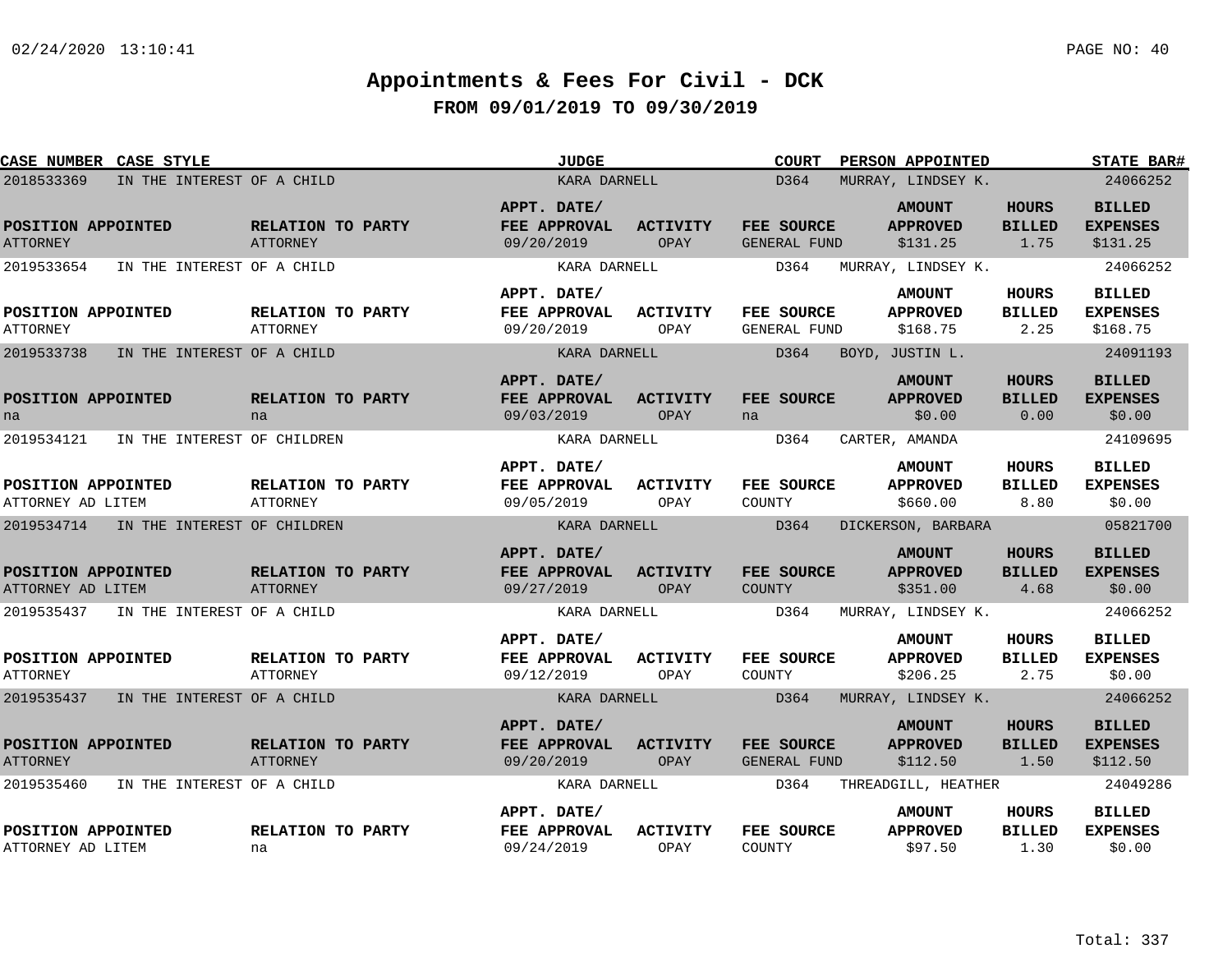# Appointments & Fees For Civil - DCK

## FROM 09/01/2019 TO 09/30/2019

| CASE NUMBER | CASE STYLE | JUDGE | COURT | PERSON APPOINTED | STATE BAR# |
|---|---|---|---|---|---|
| 2018533369 | IN THE INTEREST OF A CHILD | KARA DARNELL | D364 | MURRAY, LINDSEY K. | 24066252 |

| POSITION APPOINTED | RELATION TO PARTY | APPT. DATE/ FEE APPROVAL | ACTIVITY | FEE SOURCE | AMOUNT APPROVED | HOURS BILLED | BILLED EXPENSES |
|---|---|---|---|---|---|---|---|
| ATTORNEY | ATTORNEY | 09/20/2019 | OPAY | GENERAL FUND | $131.25 | 1.75 | $131.25 |

| CASE NUMBER | CASE STYLE | JUDGE | COURT | PERSON APPOINTED | STATE BAR# |
|---|---|---|---|---|---|
| 2019533654 | IN THE INTEREST OF A CHILD | KARA DARNELL | D364 | MURRAY, LINDSEY K. | 24066252 |

| POSITION APPOINTED | RELATION TO PARTY | APPT. DATE/ FEE APPROVAL | ACTIVITY | FEE SOURCE | AMOUNT APPROVED | HOURS BILLED | BILLED EXPENSES |
|---|---|---|---|---|---|---|---|
| ATTORNEY | ATTORNEY | 09/20/2019 | OPAY | GENERAL FUND | $168.75 | 2.25 | $168.75 |

| CASE NUMBER | CASE STYLE | JUDGE | COURT | PERSON APPOINTED | STATE BAR# |
|---|---|---|---|---|---|
| 2019533738 | IN THE INTEREST OF A CHILD | KARA DARNELL | D364 | BOYD, JUSTIN L. | 24091193 |

| POSITION APPOINTED | RELATION TO PARTY | APPT. DATE/ FEE APPROVAL | ACTIVITY | FEE SOURCE | AMOUNT APPROVED | HOURS BILLED | BILLED EXPENSES |
|---|---|---|---|---|---|---|---|
| na | na | 09/03/2019 | OPAY | na | $0.00 | 0.00 | $0.00 |

| CASE NUMBER | CASE STYLE | JUDGE | COURT | PERSON APPOINTED | STATE BAR# |
|---|---|---|---|---|---|
| 2019534121 | IN THE INTEREST OF CHILDREN | KARA DARNELL | D364 | CARTER, AMANDA | 24109695 |

| POSITION APPOINTED | RELATION TO PARTY | APPT. DATE/ FEE APPROVAL | ACTIVITY | FEE SOURCE | AMOUNT APPROVED | HOURS BILLED | BILLED EXPENSES |
|---|---|---|---|---|---|---|---|
| ATTORNEY AD LITEM | ATTORNEY | 09/05/2019 | OPAY | COUNTY | $660.00 | 8.80 | $0.00 |

| CASE NUMBER | CASE STYLE | JUDGE | COURT | PERSON APPOINTED | STATE BAR# |
|---|---|---|---|---|---|
| 2019534714 | IN THE INTEREST OF CHILDREN | KARA DARNELL | D364 | DICKERSON, BARBARA | 05821700 |

| POSITION APPOINTED | RELATION TO PARTY | APPT. DATE/ FEE APPROVAL | ACTIVITY | FEE SOURCE | AMOUNT APPROVED | HOURS BILLED | BILLED EXPENSES |
|---|---|---|---|---|---|---|---|
| ATTORNEY AD LITEM | ATTORNEY | 09/27/2019 | OPAY | COUNTY | $351.00 | 4.68 | $0.00 |

| CASE NUMBER | CASE STYLE | JUDGE | COURT | PERSON APPOINTED | STATE BAR# |
|---|---|---|---|---|---|
| 2019535437 | IN THE INTEREST OF A CHILD | KARA DARNELL | D364 | MURRAY, LINDSEY K. | 24066252 |

| POSITION APPOINTED | RELATION TO PARTY | APPT. DATE/ FEE APPROVAL | ACTIVITY | FEE SOURCE | AMOUNT APPROVED | HOURS BILLED | BILLED EXPENSES |
|---|---|---|---|---|---|---|---|
| ATTORNEY | ATTORNEY | 09/12/2019 | OPAY | COUNTY | $206.25 | 2.75 | $0.00 |

| CASE NUMBER | CASE STYLE | JUDGE | COURT | PERSON APPOINTED | STATE BAR# |
|---|---|---|---|---|---|
| 2019535437 | IN THE INTEREST OF A CHILD | KARA DARNELL | D364 | MURRAY, LINDSEY K. | 24066252 |

| POSITION APPOINTED | RELATION TO PARTY | APPT. DATE/ FEE APPROVAL | ACTIVITY | FEE SOURCE | AMOUNT APPROVED | HOURS BILLED | BILLED EXPENSES |
|---|---|---|---|---|---|---|---|
| ATTORNEY | ATTORNEY | 09/20/2019 | OPAY | GENERAL FUND | $112.50 | 1.50 | $112.50 |

| CASE NUMBER | CASE STYLE | JUDGE | COURT | PERSON APPOINTED | STATE BAR# |
|---|---|---|---|---|---|
| 2019535460 | IN THE INTEREST OF A CHILD | KARA DARNELL | D364 | THREADGILL, HEATHER | 24049286 |

| POSITION APPOINTED | RELATION TO PARTY | APPT. DATE/ FEE APPROVAL | ACTIVITY | FEE SOURCE | AMOUNT APPROVED | HOURS BILLED | BILLED EXPENSES |
|---|---|---|---|---|---|---|---|
| ATTORNEY AD LITEM | na | 09/24/2019 | OPAY | COUNTY | $97.50 | 1.30 | $0.00 |

Total: 337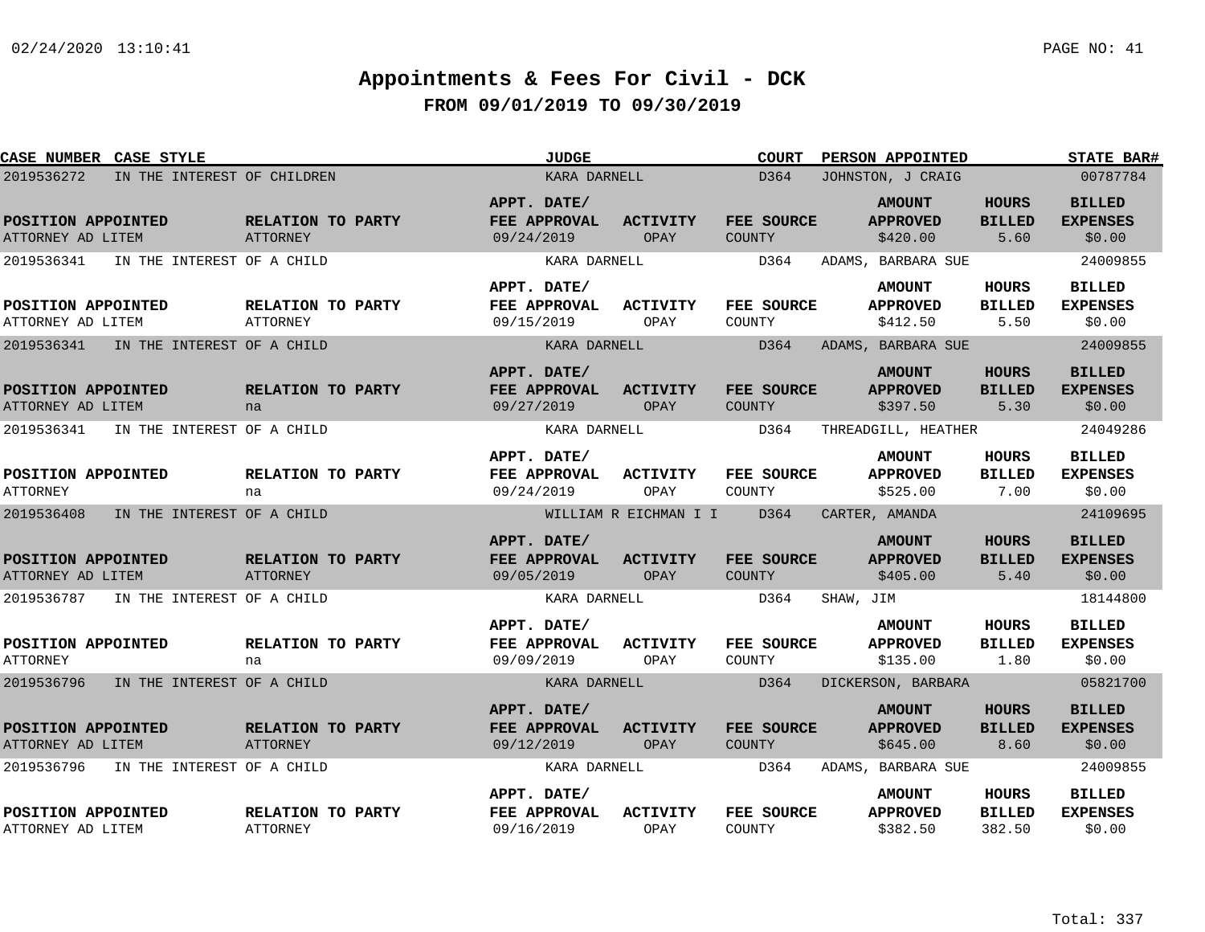# Appointments & Fees For Civil - DCK

## FROM 09/01/2019 TO 09/30/2019

| CASE NUMBER | CASE STYLE | JUDGE | COURT | PERSON APPOINTED | STATE BAR# |
|---|---|---|---|---|---|
| 2019536272 | IN THE INTEREST OF CHILDREN | KARA DARNELL | D364 | JOHNSTON, J CRAIG | 00787784 |

| POSITION APPOINTED | RELATION TO PARTY | APPT. DATE/ FEE APPROVAL | ACTIVITY | FEE SOURCE | AMOUNT APPROVED | HOURS BILLED | BILLED EXPENSES |
|---|---|---|---|---|---|---|---|
| ATTORNEY AD LITEM | ATTORNEY | 09/24/2019 | OPAY | COUNTY | $420.00 | 5.60 | $0.00 |

| CASE NUMBER | CASE STYLE | JUDGE | COURT | PERSON APPOINTED | STATE BAR# |
|---|---|---|---|---|---|
| 2019536341 | IN THE INTEREST OF A CHILD | KARA DARNELL | D364 | ADAMS, BARBARA SUE | 24009855 |

| POSITION APPOINTED | RELATION TO PARTY | APPT. DATE/ FEE APPROVAL | ACTIVITY | FEE SOURCE | AMOUNT APPROVED | HOURS BILLED | BILLED EXPENSES |
|---|---|---|---|---|---|---|---|
| ATTORNEY AD LITEM | ATTORNEY | 09/15/2019 | OPAY | COUNTY | $412.50 | 5.50 | $0.00 |

| CASE NUMBER | CASE STYLE | JUDGE | COURT | PERSON APPOINTED | STATE BAR# |
|---|---|---|---|---|---|
| 2019536341 | IN THE INTEREST OF A CHILD | KARA DARNELL | D364 | ADAMS, BARBARA SUE | 24009855 |

| POSITION APPOINTED | RELATION TO PARTY | APPT. DATE/ FEE APPROVAL | ACTIVITY | FEE SOURCE | AMOUNT APPROVED | HOURS BILLED | BILLED EXPENSES |
|---|---|---|---|---|---|---|---|
| ATTORNEY AD LITEM | na | 09/27/2019 | OPAY | COUNTY | $397.50 | 5.30 | $0.00 |

| CASE NUMBER | CASE STYLE | JUDGE | COURT | PERSON APPOINTED | STATE BAR# |
|---|---|---|---|---|---|
| 2019536341 | IN THE INTEREST OF A CHILD | KARA DARNELL | D364 | THREADGILL, HEATHER | 24049286 |

| POSITION APPOINTED | RELATION TO PARTY | APPT. DATE/ FEE APPROVAL | ACTIVITY | FEE SOURCE | AMOUNT APPROVED | HOURS BILLED | BILLED EXPENSES |
|---|---|---|---|---|---|---|---|
| ATTORNEY | na | 09/24/2019 | OPAY | COUNTY | $525.00 | 7.00 | $0.00 |

| CASE NUMBER | CASE STYLE | JUDGE | COURT | PERSON APPOINTED | STATE BAR# |
|---|---|---|---|---|---|
| 2019536408 | IN THE INTEREST OF A CHILD | WILLIAM R EICHMAN I I | D364 | CARTER, AMANDA | 24109695 |

| POSITION APPOINTED | RELATION TO PARTY | APPT. DATE/ FEE APPROVAL | ACTIVITY | FEE SOURCE | AMOUNT APPROVED | HOURS BILLED | BILLED EXPENSES |
|---|---|---|---|---|---|---|---|
| ATTORNEY AD LITEM | ATTORNEY | 09/05/2019 | OPAY | COUNTY | $405.00 | 5.40 | $0.00 |

| CASE NUMBER | CASE STYLE | JUDGE | COURT | PERSON APPOINTED | STATE BAR# |
|---|---|---|---|---|---|
| 2019536787 | IN THE INTEREST OF A CHILD | KARA DARNELL | D364 | SHAW, JIM | 18144800 |

| POSITION APPOINTED | RELATION TO PARTY | APPT. DATE/ FEE APPROVAL | ACTIVITY | FEE SOURCE | AMOUNT APPROVED | HOURS BILLED | BILLED EXPENSES |
|---|---|---|---|---|---|---|---|
| ATTORNEY | na | 09/09/2019 | OPAY | COUNTY | $135.00 | 1.80 | $0.00 |

| CASE NUMBER | CASE STYLE | JUDGE | COURT | PERSON APPOINTED | STATE BAR# |
|---|---|---|---|---|---|
| 2019536796 | IN THE INTEREST OF A CHILD | KARA DARNELL | D364 | DICKERSON, BARBARA | 05821700 |

| POSITION APPOINTED | RELATION TO PARTY | APPT. DATE/ FEE APPROVAL | ACTIVITY | FEE SOURCE | AMOUNT APPROVED | HOURS BILLED | BILLED EXPENSES |
|---|---|---|---|---|---|---|---|
| ATTORNEY AD LITEM | ATTORNEY | 09/12/2019 | OPAY | COUNTY | $645.00 | 8.60 | $0.00 |

| CASE NUMBER | CASE STYLE | JUDGE | COURT | PERSON APPOINTED | STATE BAR# |
|---|---|---|---|---|---|
| 2019536796 | IN THE INTEREST OF A CHILD | KARA DARNELL | D364 | ADAMS, BARBARA SUE | 24009855 |

| POSITION APPOINTED | RELATION TO PARTY | APPT. DATE/ FEE APPROVAL | ACTIVITY | FEE SOURCE | AMOUNT APPROVED | HOURS BILLED | BILLED EXPENSES |
|---|---|---|---|---|---|---|---|
| ATTORNEY AD LITEM | ATTORNEY | 09/16/2019 | OPAY | COUNTY | $382.50 | 382.50 | $0.00 |

Total: 337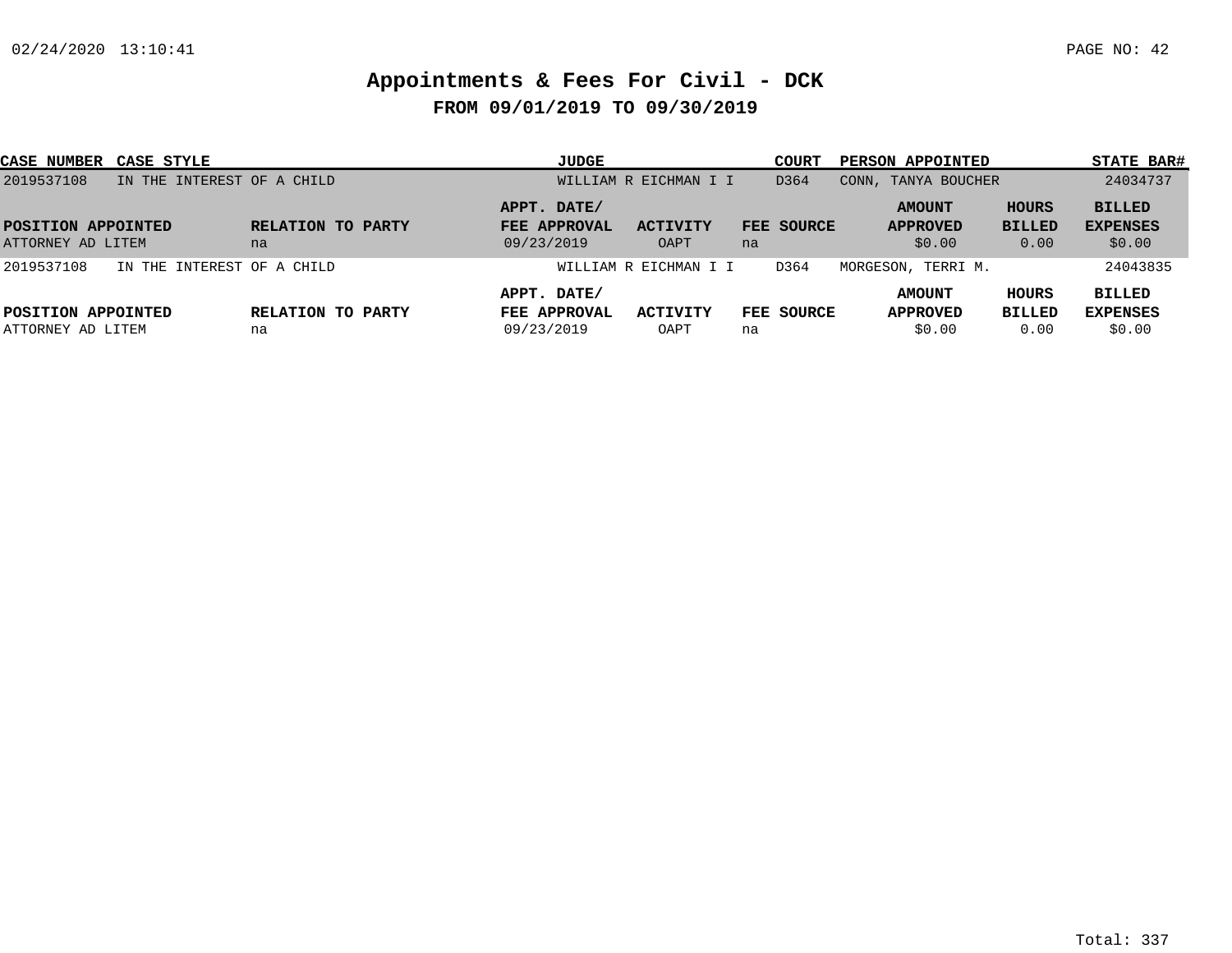# Appointments & Fees For Civil - DCK

## FROM 09/01/2019 TO 09/30/2019

| CASE NUMBER | CASE STYLE | JUDGE | COURT | PERSON APPOINTED | STATE BAR# |
|---|---|---|---|---|---|
| 2019537108 | IN THE INTEREST OF A CHILD | WILLIAM R EICHMAN I I | D364 | CONN, TANYA BOUCHER | 24034737 |

| POSITION APPOINTED | RELATION TO PARTY | APPT. DATE/ FEE APPROVAL | ACTIVITY | FEE SOURCE | AMOUNT APPROVED | HOURS BILLED | BILLED EXPENSES |
|---|---|---|---|---|---|---|---|
| ATTORNEY AD LITEM | na | 09/23/2019 | OAPT | na | $0.00 | 0.00 | $0.00 |

| CASE NUMBER | CASE STYLE | JUDGE | COURT | PERSON APPOINTED | STATE BAR# |
|---|---|---|---|---|---|
| 2019537108 | IN THE INTEREST OF A CHILD | WILLIAM R EICHMAN I I | D364 | MORGESON, TERRI M. | 24043835 |

| POSITION APPOINTED | RELATION TO PARTY | APPT. DATE/ FEE APPROVAL | ACTIVITY | FEE SOURCE | AMOUNT APPROVED | HOURS BILLED | BILLED EXPENSES |
|---|---|---|---|---|---|---|---|
| ATTORNEY AD LITEM | na | 09/23/2019 | OAPT | na | $0.00 | 0.00 | $0.00 |

Total: 337